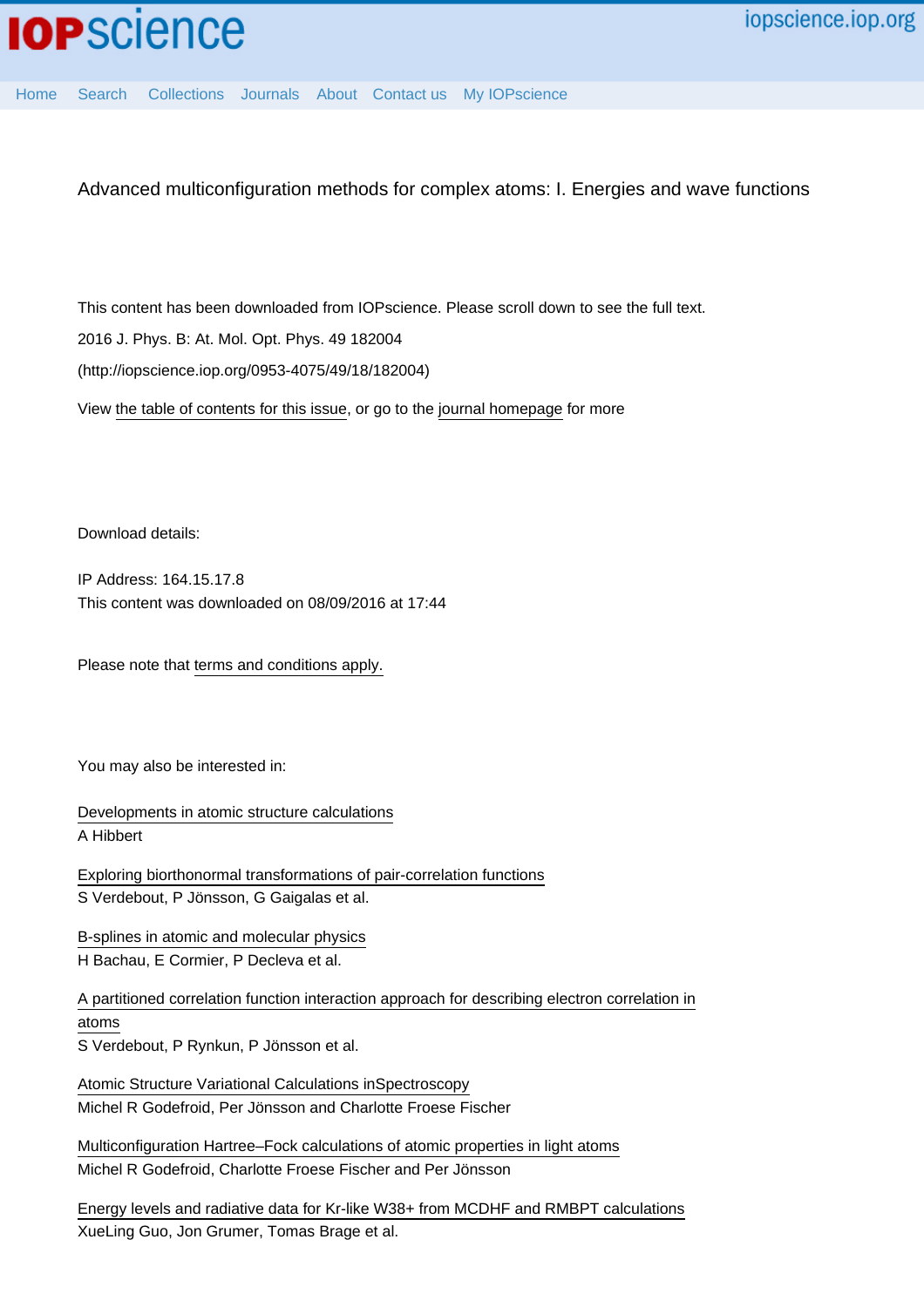Advanced multiconfiguration methods for complex atoms: I. Energies and wave functions

This content has been downloaded from IOPscience. Please scroll down to see the full text.

2016 J. Phys. B: At. Mol. Opt. Phys. 49 182004

(http://iopscience.iop.org/0953-4075/49/18/182004)

View the table of contents for this issue, or go to the journal homepage for more

Download details:

IP Address: 164.15.17.8

This content was downloaded on 08/09/2016 at 17:44

Please note that terms and conditions apply.

You may also be interested in:

Developments in atomic structure calculations
A Hibbert

Exploring biorthonormal transformations of pair-correlation functions
S Verdebout, P Jönsson, G Gaigalas et al.

B-splines in atomic and molecular physics
H Bachau, E Cormier, P Decleva et al.

A partitioned correlation function interaction approach for describing electron correlation in atoms
S Verdebout, P Rynkun, P Jönsson et al.

Atomic Structure Variational Calculations inSpectroscopy
Michel R Godefroid, Per Jönsson and Charlotte Froese Fischer

Multiconfiguration Hartree–Fock calculations of atomic properties in light atoms
Michel R Godefroid, Charlotte Froese Fischer and Per Jönsson

Energy levels and radiative data for Kr-like W38+ from MCDHF and RMBPT calculations
XueLing Guo, Jon Grumer, Tomas Brage et al.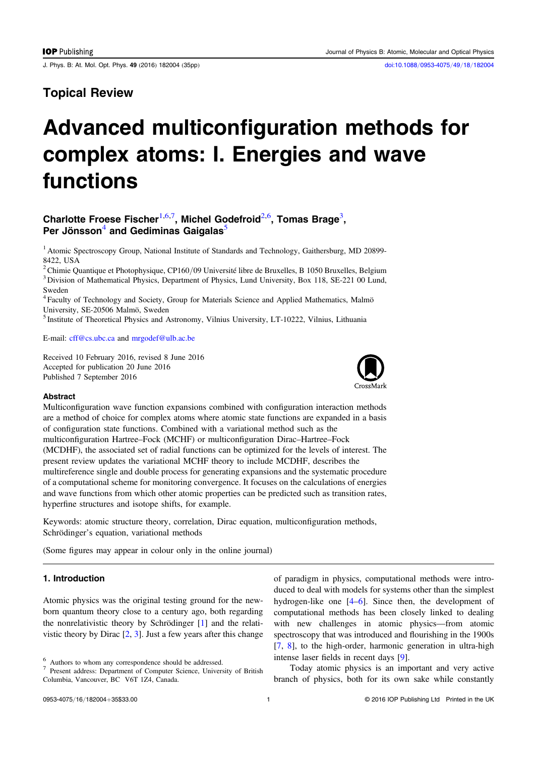## Topical Review

# Advanced multiconfiguration methods for complex atoms: I. Energies and wave functions

**Charlotte Froese Fischer**[1,6,7], **Michel Godefroid**[2,6], **Tomas Brage**[3], **Per Jönsson**[4] **and Gediminas Gaigalas**[5]

[1] Atomic Spectroscopy Group, National Institute of Standards and Technology, Gaithersburg, MD 20899-8422, USA

[2] Chimie Quantique et Photophysique, CP160/09 Université libre de Bruxelles, B 1050 Bruxelles, Belgium

[3] Division of Mathematical Physics, Department of Physics, Lund University, Box 118, SE-221 00 Lund, Sweden

[4] Faculty of Technology and Society, Group for Materials Science and Applied Mathematics, Malmö University, SE-20506 Malmö, Sweden

[5] Institute of Theoretical Physics and Astronomy, Vilnius University, LT-10222, Vilnius, Lithuania

E-mail: cff@cs.ubc.ca and mrgodef@ulb.ac.be

Received 10 February 2016, revised 8 June 2016
Accepted for publication 20 June 2016
Published 7 September 2016

### Abstract

Multiconfiguration wave function expansions combined with configuration interaction methods are a method of choice for complex atoms where atomic state functions are expanded in a basis of configuration state functions. Combined with a variational method such as the multiconfiguration Hartree–Fock (MCHF) or multiconfiguration Dirac–Hartree–Fock (MCDHF), the associated set of radial functions can be optimized for the levels of interest. The present review updates the variational MCHF theory to include MCDHF, describes the multireference single and double process for generating expansions and the systematic procedure of a computational scheme for monitoring convergence. It focuses on the calculations of energies and wave functions from which other atomic properties can be predicted such as transition rates, hyperfine structures and isotope shifts, for example.

Keywords: atomic structure theory, correlation, Dirac equation, multiconfiguration methods, Schrödinger's equation, variational methods

(Some figures may appear in colour only in the online journal)

## 1. Introduction

Atomic physics was the original testing ground for the newborn quantum theory close to a century ago, both regarding the nonrelativistic theory by Schrödinger [1] and the relativistic theory by Dirac [2, 3]. Just a few years after this change of paradigm in physics, computational methods were introduced to deal with models for systems other than the simplest hydrogen-like one [4–6]. Since then, the development of computational methods has been closely linked to dealing with new challenges in atomic physics—from atomic spectroscopy that was introduced and flourishing in the 1900s [7, 8], to the high-order, harmonic generation in ultra-high intense laser fields in recent days [9].

Today atomic physics is an important and very active branch of physics, both for its own sake while constantly

[6] Authors to whom any correspondence should be addressed.

[7] Present address: Department of Computer Science, University of British Columbia, Vancouver, BC V6T 1Z4, Canada.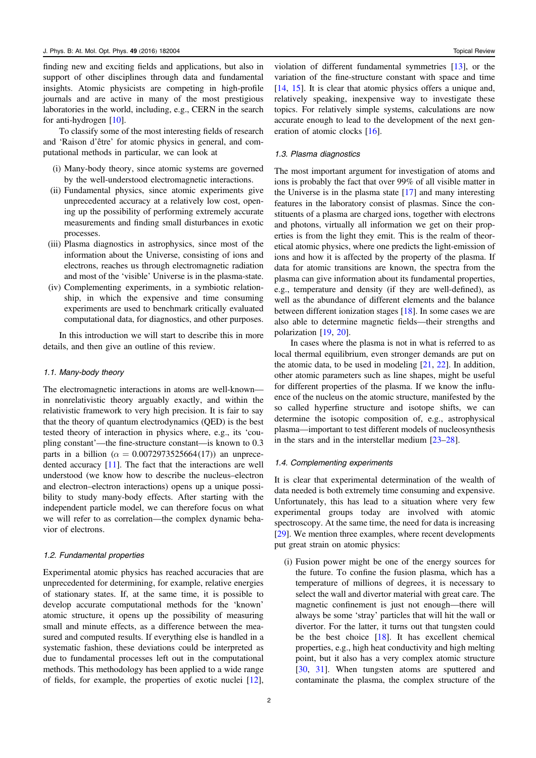finding new and exciting fields and applications, but also in support of other disciplines through data and fundamental insights. Atomic physicists are competing in high-profile journals and are active in many of the most prestigious laboratories in the world, including, e.g., CERN in the search for anti-hydrogen [10].

To classify some of the most interesting fields of research and 'Raison d'être' for atomic physics in general, and computational methods in particular, we can look at

(i) Many-body theory, since atomic systems are governed by the well-understood electromagnetic interactions.
(ii) Fundamental physics, since atomic experiments give unprecedented accuracy at a relatively low cost, opening up the possibility of performing extremely accurate measurements and finding small disturbances in exotic processes.
(iii) Plasma diagnostics in astrophysics, since most of the information about the Universe, consisting of ions and electrons, reaches us through electromagnetic radiation and most of the 'visible' Universe is in the plasma-state.
(iv) Complementing experiments, in a symbiotic relationship, in which the expensive and time consuming experiments are used to benchmark critically evaluated computational data, for diagnostics, and other purposes.

In this introduction we will start to describe this in more details, and then give an outline of this review.

### 1.1. Many-body theory

The electromagnetic interactions in atoms are well-known—in nonrelativistic theory arguably exactly, and within the relativistic framework to very high precision. It is fair to say that the theory of quantum electrodynamics (QED) is the best tested theory of interaction in physics where, e.g., its 'coupling constant'—the fine-structure constant—is known to 0.3 parts in a billion ($\alpha = 0.0072973525664(17)$) an unprecedented accuracy [11]. The fact that the interactions are well understood (we know how to describe the nucleus–electron and electron–electron interactions) opens up a unique possibility to study many-body effects. After starting with the independent particle model, we can therefore focus on what we will refer to as correlation—the complex dynamic behavior of electrons.

### 1.2. Fundamental properties

Experimental atomic physics has reached accuracies that are unprecedented for determining, for example, relative energies of stationary states. If, at the same time, it is possible to develop accurate computational methods for the 'known' atomic structure, it opens up the possibility of measuring small and minute effects, as a difference between the measured and computed results. If everything else is handled in a systematic fashion, these deviations could be interpreted as due to fundamental processes left out in the computational methods. This methodology has been applied to a wide range of fields, for example, the properties of exotic nuclei [12], violation of different fundamental symmetries [13], or the variation of the fine-structure constant with space and time [14, 15]. It is clear that atomic physics offers a unique and, relatively speaking, inexpensive way to investigate these topics. For relatively simple systems, calculations are now accurate enough to lead to the development of the next generation of atomic clocks [16].

### 1.3. Plasma diagnostics

The most important argument for investigation of atoms and ions is probably the fact that over 99% of all visible matter in the Universe is in the plasma state [17] and many interesting features in the laboratory consist of plasmas. Since the constituents of a plasma are charged ions, together with electrons and photons, virtually all information we get on their properties is from the light they emit. This is the realm of theoretical atomic physics, where one predicts the light-emission of ions and how it is affected by the property of the plasma. If data for atomic transitions are known, the spectra from the plasma can give information about its fundamental properties, e.g., temperature and density (if they are well-defined), as well as the abundance of different elements and the balance between different ionization stages [18]. In some cases we are also able to determine magnetic fields—their strengths and polarization [19, 20].

In cases where the plasma is not in what is referred to as local thermal equilibrium, even stronger demands are put on the atomic data, to be used in modeling [21, 22]. In addition, other atomic parameters such as line shapes, might be useful for different properties of the plasma. If we know the influence of the nucleus on the atomic structure, manifested by the so called hyperfine structure and isotope shifts, we can determine the isotopic composition of, e.g., astrophysical plasma—important to test different models of nucleosynthesis in the stars and in the interstellar medium [23–28].

### 1.4. Complementing experiments

It is clear that experimental determination of the wealth of data needed is both extremely time consuming and expensive. Unfortunately, this has lead to a situation where very few experimental groups today are involved with atomic spectroscopy. At the same time, the need for data is increasing [29]. We mention three examples, where recent developments put great strain on atomic physics:

(i) Fusion power might be one of the energy sources for the future. To confine the fusion plasma, which has a temperature of millions of degrees, it is necessary to select the wall and divertor material with great care. The magnetic confinement is just not enough—there will always be some 'stray' particles that will hit the wall or divertor. For the latter, it turns out that tungsten could be the best choice [18]. It has excellent chemical properties, e.g., high heat conductivity and high melting point, but it also has a very complex atomic structure [30, 31]. When tungsten atoms are sputtered and contaminate the plasma, the complex structure of the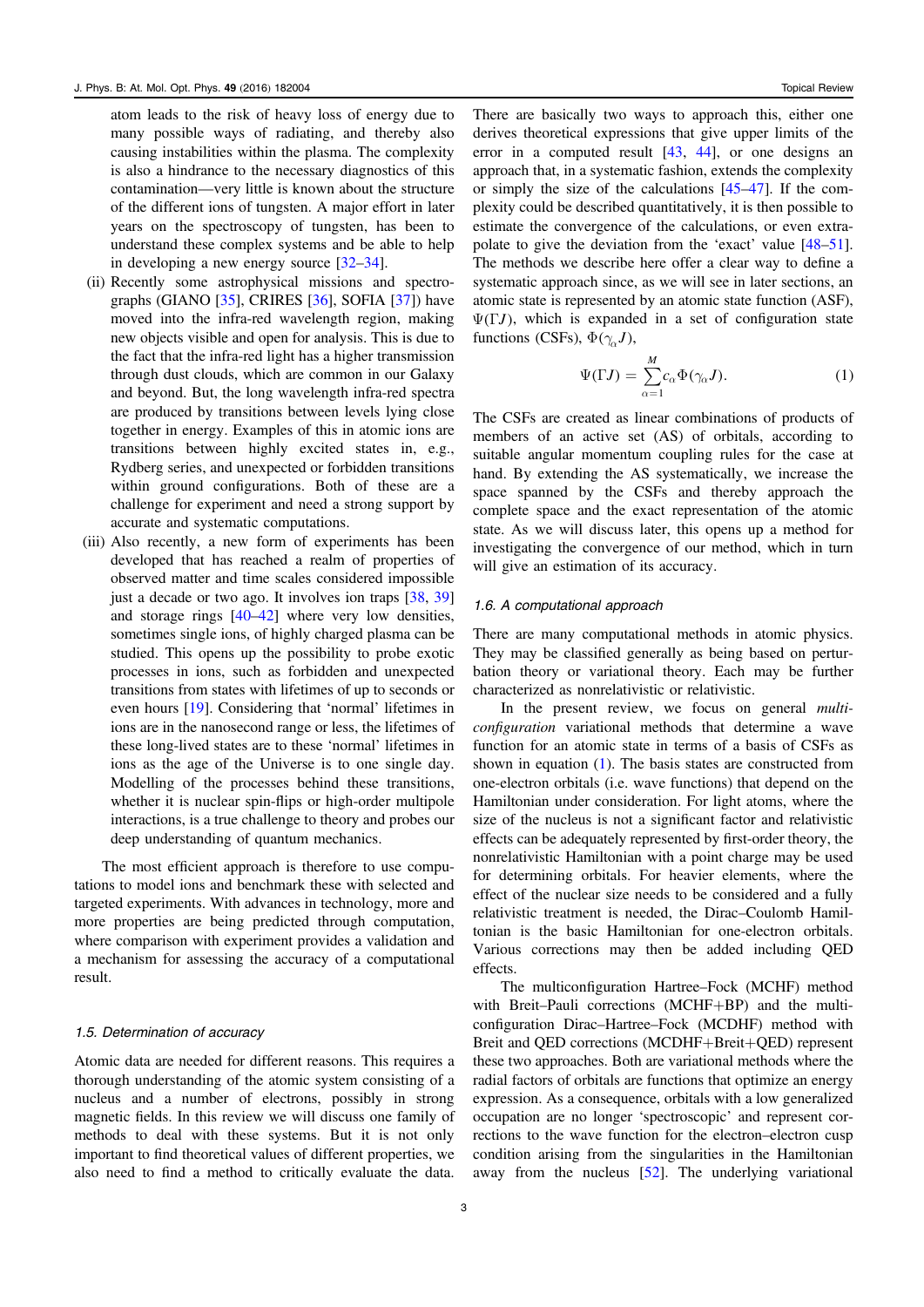atom leads to the risk of heavy loss of energy due to many possible ways of radiating, and thereby also causing instabilities within the plasma. The complexity is also a hindrance to the necessary diagnostics of this contamination—very little is known about the structure of the different ions of tungsten. A major effort in later years on the spectroscopy of tungsten, has been to understand these complex systems and be able to help in developing a new energy source [32–34].

(ii) Recently some astrophysical missions and spectrographs (GIANO [35], CRIRES [36], SOFIA [37]) have moved into the infra-red wavelength region, making new objects visible and open for analysis. This is due to the fact that the infra-red light has a higher transmission through dust clouds, which are common in our Galaxy and beyond. But, the long wavelength infra-red spectra are produced by transitions between levels lying close together in energy. Examples of this in atomic ions are transitions between highly excited states in, e.g., Rydberg series, and unexpected or forbidden transitions within ground configurations. Both of these are a challenge for experiment and need a strong support by accurate and systematic computations.

(iii) Also recently, a new form of experiments has been developed that has reached a realm of properties of observed matter and time scales considered impossible just a decade or two ago. It involves ion traps [38, 39] and storage rings [40–42] where very low densities, sometimes single ions, of highly charged plasma can be studied. This opens up the possibility to probe exotic processes in ions, such as forbidden and unexpected transitions from states with lifetimes of up to seconds or even hours [19]. Considering that 'normal' lifetimes in ions are in the nanosecond range or less, the lifetimes of these long-lived states are to these 'normal' lifetimes in ions as the age of the Universe is to one single day. Modelling of the processes behind these transitions, whether it is nuclear spin-flips or high-order multipole interactions, is a true challenge to theory and probes our deep understanding of quantum mechanics.

The most efficient approach is therefore to use computations to model ions and benchmark these with selected and targeted experiments. With advances in technology, more and more properties are being predicted through computation, where comparison with experiment provides a validation and a mechanism for assessing the accuracy of a computational result.

### 1.5. Determination of accuracy

Atomic data are needed for different reasons. This requires a thorough understanding of the atomic system consisting of a nucleus and a number of electrons, possibly in strong magnetic fields. In this review we will discuss one family of methods to deal with these systems. But it is not only important to find theoretical values of different properties, we also need to find a method to critically evaluate the data. There are basically two ways to approach this, either one derives theoretical expressions that give upper limits of the error in a computed result [43, 44], or one designs an approach that, in a systematic fashion, extends the complexity or simply the size of the calculations [45–47]. If the complexity could be described quantitatively, it is then possible to estimate the convergence of the calculations, or even extrapolate to give the deviation from the 'exact' value [48–51]. The methods we describe here offer a clear way to define a systematic approach since, as we will see in later sections, an atomic state is represented by an atomic state function (ASF), $\Psi(\Gamma J)$, which is expanded in a set of configuration state functions (CSFs), $\Phi(\gamma_\alpha J)$,

$$\Psi(\Gamma J) = \sum_{\alpha=1}^{M} c_\alpha \Phi(\gamma_\alpha J). \tag{1}$$

The CSFs are created as linear combinations of products of members of an active set (AS) of orbitals, according to suitable angular momentum coupling rules for the case at hand. By extending the AS systematically, we increase the space spanned by the CSFs and thereby approach the complete space and the exact representation of the atomic state. As we will discuss later, this opens up a method for investigating the convergence of our method, which in turn will give an estimation of its accuracy.

### 1.6. A computational approach

There are many computational methods in atomic physics. They may be classified generally as being based on perturbation theory or variational theory. Each may be further characterized as nonrelativistic or relativistic.

In the present review, we focus on general *multiconfiguration* variational methods that determine a wave function for an atomic state in terms of a basis of CSFs as shown in equation (1). The basis states are constructed from one-electron orbitals (i.e. wave functions) that depend on the Hamiltonian under consideration. For light atoms, where the size of the nucleus is not a significant factor and relativistic effects can be adequately represented by first-order theory, the nonrelativistic Hamiltonian with a point charge may be used for determining orbitals. For heavier elements, where the effect of the nuclear size needs to be considered and a fully relativistic treatment is needed, the Dirac–Coulomb Hamiltonian is the basic Hamiltonian for one-electron orbitals. Various corrections may then be added including QED effects.

The multiconfiguration Hartree–Fock (MCHF) method with Breit–Pauli corrections (MCHF+BP) and the multiconfiguration Dirac–Hartree–Fock (MCDHF) method with Breit and QED corrections (MCDHF+Breit+QED) represent these two approaches. Both are variational methods where the radial factors of orbitals are functions that optimize an energy expression. As a consequence, orbitals with a low generalized occupation are no longer 'spectroscopic' and represent corrections to the wave function for the electron–electron cusp condition arising from the singularities in the Hamiltonian away from the nucleus [52]. The underlying variational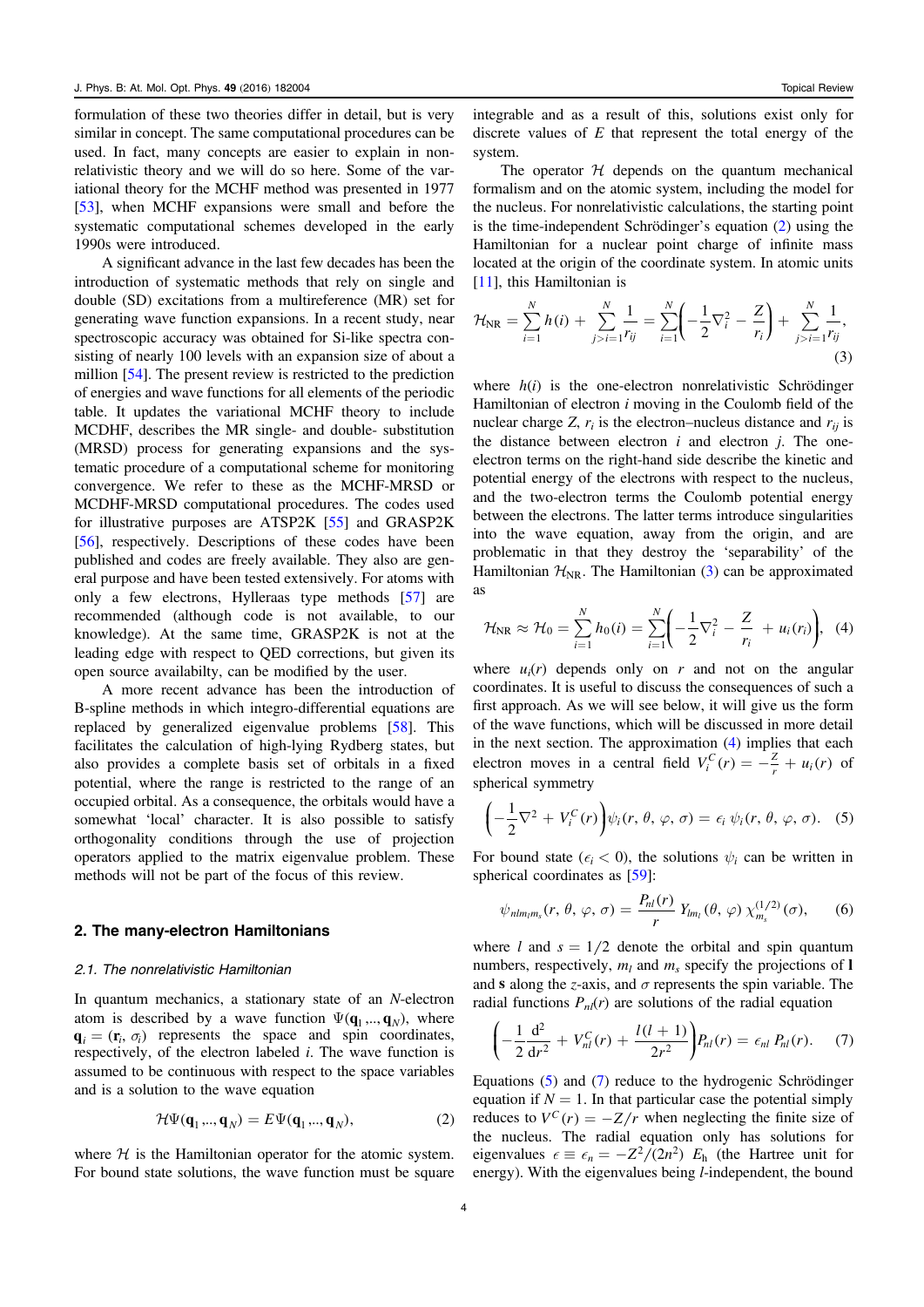formulation of these two theories differ in detail, but is very similar in concept. The same computational procedures can be used. In fact, many concepts are easier to explain in nonrelativistic theory and we will do so here. Some of the variational theory for the MCHF method was presented in 1977 [53], when MCHF expansions were small and before the systematic computational schemes developed in the early 1990s were introduced.

A significant advance in the last few decades has been the introduction of systematic methods that rely on single and double (SD) excitations from a multireference (MR) set for generating wave function expansions. In a recent study, near spectroscopic accuracy was obtained for Si-like spectra consisting of nearly 100 levels with an expansion size of about a million [54]. The present review is restricted to the prediction of energies and wave functions for all elements of the periodic table. It updates the variational MCHF theory to include MCDHF, describes the MR single- and double- substitution (MRSD) process for generating expansions and the systematic procedure of a computational scheme for monitoring convergence. We refer to these as the MCHF-MRSD or MCDHF-MRSD computational procedures. The codes used for illustrative purposes are ATSP2K [55] and GRASP2K [56], respectively. Descriptions of these codes have been published and codes are freely available. They also are general purpose and have been tested extensively. For atoms with only a few electrons, Hylleraas type methods [57] are recommended (although code is not available, to our knowledge). At the same time, GRASP2K is not at the leading edge with respect to QED corrections, but given its open source availabilty, can be modified by the user.

A more recent advance has been the introduction of B-spline methods in which integro-differential equations are replaced by generalized eigenvalue problems [58]. This facilitates the calculation of high-lying Rydberg states, but also provides a complete basis set of orbitals in a fixed potential, where the range is restricted to the range of an occupied orbital. As a consequence, the orbitals would have a somewhat 'local' character. It is also possible to satisfy orthogonality conditions through the use of projection operators applied to the matrix eigenvalue problem. These methods will not be part of the focus of this review.

## 2. The many-electron Hamiltonians

### 2.1. The nonrelativistic Hamiltonian

In quantum mechanics, a stationary state of an $N$-electron atom is described by a wave function $\Psi(\mathbf{q}_1,..,\mathbf{q}_N)$, where $\mathbf{q}_i = (\mathbf{r}_i, \sigma_i)$ represents the space and spin coordinates, respectively, of the electron labeled $i$. The wave function is assumed to be continuous with respect to the space variables and is a solution to the wave equation

$$\mathcal{H}\Psi(\mathbf{q}_1,..,\mathbf{q}_N) = E\Psi(\mathbf{q}_1,..,\mathbf{q}_N), \tag{2}$$

where $\mathcal{H}$ is the Hamiltonian operator for the atomic system. For bound state solutions, the wave function must be square integrable and as a result of this, solutions exist only for discrete values of $E$ that represent the total energy of the system.

The operator $\mathcal{H}$ depends on the quantum mechanical formalism and on the atomic system, including the model for the nucleus. For nonrelativistic calculations, the starting point is the time-independent Schrödinger's equation (2) using the Hamiltonian for a nuclear point charge of infinite mass located at the origin of the coordinate system. In atomic units [11], this Hamiltonian is

$$\mathcal{H}_{\rm NR} = \sum_{i=1}^{N} h(i) + \sum_{j>i=1}^{N} \frac{1}{r_{ij}} = \sum_{i=1}^{N}\left(-\frac{1}{2}\nabla_i^2 - \frac{Z}{r_i}\right) + \sum_{j>i=1}^{N}\frac{1}{r_{ij}}, \tag{3}$$

where $h(i)$ is the one-electron nonrelativistic Schrödinger Hamiltonian of electron $i$ moving in the Coulomb field of the nuclear charge $Z$, $r_i$ is the electron–nucleus distance and $r_{ij}$ is the distance between electron $i$ and electron $j$. The one-electron terms on the right-hand side describe the kinetic and potential energy of the electrons with respect to the nucleus, and the two-electron terms the Coulomb potential energy between the electrons. The latter terms introduce singularities into the wave equation, away from the origin, and are problematic in that they destroy the 'separability' of the Hamiltonian $\mathcal{H}_{\rm NR}$. The Hamiltonian (3) can be approximated as

$$\mathcal{H}_{\rm NR} \approx \mathcal{H}_0 = \sum_{i=1}^{N} h_0(i) = \sum_{i=1}^{N}\left(-\frac{1}{2}\nabla_i^2 - \frac{Z}{r_i} + u_i(r_i)\right), \tag{4}$$

where $u_i(r)$ depends only on $r$ and not on the angular coordinates. It is useful to discuss the consequences of such a first approach. As we will see below, it will give us the form of the wave functions, which will be discussed in more detail in the next section. The approximation (4) implies that each electron moves in a central field $V_i^C(r) = -\frac{Z}{r} + u_i(r)$ of spherical symmetry

$$\left(-\frac{1}{2}\nabla^2 + V_i^C(r)\right)\psi_i(r, \theta, \varphi, \sigma) = \epsilon_i\, \psi_i(r, \theta, \varphi, \sigma). \tag{5}$$

For bound state ($\epsilon_i < 0$), the solutions $\psi_i$ can be written in spherical coordinates as [59]:

$$\psi_{nlm_lm_s}(r, \theta, \varphi, \sigma) = \frac{P_{nl}(r)}{r}\, Y_{lm_l}(\theta, \varphi)\, \chi_{m_s}^{(1/2)}(\sigma), \tag{6}$$

where $l$ and $s = 1/2$ denote the orbital and spin quantum numbers, respectively, $m_l$ and $m_s$ specify the projections of $\mathbf{l}$ and $\mathbf{s}$ along the $z$-axis, and $\sigma$ represents the spin variable. The radial functions $P_{nl}(r)$ are solutions of the radial equation

$$\left(-\frac{1}{2}\frac{\mathrm{d}^2}{\mathrm{d}r^2} + V_{nl}^C(r) + \frac{l(l+1)}{2r^2}\right)P_{nl}(r) = \epsilon_{nl}\, P_{nl}(r). \tag{7}$$

Equations (5) and (7) reduce to the hydrogenic Schrödinger equation if $N = 1$. In that particular case the potential simply reduces to $V^C(r) = -Z/r$ when neglecting the finite size of the nucleus. The radial equation only has solutions for eigenvalues $\epsilon \equiv \epsilon_n = -Z^2/(2n^2)\ E_{\rm h}$ (the Hartree unit for energy). With the eigenvalues being $l$-independent, the bound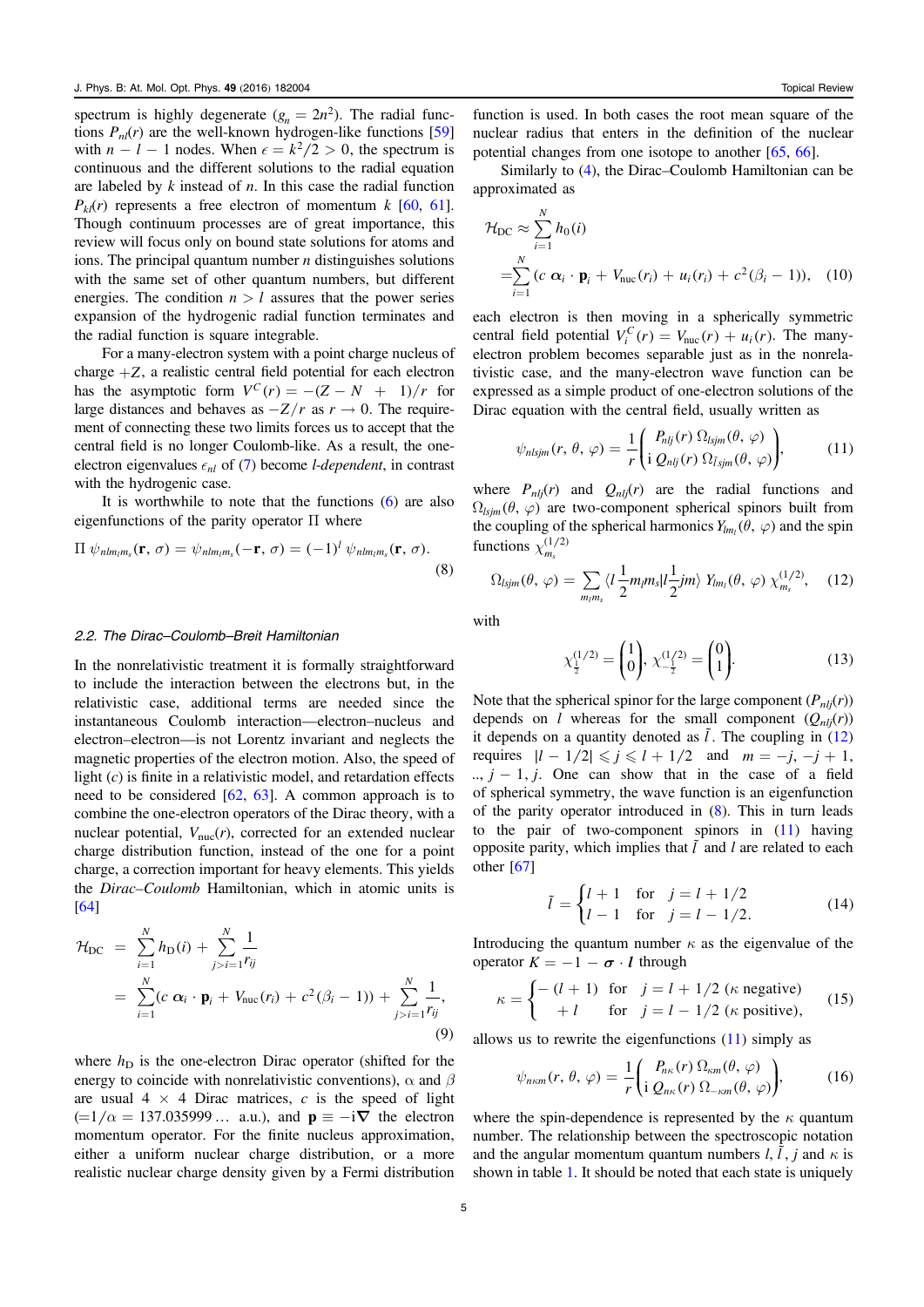spectrum is highly degenerate ($g_n = 2n^2$). The radial functions $P_{nl}(r)$ are the well-known hydrogen-like functions [59] with $n - l - 1$ nodes. When $\epsilon = k^2/2 > 0$, the spectrum is continuous and the different solutions to the radial equation are labeled by $k$ instead of $n$. In this case the radial function $P_{kl}(r)$ represents a free electron of momentum $k$ [60, 61]. Though continuum processes are of great importance, this review will focus only on bound state solutions for atoms and ions. The principal quantum number $n$ distinguishes solutions with the same set of other quantum numbers, but different energies. The condition $n > l$ assures that the power series expansion of the hydrogenic radial function terminates and the radial function is square integrable.

For a many-electron system with a point charge nucleus of charge $+Z$, a realistic central field potential for each electron has the asymptotic form $V^C(r) = -(Z - N + 1)/r$ for large distances and behaves as $-Z/r$ as $r \to 0$. The requirement of connecting these two limits forces us to accept that the central field is no longer Coulomb-like. As a result, the one-electron eigenvalues $\epsilon_{nl}$ of (7) become *l-dependent*, in contrast with the hydrogenic case.

It is worthwhile to note that the functions (6) are also eigenfunctions of the parity operator $\Pi$ where

$$\Pi\ \psi_{nlm_l m_s}(\mathbf{r},\sigma) = \psi_{nlm_l m_s}(-\mathbf{r},\sigma) = (-1)^l\ \psi_{nlm_l m_s}(\mathbf{r},\sigma). \tag{8}$$

### 2.2. The Dirac–Coulomb–Breit Hamiltonian

In the nonrelativistic treatment it is formally straightforward to include the interaction between the electrons but, in the relativistic case, additional terms are needed since the instantaneous Coulomb interaction—electron–nucleus and electron–electron—is not Lorentz invariant and neglects the magnetic properties of the electron motion. Also, the speed of light ($c$) is finite in a relativistic model, and retardation effects need to be considered [62, 63]. A common approach is to combine the one-electron operators of the Dirac theory, with a nuclear potential, $V_{\rm nuc}(r)$, corrected for an extended nuclear charge distribution function, instead of the one for a point charge, a correction important for heavy elements. This yields the *Dirac–Coulomb* Hamiltonian, which in atomic units is [64]

$$\begin{aligned}\mathcal{H}_{\rm DC} &= \sum_{i=1}^{N} h_{\rm D}(i) + \sum_{j>i=1}^{N}\frac{1}{r_{ij}} \\ &= \sum_{i=1}^{N}(c\ \boldsymbol{\alpha}_i\cdot\mathbf{p}_i + V_{\rm nuc}(r_i) + c^2(\beta_i - 1)) + \sum_{j>i=1}^{N}\frac{1}{r_{ij}},\end{aligned} \tag{9}$$

where $h_{\rm D}$ is the one-electron Dirac operator (shifted for the energy to coincide with nonrelativistic conventions), $\alpha$ and $\beta$ are usual $4\times 4$ Dirac matrices, $c$ is the speed of light ($=1/\alpha = 137.035999\ldots$ a.u.), and $\mathbf{p}\equiv -\mathrm{i}\boldsymbol{\nabla}$ the electron momentum operator. For the finite nucleus approximation, either a uniform nuclear charge distribution, or a more realistic nuclear charge density given by a Fermi distribution function is used. In both cases the root mean square of the nuclear radius that enters in the definition of the nuclear potential changes from one isotope to another [65, 66].

Similarly to (4), the Dirac–Coulomb Hamiltonian can be approximated as

$$\begin{aligned}\mathcal{H}_{\rm DC} &\approx \sum_{i=1}^{N} h_0(i) \\ &= \sum_{i=1}^{N}(c\ \boldsymbol{\alpha}_i\cdot\mathbf{p}_i + V_{\rm nuc}(r_i) + u_i(r_i) + c^2(\beta_i - 1)),\end{aligned} \tag{10}$$

each electron is then moving in a spherically symmetric central field potential $V_i^C(r) = V_{\rm nuc}(r) + u_i(r)$. The many-electron problem becomes separable just as in the nonrelativistic case, and the many-electron wave function can be expressed as a simple product of one-electron solutions of the Dirac equation with the central field, usually written as

$$\psi_{nlsjm}(r,\theta,\varphi) = \frac{1}{r}\begin{pmatrix} P_{nlj}(r)\ \Omega_{lsjm}(\theta,\varphi) \\ \mathrm{i}\ Q_{nlj}(r)\ \Omega_{\tilde{l}sjm}(\theta,\varphi)\end{pmatrix}, \tag{11}$$

where $P_{nlj}(r)$ and $Q_{nlj}(r)$ are the radial functions and $\Omega_{lsjm}(\theta,\varphi)$ are two-component spherical spinors built from the coupling of the spherical harmonics $Y_{lm_l}(\theta,\varphi)$ and the spin functions $\chi_{m_s}^{(1/2)}$

$$\Omega_{lsjm}(\theta,\varphi) = \sum_{m_l m_s}\langle l\frac{1}{2}m_l m_s|l\frac{1}{2}jm\rangle\ Y_{lm_l}(\theta,\varphi)\ \chi_{m_s}^{(1/2)}, \tag{12}$$

with

$$\chi_{\frac{1}{2}}^{(1/2)} = \begin{pmatrix}1\\0\end{pmatrix},\ \chi_{-\frac{1}{2}}^{(1/2)} = \begin{pmatrix}0\\1\end{pmatrix}. \tag{13}$$

Note that the spherical spinor for the large component ($P_{nlj}(r)$) depends on $l$ whereas for the small component ($Q_{nlj}(r)$) it depends on a quantity denoted as $\tilde{l}$. The coupling in (12) requires $|l - 1/2| \leqslant j \leqslant l + 1/2$ and $m = -j, -j+1, .., j-1, j$. One can show that in the case of a field of spherical symmetry, the wave function is an eigenfunction of the parity operator introduced in (8). This in turn leads to the pair of two-component spinors in (11) having opposite parity, which implies that $\tilde{l}$ and $l$ are related to each other [67]

$$\tilde{l} = \begin{cases} l+1 & \text{for} \quad j = l + 1/2 \\ l-1 & \text{for} \quad j = l - 1/2. \end{cases} \tag{14}$$

Introducing the quantum number $\kappa$ as the eigenvalue of the operator $K = -1 - \boldsymbol{\sigma}\cdot\boldsymbol{l}$ through

$$\kappa = \begin{cases} -(l+1) & \text{for} \quad j = l + 1/2\ (\kappa \text{ negative}) \\ +l & \text{for} \quad j = l - 1/2\ (\kappa \text{ positive}), \end{cases} \tag{15}$$

allows us to rewrite the eigenfunctions (11) simply as

$$\psi_{n\kappa m}(r,\theta,\varphi) = \frac{1}{r}\begin{pmatrix} P_{n\kappa}(r)\ \Omega_{\kappa m}(\theta,\varphi) \\ \mathrm{i}\ Q_{n\kappa}(r)\ \Omega_{-\kappa m}(\theta,\varphi)\end{pmatrix}, \tag{16}$$

where the spin-dependence is represented by the $\kappa$ quantum number. The relationship between the spectroscopic notation and the angular momentum quantum numbers $l, \tilde{l}, j$ and $\kappa$ is shown in table 1. It should be noted that each state is uniquely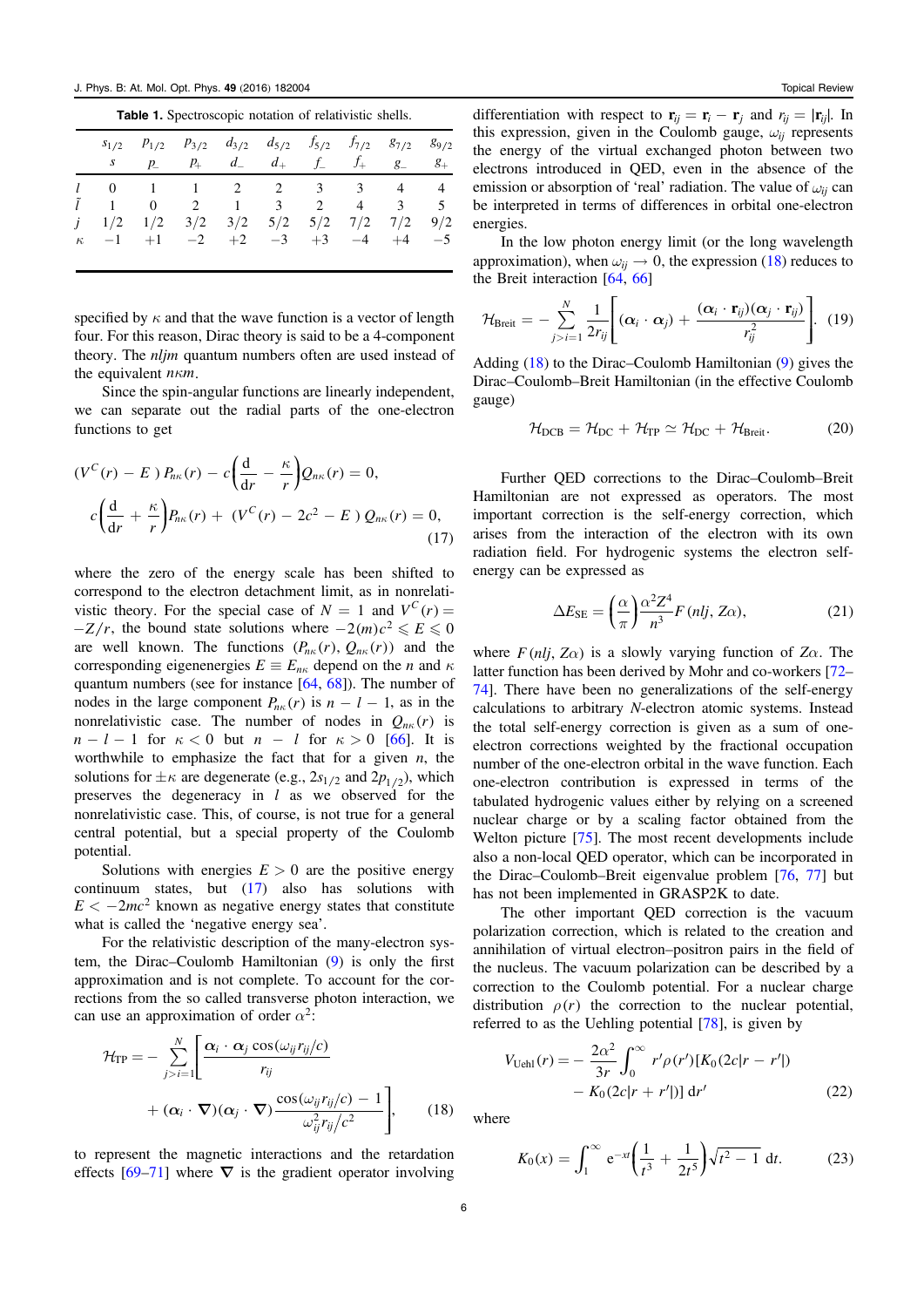**Table 1.** Spectroscopic notation of relativistic shells.

| | $s_{1/2}$ | $p_{1/2}$ | $p_{3/2}$ | $d_{3/2}$ | $d_{5/2}$ | $f_{5/2}$ | $f_{7/2}$ | $g_{7/2}$ | $g_{9/2}$ |
|---|---|---|---|---|---|---|---|---|---|
| | $s$ | $p\_$ | $p_+$ | $d\_$ | $d_+$ | $f\_$ | $f_+$ | $g\_$ | $g_+$ |
| $l$ | 0 | 1 | 1 | 2 | 2 | 3 | 3 | 4 | 4 |
| $\tilde{l}$ | 1 | 0 | 2 | 1 | 3 | 2 | 4 | 3 | 5 |
| $j$ | 1/2 | 1/2 | 3/2 | 3/2 | 5/2 | 5/2 | 7/2 | 7/2 | 9/2 |
| $\kappa$ | −1 | +1 | −2 | +2 | −3 | +3 | −4 | +4 | −5 |

specified by $\kappa$ and that the wave function is a vector of length four. For this reason, Dirac theory is said to be a 4-component theory. The *nljm* quantum numbers often are used instead of the equivalent $n\kappa m$.

Since the spin-angular functions are linearly independent, we can separate out the radial parts of the one-electron functions to get

$$
\begin{aligned}
(V^C(r) - E\,)\,P_{n\kappa}(r) - c\left(\frac{\mathrm{d}}{\mathrm{d}r} - \frac{\kappa}{r}\right)Q_{n\kappa}(r) &= 0,\\
c\left(\frac{\mathrm{d}}{\mathrm{d}r} + \frac{\kappa}{r}\right)P_{n\kappa}(r) + \,(V^C(r) - 2c^2 - E\,)\,Q_{n\kappa}(r) &= 0,
\end{aligned}
\tag{17}
$$

where the zero of the energy scale has been shifted to correspond to the electron detachment limit, as in nonrelativistic theory. For the special case of $N = 1$ and $V^C(r) = -Z/r$, the bound state solutions where $-2(m)c^2 \leqslant E \leqslant 0$ are well known. The functions $(P_{n\kappa}(r), Q_{n\kappa}(r))$ and the corresponding eigenenergies $E \equiv E_{n\kappa}$ depend on the $n$ and $\kappa$ quantum numbers (see for instance [64, 68]). The number of nodes in the large component $P_{n\kappa}(r)$ is $n - l - 1$, as in the nonrelativistic case. The number of nodes in $Q_{n\kappa}(r)$ is $n - l - 1$ for $\kappa < 0$ but $n - l$ for $\kappa > 0$ [66]. It is worthwhile to emphasize the fact that for a given $n$, the solutions for $\pm\kappa$ are degenerate (e.g., $2s_{1/2}$ and $2p_{1/2}$), which preserves the degeneracy in $l$ as we observed for the nonrelativistic case. This, of course, is not true for a general central potential, but a special property of the Coulomb potential.

Solutions with energies $E > 0$ are the positive energy continuum states, but (17) also has solutions with $E < -2mc^2$ known as negative energy states that constitute what is called the 'negative energy sea'.

For the relativistic description of the many-electron system, the Dirac–Coulomb Hamiltonian (9) is only the first approximation and is not complete. To account for the corrections from the so called transverse photon interaction, we can use an approximation of order $\alpha^2$:

$$
\mathcal{H}_{\mathrm{TP}} = -\sum_{j>i=1}^{N}\left[\frac{\boldsymbol{\alpha}_i\cdot\boldsymbol{\alpha}_j\cos(\omega_{ij}r_{ij}/c)}{r_{ij}} + (\boldsymbol{\alpha}_i\cdot\boldsymbol{\nabla})(\boldsymbol{\alpha}_j\cdot\boldsymbol{\nabla})\frac{\cos(\omega_{ij}r_{ij}/c) - 1}{\omega_{ij}^2 r_{ij}/c^2}\right],
\tag{18}
$$

to represent the magnetic interactions and the retardation effects [69–71] where $\boldsymbol{\nabla}$ is the gradient operator involving differentiation with respect to $\mathbf{r}_{ij} = \mathbf{r}_i - \mathbf{r}_j$ and $r_{ij} = |\mathbf{r}_{ij}|$. In this expression, given in the Coulomb gauge, $\omega_{ij}$ represents the energy of the virtual exchanged photon between two electrons introduced in QED, even in the absence of the emission or absorption of 'real' radiation. The value of $\omega_{ij}$ can be interpreted in terms of differences in orbital one-electron energies.

In the low photon energy limit (or the long wavelength approximation), when $\omega_{ij} \to 0$, the expression (18) reduces to the Breit interaction [64, 66]

$$
\mathcal{H}_{\mathrm{Breit}} = -\sum_{j>i=1}^{N}\frac{1}{2r_{ij}}\left[(\boldsymbol{\alpha}_i\cdot\boldsymbol{\alpha}_j) + \frac{(\boldsymbol{\alpha}_i\cdot\mathbf{r}_{ij})(\boldsymbol{\alpha}_j\cdot\mathbf{r}_{ij})}{r_{ij}^2}\right].
\tag{19}
$$

Adding (18) to the Dirac–Coulomb Hamiltonian (9) gives the Dirac–Coulomb–Breit Hamiltonian (in the effective Coulomb gauge)

$$
\mathcal{H}_{\mathrm{DCB}} = \mathcal{H}_{\mathrm{DC}} + \mathcal{H}_{\mathrm{TP}} \simeq \mathcal{H}_{\mathrm{DC}} + \mathcal{H}_{\mathrm{Breit}}.
\tag{20}
$$

Further QED corrections to the Dirac–Coulomb–Breit Hamiltonian are not expressed as operators. The most important correction is the self-energy correction, which arises from the interaction of the electron with its own radiation field. For hydrogenic systems the electron self-energy can be expressed as

$$
\Delta E_{\mathrm{SE}} = \left(\frac{\alpha}{\pi}\right)\frac{\alpha^2 Z^4}{n^3}F(nlj, Z\alpha),
\tag{21}
$$

where $F(nlj, Z\alpha)$ is a slowly varying function of $Z\alpha$. The latter function has been derived by Mohr and co-workers [72–74]. There have been no generalizations of the self-energy calculations to arbitrary $N$-electron atomic systems. Instead the total self-energy correction is given as a sum of one-electron corrections weighted by the fractional occupation number of the one-electron orbital in the wave function. Each one-electron contribution is expressed in terms of the tabulated hydrogenic values either by relying on a screened nuclear charge or by a scaling factor obtained from the Welton picture [75]. The most recent developments include also a non-local QED operator, which can be incorporated in the Dirac–Coulomb–Breit eigenvalue problem [76, 77] but has not been implemented in GRASP2K to date.

The other important QED correction is the vacuum polarization correction, which is related to the creation and annihilation of virtual electron–positron pairs in the field of the nucleus. The vacuum polarization can be described by a correction to the Coulomb potential. For a nuclear charge distribution $\rho(r)$ the correction to the nuclear potential, referred to as the Uehling potential [78], is given by

$$
V_{\mathrm{Uehl}}(r) = -\frac{2\alpha^2}{3r}\int_0^\infty r'\rho(r')[K_0(2c|r - r'|) - K_0(2c|r + r'|)]\,\mathrm{d}r'
\tag{22}
$$

where

$$
K_0(x) = \int_1^\infty \mathrm{e}^{-xt}\left(\frac{1}{t^3} + \frac{1}{2t^5}\right)\sqrt{t^2 - 1}\,\mathrm{d}t.
\tag{23}
$$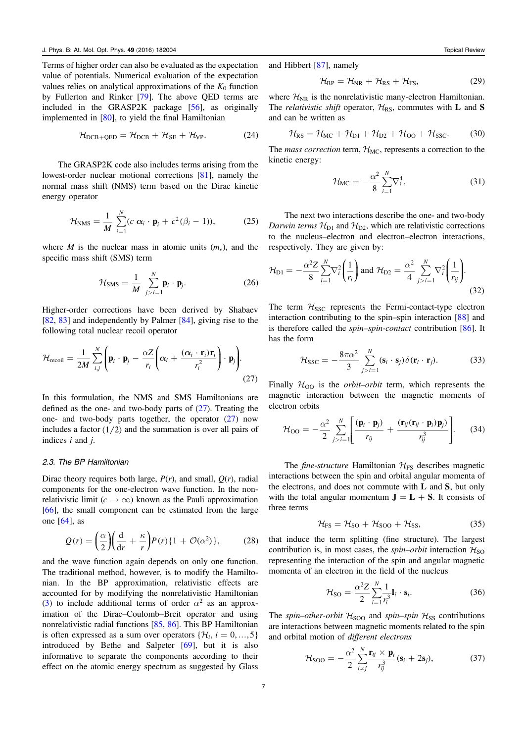Terms of higher order can also be evaluated as the expectation value of potentials. Numerical evaluation of the expectation values relies on analytical approximations of the $K_0$ function by Fullerton and Rinker [79]. The above QED terms are included in the GRASP2K package [56], as originally implemented in [80], to yield the final Hamiltonian

$$\mathcal{H}_{\mathrm{DCB+QED}} = \mathcal{H}_{\mathrm{DCB}} + \mathcal{H}_{\mathrm{SE}} + \mathcal{H}_{\mathrm{VP}}. \tag{24}$$

The GRASP2K code also includes terms arising from the lowest-order nuclear motional corrections [81], namely the normal mass shift (NMS) term based on the Dirac kinetic energy operator

$$\mathcal{H}_{\mathrm{NMS}} = \frac{1}{M}\sum_{i=1}^{N}(c\,\boldsymbol{\alpha}_i\cdot\mathbf{p}_i + c^2(\beta_i - 1)), \tag{25}$$

where $M$ is the nuclear mass in atomic units ($m_e$), and the specific mass shift (SMS) term

$$\mathcal{H}_{\mathrm{SMS}} = \frac{1}{M}\sum_{j>i=1}^{N}\mathbf{p}_i\cdot\mathbf{p}_j. \tag{26}$$

Higher-order corrections have been derived by Shabaev [82, 83] and independently by Palmer [84], giving rise to the following total nuclear recoil operator

$$\mathcal{H}_{\mathrm{recoil}} = \frac{1}{2M}\sum_{i,j}^{N}\left(\mathbf{p}_i\cdot\mathbf{p}_j - \frac{\alpha Z}{r_i}\left(\boldsymbol{\alpha}_i + \frac{(\boldsymbol{\alpha}_i\cdot\mathbf{r}_i)\mathbf{r}_i}{r_i^2}\right)\cdot\mathbf{p}_j\right). \tag{27}$$

In this formulation, the NMS and SMS Hamiltonians are defined as the one- and two-body parts of (27). Treating the one- and two-body parts together, the operator (27) now includes a factor $(1/2)$ and the summation is over all pairs of indices $i$ and $j$.

### 2.3. The BP Hamiltonian

Dirac theory requires both large, $P(r)$, and small, $Q(r)$, radial components for the one-electron wave function. In the nonrelativistic limit ($c \to \infty$) known as the Pauli approximation [66], the small component can be estimated from the large one [64], as

$$Q(r) = \left(\frac{\alpha}{2}\right)\left(\frac{\mathrm{d}}{\mathrm{d}r} + \frac{\kappa}{r}\right)P(r)\{1 + \mathcal{O}(\alpha^2)\}, \tag{28}$$

and the wave function again depends on only one function. The traditional method, however, is to modify the Hamiltonian. In the BP approximation, relativistic effects are accounted for by modifying the nonrelativistic Hamiltonian (3) to include additional terms of order $\alpha^2$ as an approximation of the Dirac–Coulomb–Breit operator and using nonrelativistic radial functions [85, 86]. This BP Hamiltonian is often expressed as a sum over operators $\{\mathcal{H}_i, i = 0, \ldots, 5\}$ introduced by Bethe and Salpeter [69], but it is also informative to separate the components according to their effect on the atomic energy spectrum as suggested by Glass and Hibbert [87], namely

$$\mathcal{H}_{\mathrm{BP}} = \mathcal{H}_{\mathrm{NR}} + \mathcal{H}_{\mathrm{RS}} + \mathcal{H}_{\mathrm{FS}}, \tag{29}$$

where $\mathcal{H}_{\mathrm{NR}}$ is the nonrelativistic many-electron Hamiltonian. The *relativistic shift* operator, $\mathcal{H}_{\mathrm{RS}}$, commutes with $\mathbf{L}$ and $\mathbf{S}$ and can be written as

$$\mathcal{H}_{\mathrm{RS}} = \mathcal{H}_{\mathrm{MC}} + \mathcal{H}_{\mathrm{D1}} + \mathcal{H}_{\mathrm{D2}} + \mathcal{H}_{\mathrm{OO}} + \mathcal{H}_{\mathrm{SSC}}. \tag{30}$$

The *mass correction* term, $\mathcal{H}_{\mathrm{MC}}$, represents a correction to the kinetic energy:

$$\mathcal{H}_{\mathrm{MC}} = -\frac{\alpha^2}{8}\sum_{i=1}^{N}\nabla_i^4. \tag{31}$$

The next two interactions describe the one- and two-body *Darwin terms* $\mathcal{H}_{\mathrm{D1}}$ and $\mathcal{H}_{\mathrm{D2}}$, which are relativistic corrections to the nucleus–electron and electron–electron interactions, respectively. They are given by:

$$\mathcal{H}_{\mathrm{D1}} = -\frac{\alpha^2 Z}{8}\sum_{i=1}^{N}\nabla_i^2\left(\frac{1}{r_i}\right) \text{ and } \mathcal{H}_{\mathrm{D2}} = \frac{\alpha^2}{4}\sum_{j>i=1}^{N}\nabla_i^2\left(\frac{1}{r_{ij}}\right). \tag{32}$$

The term $\mathcal{H}_{\mathrm{SSC}}$ represents the Fermi-contact-type electron interaction contributing to the spin–spin interaction [88] and is therefore called the *spin–spin-contact* contribution [86]. It has the form

$$\mathcal{H}_{\mathrm{SSC}} = -\frac{8\pi\alpha^2}{3}\sum_{j>i=1}^{N}(\mathbf{s}_i\cdot\mathbf{s}_j)\delta(\mathbf{r}_i\cdot\mathbf{r}_j). \tag{33}$$

Finally $\mathcal{H}_{\mathrm{OO}}$ is the *orbit–orbit* term, which represents the magnetic interaction between the magnetic moments of electron orbits

$$\mathcal{H}_{\mathrm{OO}} = -\frac{\alpha^2}{2}\sum_{j>i=1}^{N}\left[\frac{(\mathbf{p}_i\cdot\mathbf{p}_j)}{r_{ij}} + \frac{(\mathbf{r}_{ij}(\mathbf{r}_{ij}\cdot\mathbf{p}_i)\mathbf{p}_j)}{r_{ij}^3}\right]. \tag{34}$$

The *fine-structure* Hamiltonian $\mathcal{H}_{\mathrm{FS}}$ describes magnetic interactions between the spin and orbital angular momenta of the electrons, and does not commute with $\mathbf{L}$ and $\mathbf{S}$, but only with the total angular momentum $\mathbf{J} = \mathbf{L} + \mathbf{S}$. It consists of three terms

$$\mathcal{H}_{\mathrm{FS}} = \mathcal{H}_{\mathrm{SO}} + \mathcal{H}_{\mathrm{SOO}} + \mathcal{H}_{\mathrm{SS}}, \tag{35}$$

that induce the term splitting (fine structure). The largest contribution is, in most cases, the *spin–orbit* interaction $\mathcal{H}_{\mathrm{SO}}$ representing the interaction of the spin and angular magnetic momenta of an electron in the field of the nucleus

$$\mathcal{H}_{\mathrm{SO}} = \frac{\alpha^2 Z}{2}\sum_{i=1}^{N}\frac{1}{r_i^3}\mathbf{l}_i\cdot\mathbf{s}_i. \tag{36}$$

The *spin–other-orbit* $\mathcal{H}_{\mathrm{SOO}}$ and *spin–spin* $\mathcal{H}_{\mathrm{SS}}$ contributions are interactions between magnetic moments related to the spin and orbital motion of *different electrons*

$$\mathcal{H}_{\mathrm{SOO}} = -\frac{\alpha^2}{2}\sum_{i\neq j}^{N}\frac{\mathbf{r}_{ij}\times\mathbf{p}_i}{r_{ij}^3}(\mathbf{s}_i + 2\mathbf{s}_j), \tag{37}$$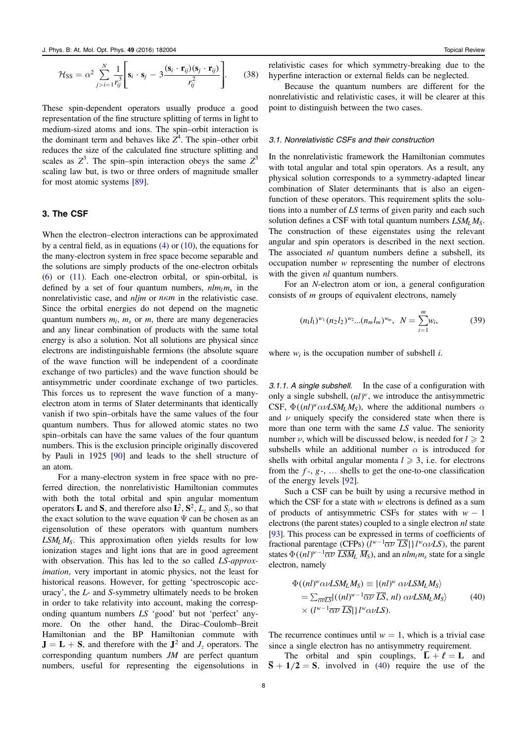$$\mathcal{H}_{\rm SS} = \alpha^2 \sum_{j>i=1}^{N} \frac{1}{r_{ij}^3}\left[\mathbf{s}_i \cdot \mathbf{s}_j - 3\frac{(\mathbf{s}_i \cdot \mathbf{r}_{ij})(\mathbf{s}_j \cdot \mathbf{r}_{ij})}{r_{ij}^2}\right]. \qquad (38)$$

These spin-dependent operators usually produce a good representation of the fine structure splitting of terms in light to medium-sized atoms and ions. The spin–orbit interaction is the dominant term and behaves like $Z^4$. The spin–other orbit reduces the size of the calculated fine structure splitting and scales as $Z^3$. The spin–spin interaction obeys the same $Z^3$ scaling law but, is two or three orders of magnitude smaller for most atomic systems [89].

## 3. The CSF

When the electron–electron interactions can be approximated by a central field, as in equations (4) or (10), the equations for the many-electron system in free space become separable and the solutions are simply products of the one-electron orbitals (6) or (11). Each one-electron orbital, or spin-orbital, is defined by a set of four quantum numbers, $nlm_lm_s$ in the nonrelativistic case, and $nljm$ or $n\kappa m$ in the relativistic case. Since the orbital energies do not depend on the magnetic quantum numbers $m_l$, $m_s$ or $m$, there are many degeneracies and any linear combination of products with the same total energy is also a solution. Not all solutions are physical since electrons are indistinguishable fermions (the absolute square of the wave function will be independent of a coordinate exchange of two particles) and the wave function should be antisymmetric under coordinate exchange of two particles. This forces us to represent the wave function of a many-electron atom in terms of Slater determinants that identically vanish if two spin–orbitals have the same values of the four quantum numbers. Thus for allowed atomic states no two spin–orbitals can have the same values of the four quantum numbers. This is the exclusion principle originally discovered by Pauli in 1925 [90] and leads to the shell structure of an atom.

For a many-electron system in free space with no preferred direction, the nonrelativistic Hamiltonian commutes with both the total orbital and spin angular momentum operators $\mathbf{L}$ and $\mathbf{S}$, and therefore also $\mathbf{L}^2$, $\mathbf{S}^2$, $L_z$ and $S_z$, so that the exact solution to the wave equation $\Psi$ can be chosen as an eigensolution of these operators with quantum numbers $LSM_LM_S$. This approximation often yields results for low ionization stages and light ions that are in good agreement with observation. This has led to the so called *LS-approximation*, very important in atomic physics, not the least for historical reasons. However, for getting 'spectroscopic accuracy', the $L$- and $S$-symmetry ultimately needs to be broken in order to take relativity into account, making the corresponding quantum numbers $LS$ 'good' but not 'perfect' anymore. On the other hand, the Dirac–Coulomb–Breit Hamiltonian and the BP Hamiltonian commute with $\mathbf{J} = \mathbf{L} + \mathbf{S}$, and therefore with the $\mathbf{J}^2$ and $J_z$ operators. The corresponding quantum numbers $JM$ are perfect quantum numbers, useful for representing the eigensolutions in relativistic cases for which symmetry-breaking due to the hyperfine interaction or external fields can be neglected.

Because the quantum numbers are different for the nonrelativistic and relativistic cases, it will be clearer at this point to distinguish between the two cases.

### 3.1. Nonrelativistic CSFs and their construction

In the nonrelativistic framework the Hamiltonian commutes with total angular and total spin operators. As a result, any physical solution corresponds to a symmetry-adapted linear combination of Slater determinants that is also an eigenfunction of these operators. This requirement splits the solutions into a number of $LS$ terms of given parity and each such solution defines a CSF with total quantum numbers $LSM_LM_S$. The construction of these eigenstates using the relevant angular and spin operators is described in the next section. The associated $nl$ quantum numbers define a subshell, its occupation number $w$ representing the number of electrons with the given $nl$ quantum numbers.

For an $N$-electron atom or ion, a general configuration consists of $m$ groups of equivalent electrons, namely

$$(n_1l_1)^{w_1}(n_2l_2)^{w_2}...(n_ml_m)^{w_m}, \quad N = \sum_{i=1}^{m} w_i, \qquad (39)$$

where $w_i$ is the occupation number of subshell $i$.

*3.1.1. A single subshell.* In the case of a configuration with only a single subshell, $(nl)^w$, we introduce the antisymmetric CSF, $\Phi((nl)^w\alpha\nu LSM_LM_S)$, where the additional numbers $\alpha$ and $\nu$ uniquely specify the considered state when there is more than one term with the same $LS$ value. The seniority number $\nu$, which will be discussed below, is needed for $l \geqslant 2$ subshells while an additional number $\alpha$ is introduced for shells with orbital angular momenta $l \geqslant 3$, i.e. for electrons from the $f$-, $g$-, ... shells to get the one-to-one classification of the energy levels [92].

Such a CSF can be built by using a recursive method in which the CSF for a state with $w$ electrons is defined as a sum of products of antisymmetric CSFs for states with $w-1$ electrons (the parent states) coupled to a single electron $nl$ state [93]. This process can be expressed in terms of coefficients of fractional parentage (CFPs) $(l^{w-1}\overline{\alpha\nu}\,\overline{LS}|\}l^w\alpha\nu LS)$, the parent states $\Phi((nl)^{w-1}\overline{\alpha\nu}\,\overline{LSM_L}\,\overline{M_S})$, and an $nlm_lm_s$ state for a single electron, namely

$$\begin{aligned}\Phi((nl)^w\alpha\nu LSM_LM_S) &\equiv |(nl)^w\,\alpha\nu LSM_LM_S\rangle \\ &= \textstyle\sum_{\overline{\alpha\nu LS}}|((nl)^{w-1}\overline{\alpha\nu}\,\overline{LS},\, nl)\,\alpha\nu LSM_LM_S\rangle \\ &\quad\times (l^{w-1}\overline{\alpha\nu}\,\overline{LS}|\}l^w\alpha\nu LS).\end{aligned} \qquad (40)$$

The recurrence continues until $w = 1$, which is a trivial case since a single electron has no antisymmetry requirement.

The orbital and spin couplings, $\overline{\mathbf{L}} + \boldsymbol{\ell} = \mathbf{L}$ and $\overline{\mathbf{S}} + \mathbf{1/2} = \mathbf{S}$, involved in (40) require the use of the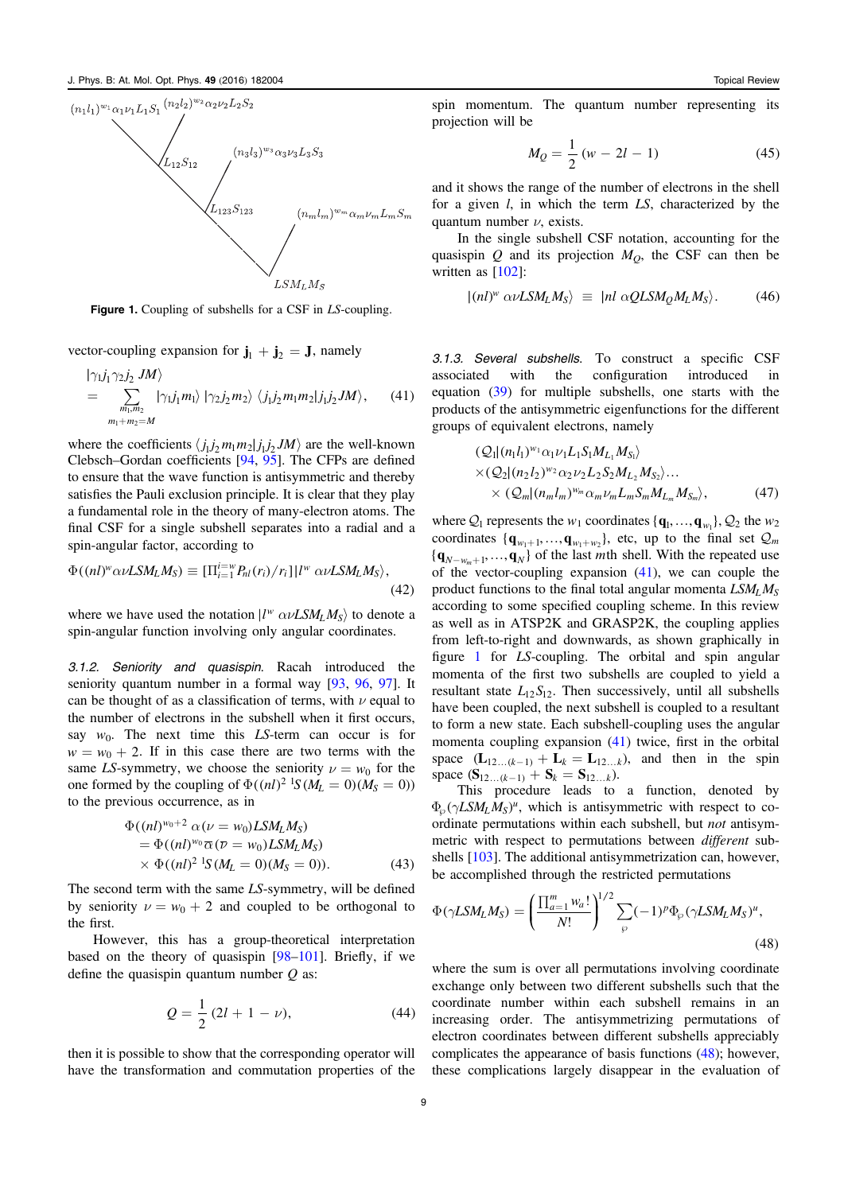Figure 1. Coupling of subshells for a CSF in $LS$-coupling.

vector-coupling expansion for $\mathbf{j}_1 + \mathbf{j}_2 = \mathbf{J}$, namely

$$|\gamma_1 j_1 \gamma_2 j_2 \; JM\rangle = \sum_{\substack{m_1,m_2 \\ m_1+m_2=M}} |\gamma_1 j_1 m_1\rangle \, |\gamma_2 j_2 m_2\rangle \, \langle j_1 j_2 m_1 m_2 | j_1 j_2 JM\rangle, \qquad (41)$$

where the coefficients $\langle j_1 j_2 m_1 m_2 | j_1 j_2 JM\rangle$ are the well-known Clebsch–Gordan coefficients [94, 95]. The CFPs are defined to ensure that the wave function is antisymmetric and thereby satisfies the Pauli exclusion principle. It is clear that they play a fundamental role in the theory of many-electron atoms. The final CSF for a single subshell separates into a radial and a spin-angular factor, according to

$$\Phi((nl)^w \alpha\nu LSM_L M_S) \equiv [\Pi_{i=1}^{i=w} P_{nl}(r_i)/r_i] |l^w \; \alpha\nu LSM_L M_S\rangle, \qquad (42)$$

where we have used the notation $|l^w \; \alpha\nu LSM_L M_S\rangle$ to denote a spin-angular function involving only angular coordinates.

*3.1.2. Seniority and quasispin.* Racah introduced the seniority quantum number in a formal way [93, 96, 97]. It can be thought of as a classification of terms, with $\nu$ equal to the number of electrons in the subshell when it first occurs, say $w_0$. The next time this $LS$-term can occur is for $w = w_0 + 2$. If in this case there are two terms with the same $LS$-symmetry, we choose the seniority $\nu = w_0$ for the one formed by the coupling of $\Phi((nl)^2\; {}^1S(M_L = 0)(M_S = 0))$ to the previous occurrence, as in

$$\begin{aligned}
&\Phi((nl)^{w_0+2} \; \alpha(\nu = w_0) LSM_L M_S) \\
&= \Phi((nl)^{w_0} \overline{\alpha}\, (\overline{\nu} = w_0) LSM_L M_S) \\
&\times \Phi((nl)^2 \; {}^1S(M_L = 0)(M_S = 0)).
\end{aligned} \qquad (43)$$

The second term with the same $LS$-symmetry, will be defined by seniority $\nu = w_0 + 2$ and coupled to be orthogonal to the first.

However, this has a group-theoretical interpretation based on the theory of quasispin [98–101]. Briefly, if we define the quasispin quantum number $Q$ as:

$$Q = \frac{1}{2}(2l + 1 - \nu), \qquad (44)$$

then it is possible to show that the corresponding operator will have the transformation and commutation properties of the spin momentum. The quantum number representing its projection will be

$$M_Q = \frac{1}{2}(w - 2l - 1) \qquad (45)$$

and it shows the range of the number of electrons in the shell for a given $l$, in which the term $LS$, characterized by the quantum number $\nu$, exists.

In the single subshell CSF notation, accounting for the quasispin $Q$ and its projection $M_Q$, the CSF can then be written as [102]:

$$|(nl)^w \; \alpha\nu LSM_L M_S\rangle \; \equiv \; |nl \; \alpha QLSM_Q M_L M_S\rangle. \qquad (46)$$

*3.1.3. Several subshells.* To construct a specific CSF associated with the configuration introduced in equation (39) for multiple subshells, one starts with the products of the antisymmetric eigenfunctions for the different groups of equivalent electrons, namely

$$\begin{aligned}
&(\mathcal{Q}_1 | (n_1 l_1)^{w_1} \alpha_1 \nu_1 L_1 S_1 M_{L_1} M_{S_1}\rangle \\
&\times (\mathcal{Q}_2 | (n_2 l_2)^{w_2} \alpha_2 \nu_2 L_2 S_2 M_{L_2} M_{S_2}\rangle \ldots \\
&\times (\mathcal{Q}_m | (n_m l_m)^{w_m} \alpha_m \nu_m L_m S_m M_{L_m} M_{S_m}\rangle,
\end{aligned} \qquad (47)$$

where $\mathcal{Q}_1$ represents the $w_1$ coordinates $\{\mathbf{q}_1, \ldots, \mathbf{q}_{w_1}\}$, $\mathcal{Q}_2$ the $w_2$ coordinates $\{\mathbf{q}_{w_1+1}, \ldots, \mathbf{q}_{w_1+w_2}\}$, etc, up to the final set $\mathcal{Q}_m$ $\{\mathbf{q}_{N-w_m+1}, \ldots, \mathbf{q}_N\}$ of the last $m$th shell. With the repeated use of the vector-coupling expansion (41), we can couple the product functions to the final total angular momenta $LSM_L M_S$ according to some specified coupling scheme. In this review as well as in ATSP2K and GRASP2K, the coupling applies from left-to-right and downwards, as shown graphically in figure 1 for $LS$-coupling. The orbital and spin angular momenta of the first two subshells are coupled to yield a resultant state $L_{12}S_{12}$. Then successively, until all subshells have been coupled, the next subshell is coupled to a resultant to form a new state. Each subshell-coupling uses the angular momenta coupling expansion (41) twice, first in the orbital space $(\mathbf{L}_{12\ldots(k-1)} + \mathbf{L}_k = \mathbf{L}_{12\ldots k})$, and then in the spin space $(\mathbf{S}_{12\ldots(k-1)} + \mathbf{S}_k = \mathbf{S}_{12\ldots k})$.

This procedure leads to a function, denoted by $\Phi_\wp(\gamma LSM_L M_S)^u$, which is antisymmetric with respect to coordinate permutations within each subshell, but *not* antisymmetric with respect to permutations between *different* subshells [103]. The additional antisymmetrization can, however, be accomplished through the restricted permutations

$$\Phi(\gamma LSM_L M_S) = \left( \frac{\prod_{a=1}^{m} w_a!}{N!} \right)^{1/2} \sum_{\wp} (-1)^p \Phi_\wp(\gamma LSM_L M_S)^u, \qquad (48)$$

where the sum is over all permutations involving coordinate exchange only between two different subshells such that the coordinate number within each subshell remains in an increasing order. The antisymmetrizing permutations of electron coordinates between different subshells appreciably complicates the appearance of basis functions (48); however, these complications largely disappear in the evaluation of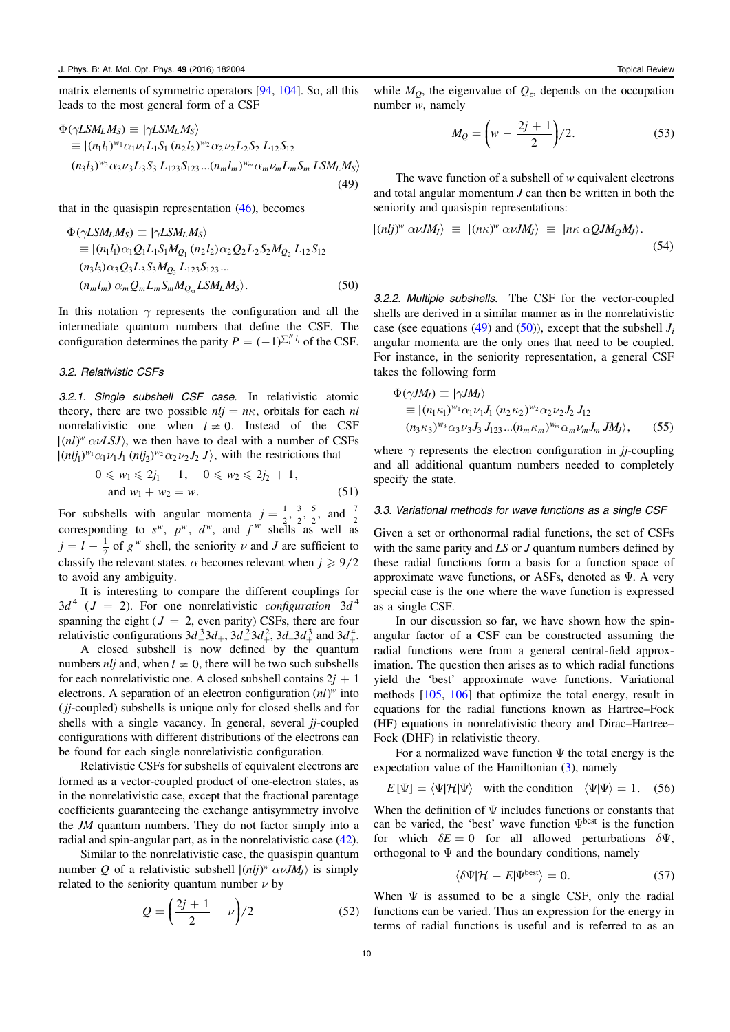matrix elements of symmetric operators [94, 104]. So, all this leads to the most general form of a CSF

$$
\begin{aligned}
\Phi(\gamma LSM_LM_S) &\equiv |\gamma LSM_LM_S\rangle \\
&\equiv |(n_1l_1)^{w_1}\alpha_1\nu_1L_1S_1\ (n_2l_2)^{w_2}\alpha_2\nu_2L_2S_2\ L_{12}S_{12} \\
&(n_3l_3)^{w_3}\alpha_3\nu_3L_3S_3\ L_{123}S_{123}...(n_ml_m)^{w_m}\alpha_m\nu_mL_mS_m\ LSM_LM_S\rangle
\end{aligned}
\tag{49}
$$

that in the quasispin representation (46), becomes

$$
\begin{aligned}
\Phi(\gamma LSM_LM_S) &\equiv |\gamma LSM_LM_S\rangle \\
&\equiv |(n_1l_1)\alpha_1Q_1L_1S_1M_{Q_1}\ (n_2l_2)\alpha_2Q_2L_2S_2M_{Q_2}\ L_{12}S_{12} \\
&(n_3l_3)\alpha_3Q_3L_3S_3M_{Q_3}\ L_{123}S_{123}... \\
&(n_ml_m)\ \alpha_mQ_mL_mS_mM_{Q_m}\ LSM_LM_S\rangle.
\end{aligned}
\tag{50}
$$

In this notation $\gamma$ represents the configuration and all the intermediate quantum numbers that define the CSF. The configuration determines the parity $P = (-1)^{\sum_i^N l_i}$ of the CSF.

### 3.2. Relativistic CSFs

*3.2.1. Single subshell CSF case.* In relativistic atomic theory, there are two possible $nlj = n\kappa$, orbitals for each $nl$ nonrelativistic one when $l \neq 0$. Instead of the CSF $|(nl)^w\ \alpha\nu LSJ\rangle$, we then have to deal with a number of CSFs $|(nlj_1)^{w_1}\alpha_1\nu_1J_1\ (nlj_2)^{w_2}\alpha_2\nu_2J_2\ J\rangle$, with the restrictions that

$$
\begin{aligned}
&0 \leqslant w_1 \leqslant 2j_1 + 1, \quad 0 \leqslant w_2 \leqslant 2j_2 + 1, \\
&\text{and } w_1 + w_2 = w.
\end{aligned}
\tag{51}
$$

For subshells with angular momenta $j = \frac{1}{2}, \frac{3}{2}, \frac{5}{2}$, and $\frac{7}{2}$ corresponding to $s^w$, $p^w$, $d^w$, and $f^w$ shells as well as $j = l - \frac{1}{2}$ of $g^w$ shell, the seniority $\nu$ and $J$ are sufficient to classify the relevant states. $\alpha$ becomes relevant when $j \geqslant 9/2$ to avoid any ambiguity.

It is interesting to compare the different couplings for $3d^4$ ($J = 2$). For one nonrelativistic *configuration* $3d^4$ spanning the eight ($J = 2$, even parity) CSFs, there are four relativistic configurations $3d_-^3 3d_+$, $3d_-^2 3d_+^2$, $3d_- 3d_+^3$ and $3d_+^4$.

A closed subshell is now defined by the quantum numbers $nlj$ and, when $l \neq 0$, there will be two such subshells for each nonrelativistic one. A closed subshell contains $2j + 1$ electrons. A separation of an electron configuration $(nl)^w$ into (*jj*-coupled) subshells is unique only for closed shells and for shells with a single vacancy. In general, several *jj*-coupled configurations with different distributions of the electrons can be found for each single nonrelativistic configuration.

Relativistic CSFs for subshells of equivalent electrons are formed as a vector-coupled product of one-electron states, as in the nonrelativistic case, except that the fractional parentage coefficients guaranteeing the exchange antisymmetry involve the *JM* quantum numbers. They do not factor simply into a radial and spin-angular part, as in the nonrelativistic case (42).

Similar to the nonrelativistic case, the quasispin quantum number $Q$ of a relativistic subshell $|(nlj)^w\ \alpha\nu J M_J\rangle$ is simply related to the seniority quantum number $\nu$ by

$$
Q = \left(\frac{2j+1}{2} - \nu\right)/2 \tag{52}
$$

while $M_Q$, the eigenvalue of $Q_z$, depends on the occupation number $w$, namely

$$
M_Q = \left(w - \frac{2j+1}{2}\right)/2. \tag{53}
$$

The wave function of a subshell of $w$ equivalent electrons and total angular momentum $J$ can then be written in both the seniority and quasispin representations:

$$
|(nlj)^w\ \alpha\nu JM_J\rangle \ \equiv\ |(n\kappa)^w\ \alpha\nu JM_J\rangle \ \equiv\ |n\kappa\ \alpha QJM_QM_J\rangle. \tag{54}
$$

*3.2.2. Multiple subshells.* The CSF for the vector-coupled shells are derived in a similar manner as in the nonrelativistic case (see equations (49) and (50)), except that the subshell $J_i$ angular momenta are the only ones that need to be coupled. For instance, in the seniority representation, a general CSF takes the following form

$$
\begin{aligned}
\Phi(\gamma JM_J) &\equiv |\gamma JM_J\rangle \\
&\equiv |(n_1\kappa_1)^{w_1}\alpha_1\nu_1J_1\ (n_2\kappa_2)^{w_2}\alpha_2\nu_2J_2\ J_{12} \\
&(n_3\kappa_3)^{w_3}\alpha_3\nu_3J_3\ J_{123}...(n_m\kappa_m)^{w_m}\alpha_m\nu_mJ_m\ JM_J\rangle,
\end{aligned}
\tag{55}
$$

where $\gamma$ represents the electron configuration in *jj*-coupling and all additional quantum numbers needed to completely specify the state.

### 3.3. Variational methods for wave functions as a single CSF

Given a set or orthonormal radial functions, the set of CSFs with the same parity and $LS$ or $J$ quantum numbers defined by these radial functions form a basis for a function space of approximate wave functions, or ASFs, denoted as $\Psi$. A very special case is the one where the wave function is expressed as a single CSF.

In our discussion so far, we have shown how the spin-angular factor of a CSF can be constructed assuming the radial functions were from a general central-field approximation. The question then arises as to which radial functions yield the 'best' approximate wave functions. Variational methods [105, 106] that optimize the total energy, result in equations for the radial functions known as Hartree–Fock (HF) equations in nonrelativistic theory and Dirac–Hartree–Fock (DHF) in relativistic theory.

For a normalized wave function $\Psi$ the total energy is the expectation value of the Hamiltonian (3), namely

$$
E[\Psi] = \langle\Psi|\mathcal{H}|\Psi\rangle \quad \text{with the condition} \quad \langle\Psi|\Psi\rangle = 1. \tag{56}
$$

When the definition of $\Psi$ includes functions or constants that can be varied, the 'best' wave function $\Psi^{\text{best}}$ is the function for which $\delta E = 0$ for all allowed perturbations $\delta\Psi$, orthogonal to $\Psi$ and the boundary conditions, namely

$$
\langle\delta\Psi|\mathcal{H} - E|\Psi^{\text{best}}\rangle = 0. \tag{57}
$$

When $\Psi$ is assumed to be a single CSF, only the radial functions can be varied. Thus an expression for the energy in terms of radial functions is useful and is referred to as an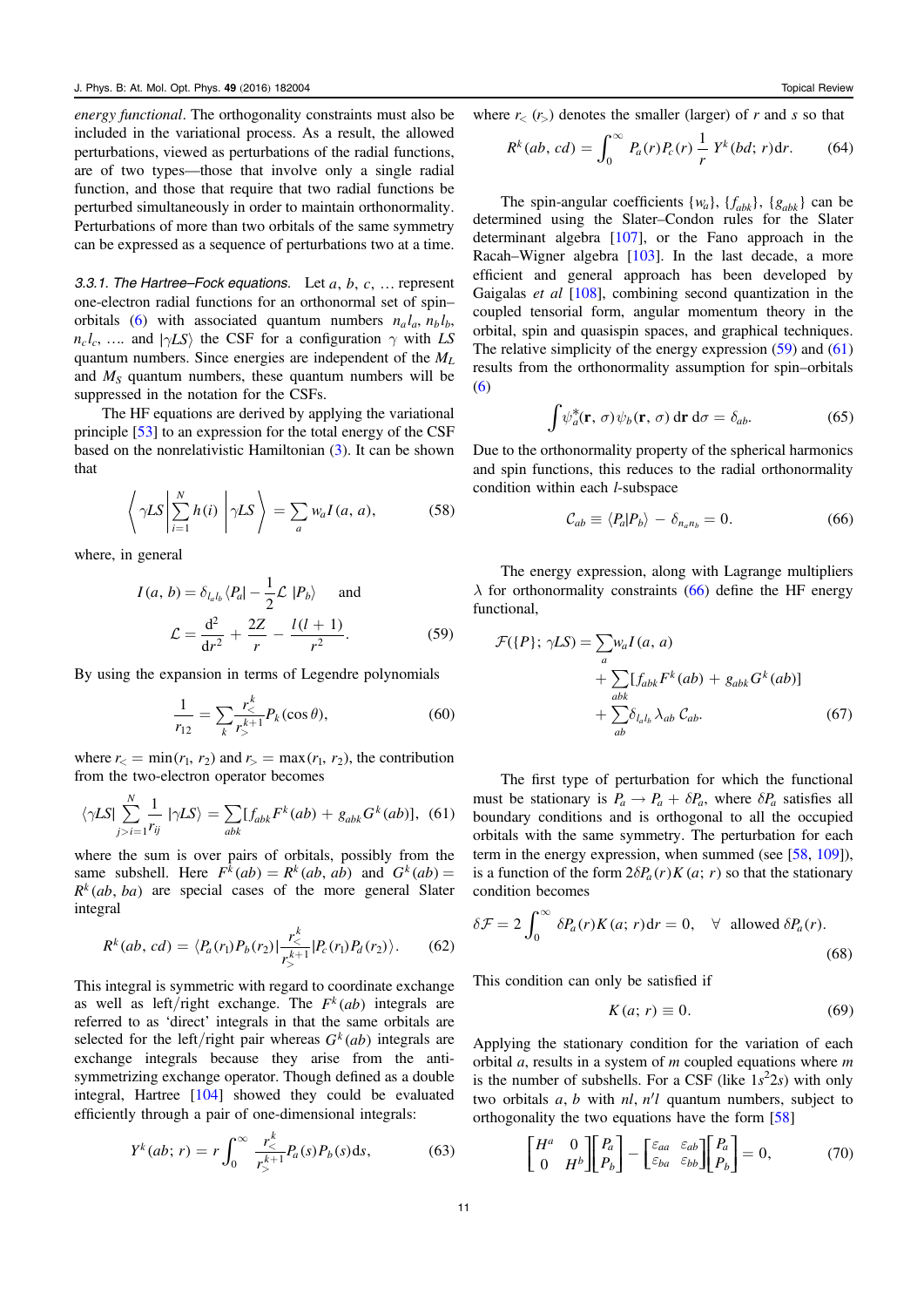*energy functional*. The orthogonality constraints must also be included in the variational process. As a result, the allowed perturbations, viewed as perturbations of the radial functions, are of two types—those that involve only a single radial function, and those that require that two radial functions be perturbed simultaneously in order to maintain orthonormality. Perturbations of more than two orbitals of the same symmetry can be expressed as a sequence of perturbations two at a time.

*3.3.1. The Hartree–Fock equations.* Let $a$, $b$, $c$, … represent one-electron radial functions for an orthonormal set of spin–orbitals (6) with associated quantum numbers $n_a l_a$, $n_b l_b$, $n_c l_c$, …. and $|\gamma LS\rangle$ the CSF for a configuration $\gamma$ with $LS$ quantum numbers. Since energies are independent of the $M_L$ and $M_S$ quantum numbers, these quantum numbers will be suppressed in the notation for the CSFs.

The HF equations are derived by applying the variational principle [53] to an expression for the total energy of the CSF based on the nonrelativistic Hamiltonian (3). It can be shown that

$$\left\langle \gamma LS \left| \sum_{i=1}^{N} h(i) \right| \gamma LS \right\rangle = \sum_{a} w_a I(a, a), \tag{58}$$

where, in general

$$I(a, b) = \delta_{l_a l_b} \langle P_a | -\frac{1}{2}\mathcal{L}\; |P_b\rangle \quad \text{and}$$
$$\mathcal{L} = \frac{\mathrm{d}^2}{\mathrm{d}r^2} + \frac{2Z}{r} - \frac{l(l+1)}{r^2}. \tag{59}$$

By using the expansion in terms of Legendre polynomials

$$\frac{1}{r_{12}} = \sum_{k} \frac{r_<^k}{r_>^{k+1}} P_k(\cos\theta), \tag{60}$$

where $r_< = \min(r_1, r_2)$ and $r_> = \max(r_1, r_2)$, the contribution from the two-electron operator becomes

$$\langle \gamma LS | \sum_{j>i=1}^{N} \frac{1}{r_{ij}} |\gamma LS\rangle = \sum_{abk} [f_{abk} F^k(ab) + g_{abk} G^k(ab)], \tag{61}$$

where the sum is over pairs of orbitals, possibly from the same subshell. Here $F^k(ab) = R^k(ab, ab)$ and $G^k(ab) = R^k(ab, ba)$ are special cases of the more general Slater integral

$$R^k(ab, cd) = \langle P_a(r_1) P_b(r_2) | \frac{r_<^k}{r_>^{k+1}} | P_c(r_1) P_d(r_2)\rangle. \tag{62}$$

This integral is symmetric with regard to coordinate exchange as well as left/right exchange. The $F^k(ab)$ integrals are referred to as 'direct' integrals in that the same orbitals are selected for the left/right pair whereas $G^k(ab)$ integrals are exchange integrals because they arise from the anti-symmetrizing exchange operator. Though defined as a double integral, Hartree [104] showed they could be evaluated efficiently through a pair of one-dimensional integrals:

$$Y^k(ab; r) = r \int_0^\infty \frac{r_<^k}{r_>^{k+1}} P_a(s) P_b(s) \mathrm{d}s, \tag{63}$$

where $r_<$ ($r_>$) denotes the smaller (larger) of $r$ and $s$ so that

$$R^k(ab, cd) = \int_0^\infty P_a(r) P_c(r) \frac{1}{r} Y^k(bd; r) \mathrm{d}r. \tag{64}$$

The spin-angular coefficients $\{w_a\}$, $\{f_{abk}\}$, $\{g_{abk}\}$ can be determined using the Slater–Condon rules for the Slater determinant algebra [107], or the Fano approach in the Racah–Wigner algebra [103]. In the last decade, a more efficient and general approach has been developed by Gaigalas *et al* [108], combining second quantization in the coupled tensorial form, angular momentum theory in the orbital, spin and quasispin spaces, and graphical techniques. The relative simplicity of the energy expression (59) and (61) results from the orthonormality assumption for spin–orbitals (6)

$$\int \psi_a^*(\mathbf{r}, \sigma) \psi_b(\mathbf{r}, \sigma)\, \mathrm{d}\mathbf{r}\, \mathrm{d}\sigma = \delta_{ab}. \tag{65}$$

Due to the orthonormality property of the spherical harmonics and spin functions, this reduces to the radial orthonormality condition within each $l$-subspace

$$\mathcal{C}_{ab} \equiv \langle P_a | P_b\rangle - \delta_{n_a n_b} = 0. \tag{66}$$

The energy expression, along with Lagrange multipliers $\lambda$ for orthonormality constraints (66) define the HF energy functional,

$$\begin{aligned}\mathcal{F}(\{P\}; \gamma LS) = & \sum_a w_a I(a, a) \\ & + \sum_{abk} [f_{abk} F^k(ab) + g_{abk} G^k(ab)] \\ & + \sum_{ab} \delta_{l_a l_b} \lambda_{ab}\, \mathcal{C}_{ab}.\end{aligned} \tag{67}$$

The first type of perturbation for which the functional must be stationary is $P_a \to P_a + \delta P_a$, where $\delta P_a$ satisfies all boundary conditions and is orthogonal to all the occupied orbitals with the same symmetry. The perturbation for each term in the energy expression, when summed (see [58, 109]), is a function of the form $2\delta P_a(r) K(a; r)$ so that the stationary condition becomes

$$\delta\mathcal{F} = 2\int_0^\infty \delta P_a(r) K(a; r) \mathrm{d}r = 0, \quad \forall \;\text{ allowed } \delta P_a(r). \tag{68}$$

This condition can only be satisfied if

$$K(a; r) \equiv 0. \tag{69}$$

Applying the stationary condition for the variation of each orbital $a$, results in a system of $m$ coupled equations where $m$ is the number of subshells. For a CSF (like $1s^2 2s$) with only two orbitals $a$, $b$ with $nl$, $n'l$ quantum numbers, subject to orthogonality the two equations have the form [58]

$$\begin{bmatrix} H^a & 0 \\ 0 & H^b \end{bmatrix} \begin{bmatrix} P_a \\ P_b \end{bmatrix} - \begin{bmatrix} \varepsilon_{aa} & \varepsilon_{ab} \\ \varepsilon_{ba} & \varepsilon_{bb} \end{bmatrix} \begin{bmatrix} P_a \\ P_b \end{bmatrix} = 0, \tag{70}$$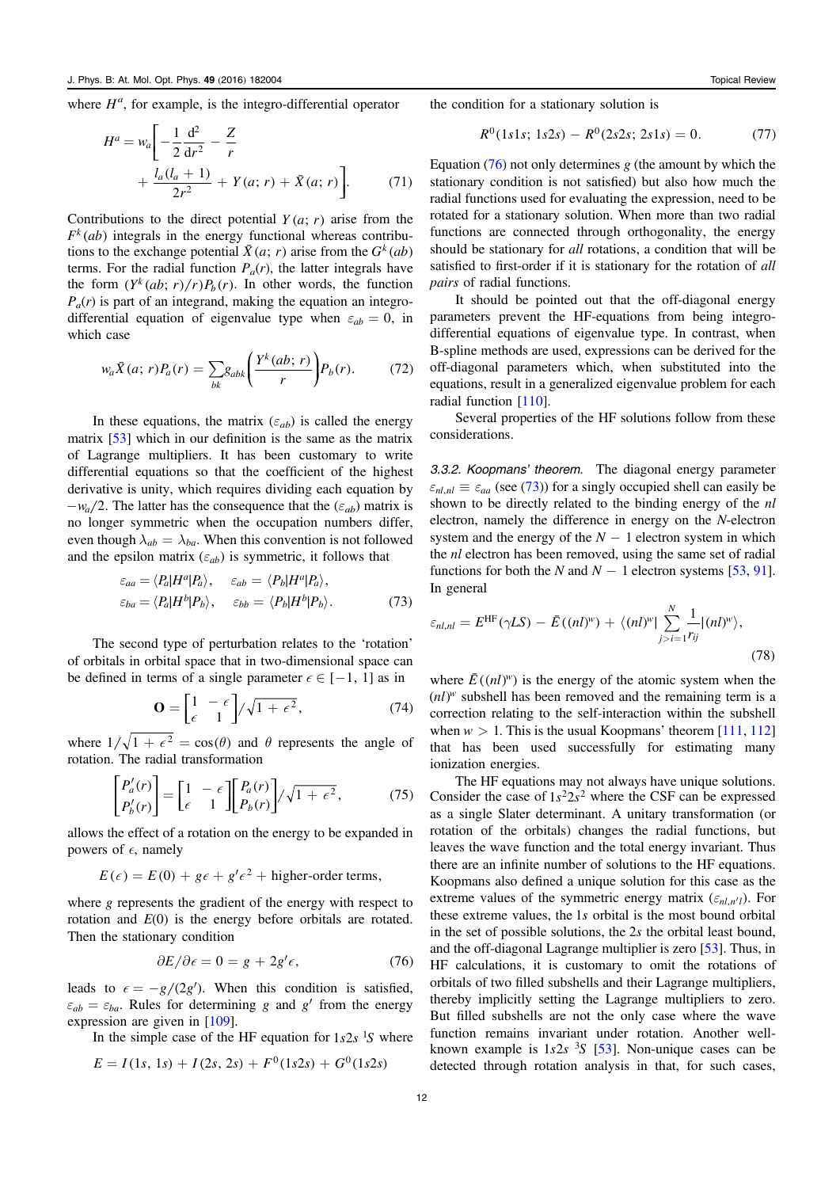where $H^a$, for example, is the integro-differential operator

$$H^a = w_a\left[-\frac{1}{2}\frac{\mathrm{d}^2}{\mathrm{d}r^2} - \frac{Z}{r} + \frac{l_a(l_a+1)}{2r^2} + Y(a;\, r) + \bar{X}(a;\, r)\right]. \quad (71)$$

Contributions to the direct potential $Y(a;\, r)$ arise from the $F^k(ab)$ integrals in the energy functional whereas contributions to the exchange potential $\bar{X}(a;\, r)$ arise from the $G^k(ab)$ terms. For the radial function $P_a(r)$, the latter integrals have the form $(Y^k(ab;\, r)/r)P_b(r)$. In other words, the function $P_a(r)$ is part of an integrand, making the equation an integro-differential equation of eigenvalue type when $\varepsilon_{ab} = 0$, in which case

$$w_a\bar{X}(a;\, r)P_a(r) = \sum_{bk} g_{abk}\left(\frac{Y^k(ab;\, r)}{r}\right)P_b(r). \quad (72)$$

In these equations, the matrix $(\varepsilon_{ab})$ is called the energy matrix [53] which in our definition is the same as the matrix of Lagrange multipliers. It has been customary to write differential equations so that the coefficient of the highest derivative is unity, which requires dividing each equation by $-w_a/2$. The latter has the consequence that the $(\varepsilon_{ab})$ matrix is no longer symmetric when the occupation numbers differ, even though $\lambda_{ab} = \lambda_{ba}$. When this convention is not followed and the epsilon matrix $(\varepsilon_{ab})$ is symmetric, it follows that

$$\varepsilon_{aa} = \langle P_a|H^a|P_a\rangle, \quad \varepsilon_{ab} = \langle P_b|H^a|P_a\rangle,$$
$$\varepsilon_{ba} = \langle P_a|H^b|P_b\rangle, \quad \varepsilon_{bb} = \langle P_b|H^b|P_b\rangle. \quad (73)$$

The second type of perturbation relates to the 'rotation' of orbitals in orbital space that in two-dimensional space can be defined in terms of a single parameter $\epsilon \in [-1, 1]$ as in

$$\mathbf{O} = \begin{bmatrix} 1 & -\epsilon \\ \epsilon & 1 \end{bmatrix} \Big/ \sqrt{1+\epsilon^2}, \quad (74)$$

where $1/\sqrt{1+\epsilon^2} = \cos(\theta)$ and $\theta$ represents the angle of rotation. The radial transformation

$$\begin{bmatrix} P_a'(r) \\ P_b'(r) \end{bmatrix} = \begin{bmatrix} 1 & -\epsilon \\ \epsilon & 1 \end{bmatrix}\begin{bmatrix} P_a(r) \\ P_b(r) \end{bmatrix} \Big/ \sqrt{1+\epsilon^2}, \quad (75)$$

allows the effect of a rotation on the energy to be expanded in powers of $\epsilon$, namely

$$E(\epsilon) = E(0) + g\epsilon + g'\epsilon^2 + \text{higher-order terms},$$

where $g$ represents the gradient of the energy with respect to rotation and $E(0)$ is the energy before orbitals are rotated. Then the stationary condition

$$\partial E/\partial \epsilon = 0 = g + 2g'\epsilon, \quad (76)$$

leads to $\epsilon = -g/(2g')$. When this condition is satisfied, $\varepsilon_{ab} = \varepsilon_{ba}$. Rules for determining $g$ and $g'$ from the energy expression are given in [109].

In the simple case of the HF equation for $1s2s\ ^1S$ where

$$E = I(1s,\, 1s) + I(2s,\, 2s) + F^0(1s2s) + G^0(1s2s)$$

the condition for a stationary solution is

$$R^0(1s1s;\, 1s2s) - R^0(2s2s;\, 2s1s) = 0. \quad (77)$$

Equation (76) not only determines $g$ (the amount by which the stationary condition is not satisfied) but also how much the radial functions used for evaluating the expression, need to be rotated for a stationary solution. When more than two radial functions are connected through orthogonality, the energy should be stationary for *all* rotations, a condition that will be satisfied to first-order if it is stationary for the rotation of *all pairs* of radial functions.

It should be pointed out that the off-diagonal energy parameters prevent the HF-equations from being integro-differential equations of eigenvalue type. In contrast, when B-spline methods are used, expressions can be derived for the off-diagonal parameters which, when substituted into the equations, result in a generalized eigenvalue problem for each radial function [110].

Several properties of the HF solutions follow from these considerations.

#### 3.3.2. Koopmans' theorem.

The diagonal energy parameter $\varepsilon_{nl,nl} \equiv \varepsilon_{aa}$ (see (73)) for a singly occupied shell can easily be shown to be directly related to the binding energy of the $nl$ electron, namely the difference in energy on the $N$-electron system and the energy of the $N-1$ electron system in which the $nl$ electron has been removed, using the same set of radial functions for both the $N$ and $N-1$ electron systems [53, 91]. In general

$$\varepsilon_{nl,nl} = E^{\mathrm{HF}}(\gamma LS) - \bar{E}((nl)^w) + \langle (nl)^w|\sum_{j>i=1}^{N}\frac{1}{r_{ij}}|(nl)^w\rangle, \quad (78)$$

where $\bar{E}((nl)^w)$ is the energy of the atomic system when the $(nl)^w$ subshell has been removed and the remaining term is a correction relating to the self-interaction within the subshell when $w > 1$. This is the usual Koopmans' theorem [111, 112] that has been used successfully for estimating many ionization energies.

The HF equations may not always have unique solutions. Consider the case of $1s^22s^2$ where the CSF can be expressed as a single Slater determinant. A unitary transformation (or rotation of the orbitals) changes the radial functions, but leaves the wave function and the total energy invariant. Thus there are an infinite number of solutions to the HF equations. Koopmans also defined a unique solution for this case as the extreme values of the symmetric energy matrix $(\varepsilon_{nl,n'l})$. For these extreme values, the $1s$ orbital is the most bound orbital in the set of possible solutions, the $2s$ the orbital least bound, and the off-diagonal Lagrange multiplier is zero [53]. Thus, in HF calculations, it is customary to omit the rotations of orbitals of two filled subshells and their Lagrange multipliers, thereby implicitly setting the Lagrange multipliers to zero. But filled subshells are not the only case where the wave function remains invariant under rotation. Another well-known example is $1s2s\ ^3S$ [53]. Non-unique cases can be detected through rotation analysis in that, for such cases,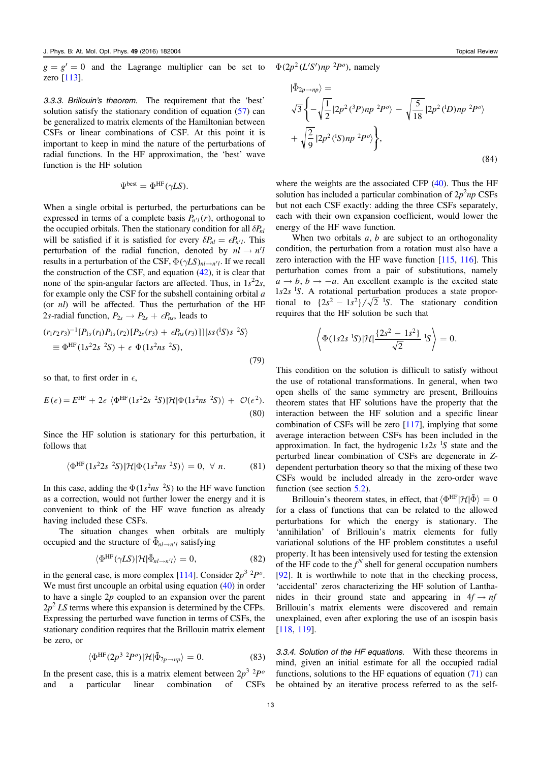$g = g' = 0$ and the Lagrange multiplier can be set to zero [113].

*3.3.3. Brillouin's theorem.* The requirement that the 'best' solution satisfy the stationary condition of equation (57) can be generalized to matrix elements of the Hamiltonian between CSFs or linear combinations of CSF. At this point it is important to keep in mind the nature of the perturbations of radial functions. In the HF approximation, the 'best' wave function is the HF solution

$$\Psi^{\text{best}} = \Phi^{\text{HF}}(\gamma LS).$$

When a single orbital is perturbed, the perturbations can be expressed in terms of a complete basis $P_{n'l}(r)$, orthogonal to the occupied orbitals. Then the stationary condition for all $\delta P_{nl}$ will be satisfied if it is satisfied for every $\delta P_{nl} = \epsilon P_{n'l}$. This perturbation of the radial function, denoted by $nl \to n'l$ results in a perturbation of the CSF, $\Phi(\gamma LS)_{nl\to n'l}$. If we recall the construction of the CSF, and equation (42), it is clear that none of the spin-angular factors are affected. Thus, in $1s^22s$, for example only the CSF for the subshell containing orbital $a$ (or $nl$) will be affected. Thus the perturbation of the HF $2s$-radial function, $P_{2s} \to P_{2s} + \epsilon P_{ns}$, leads to

$$\begin{aligned}
&(r_1r_2r_3)^{-1}[P_{1s}(r_1)P_{1s}(r_2)[P_{2s}(r_3) + \epsilon P_{ns}(r_3)]]|ss(^1S)s\ ^2S\rangle \\
&\equiv \Phi^{\text{HF}}(1s^22s\ ^2S) + \epsilon\ \Phi(1s^2ns\ ^2S),
\end{aligned} \tag{79}$$

so that, to first order in $\epsilon$,

$$E(\epsilon) = E^{\text{HF}} + 2\epsilon\ \langle\Phi^{\text{HF}}(1s^22s\ ^2S)|\mathcal{H}|\Phi(1s^2ns\ ^2S)\rangle + \mathcal{O}(\epsilon^2). \tag{80}$$

Since the HF solution is stationary for this perturbation, it follows that

$$\langle\Phi^{\text{HF}}(1s^22s\ ^2S)|\mathcal{H}|\Phi(1s^2ns\ ^2S)\rangle = 0,\ \forall\ n. \tag{81}$$

In this case, adding the $\Phi(1s^2ns\ ^2S)$ to the HF wave function as a correction, would not further lower the energy and it is convenient to think of the HF wave function as already having included these CSFs.

The situation changes when orbitals are multiply occupied and the structure of $\tilde{\Phi}_{nl\to n'l}$ satisfying

$$\langle\Phi^{\text{HF}}(\gamma LS)|\mathcal{H}|\tilde{\Phi}_{nl\to n'l}\rangle = 0, \tag{82}$$

in the general case, is more complex [114]. Consider $2p^3\ ^2P^o$. We must first uncouple an orbital using equation (40) in order to have a single $2p$ coupled to an expansion over the parent $2p^2\ LS$ terms where this expansion is determined by the CFPs. Expressing the perturbed wave function in terms of CSFs, the stationary condition requires that the Brillouin matrix element be zero, or

$$\langle\Phi^{\text{HF}}(2p^3\ ^2P^o)|\mathcal{H}|\tilde{\Phi}_{2p\to np}\rangle = 0. \tag{83}$$

In the present case, this is a matrix element between $2p^3\ ^2P^o$ and a particular linear combination of CSFs $\Phi(2p^2(L'S')np\ ^2P^o)$, namely

$$\begin{aligned}
&|\tilde{\Phi}_{2p\to np}\rangle = \\
&\sqrt{3}\left\{-\sqrt{\frac{1}{2}}|2p^2(^3P)np\ ^2P^o\rangle - \sqrt{\frac{5}{18}}|2p^2(^1D)np\ ^2P^o\rangle\right. \\
&\left.+\sqrt{\frac{2}{9}}|2p^2(^1S)np\ ^2P^o\rangle\right\},
\end{aligned} \tag{84}$$

where the weights are the associated CFP (40). Thus the HF solution has included a particular combination of $2p^2np$ CSFs but not each CSF exactly: adding the three CSFs separately, each with their own expansion coefficient, would lower the energy of the HF wave function.

When two orbitals $a$, $b$ are subject to an orthogonality condition, the perturbation from a rotation must also have a zero interaction with the HF wave function [115, 116]. This perturbation comes from a pair of substitutions, namely $a \to b$, $b \to -a$. An excellent example is the excited state $1s2s\ ^1S$. A rotational perturbation produces a state proportional to $\{2s^2 - 1s^2\}/\sqrt{2}\ ^1S$. The stationary condition requires that the HF solution be such that

$$\left\langle\Phi(1s2s\ ^1S)|\mathcal{H}|\frac{\{2s^2 - 1s^2\}}{\sqrt{2}}\ ^1S\right\rangle = 0.$$

This condition on the solution is difficult to satisfy without the use of rotational transformations. In general, when two open shells of the same symmetry are present, Brillouins theorem states that HF solutions have the property that the interaction between the HF solution and a specific linear combination of CSFs will be zero [117], implying that some average interaction between CSFs has been included in the approximation. In fact, the hydrogenic $1s2s\ ^1S$ state and the perturbed linear combination of CSFs are degenerate in $Z$-dependent perturbation theory so that the mixing of these two CSFs would be included already in the zero-order wave function (see section 5.2).

Brillouin's theorem states, in effect, that $\langle\Phi^{\text{HF}}|\mathcal{H}|\tilde{\Phi}\rangle = 0$ for a class of functions that can be related to the allowed perturbations for which the energy is stationary. The 'annihilation' of Brillouin's matrix elements for fully variational solutions of the HF problem constitutes a useful property. It has been intensively used for testing the extension of the HF code to the $f^N$ shell for general occupation numbers [92]. It is worthwhile to note that in the checking process, 'accidental' zeros characterizing the HF solution of Lanthanides in their ground state and appearing in $4f \to nf$ Brillouin's matrix elements were discovered and remain unexplained, even after exploring the use of an isospin basis [118, 119].

*3.3.4. Solution of the HF equations.* With these theorems in mind, given an initial estimate for all the occupied radial functions, solutions to the HF equations of equation (71) can be obtained by an iterative process referred to as the self-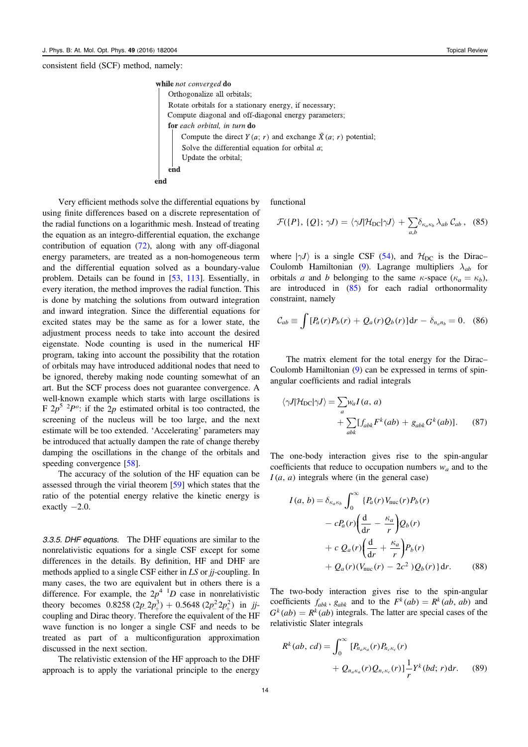consistent field (SCF) method, namely:

```
while not converged do
    Orthogonalize all orbitals;
    Rotate orbitals for a stationary energy, if necessary;
    Compute diagonal and off-diagonal energy parameters;
    for each orbital, in turn do
        Compute the direct Y(a; r) and exchange X̄(a; r) potential;
        Solve the differential equation for orbital a;
        Update the orbital;
    end
end
```

Very efficient methods solve the differential equations by using finite differences based on a discrete representation of the radial functions on a logarithmic mesh. Instead of treating the equation as an integro-differential equation, the exchange contribution of equation (72), along with any off-diagonal energy parameters, are treated as a non-homogeneous term and the differential equation solved as a boundary-value problem. Details can be found in [53, 113]. Essentially, in every iteration, the method improves the radial function. This is done by matching the solutions from outward integration and inward integration. Since the differential equations for excited states may be the same as for a lower state, the adjustment process needs to take into account the desired eigenstate. Node counting is used in the numerical HF program, taking into account the possibility that the rotation of orbitals may have introduced additional nodes that need to be ignored, thereby making node counting somewhat of an art. But the SCF process does not guarantee convergence. A well-known example which starts with large oscillations is F $2p^5\ ^2P^o$: if the $2p$ estimated orbital is too contracted, the screening of the nucleus will be too large, and the next estimate will be too extended. 'Accelerating' parameters may be introduced that actually dampen the rate of change thereby damping the oscillations in the change of the orbitals and speeding convergence [58].

The accuracy of the solution of the HF equation can be assessed through the virial theorem [59] which states that the ratio of the potential energy relative the kinetic energy is exactly $-2.0$.

*3.3.5. DHF equations.* The DHF equations are similar to the nonrelativistic equations for a single CSF except for some differences in the details. By definition, HF and DHF are methods applied to a single CSF either in *LS* or *jj*-coupling. In many cases, the two are equivalent but in others there is a difference. For example, the $2p^4\ ^1D$ case in nonrelativistic theory becomes $0.8258\,(2p_-2p_+^3) + 0.5648\,(2p_-^2 2p_+^2)$ in *jj*-coupling and Dirac theory. Therefore the equivalent of the HF wave function is no longer a single CSF and needs to be treated as part of a multiconfiguration approximation discussed in the next section.

The relativistic extension of the HF approach to the DHF approach is to apply the variational principle to the energy functional

$$\mathcal{F}(\{P\}, \{Q\}; \gamma J) = \langle \gamma J | \mathcal{H}_{\rm DC} | \gamma J \rangle + \sum_{a,b} \delta_{\kappa_a \kappa_b} \lambda_{ab}\, \mathcal{C}_{ab}\,, \quad (85)$$

where $|\gamma J\rangle$ is a single CSF (54), and $\mathcal{H}_{\rm DC}$ is the Dirac–Coulomb Hamiltonian (9). Lagrange multipliers $\lambda_{ab}$ for orbitals $a$ and $b$ belonging to the same $\kappa$-space ($\kappa_a = \kappa_b$), are introduced in (85) for each radial orthonormality constraint, namely

$$\mathcal{C}_{ab} \equiv \int [P_a(r)P_b(r) + Q_a(r)Q_b(r)]\,{\rm d}r - \delta_{n_a n_b} = 0. \quad (86)$$

The matrix element for the total energy for the Dirac–Coulomb Hamiltonian (9) can be expressed in terms of spin-angular coefficients and radial integrals

$$\langle \gamma J | \mathcal{H}_{\rm DC} | \gamma J \rangle = \sum_a w_a I(a, a) + \sum_{abk} [f_{abk} F^k(ab) + g_{abk} G^k(ab)]. \quad (87)$$

The one-body interaction gives rise to the spin-angular coefficients that reduce to occupation numbers $w_a$ and to the $I(a, a)$ integrals where (in the general case)

$$\begin{aligned} I(a, b) = \delta_{\kappa_a \kappa_b} \int_0^\infty \{ & P_a(r) V_{\rm nuc}(r) P_b(r) \\ & - cP_a(r)\left(\frac{\rm d}{{\rm d}r} - \frac{\kappa_a}{r}\right) Q_b(r) \\ & + c\, Q_a(r)\left(\frac{\rm d}{{\rm d}r} + \frac{\kappa_a}{r}\right) P_b(r) \\ & + Q_a(r)(V_{\rm nuc}(r) - 2c^2)Q_b(r)\}\,{\rm d}r. \end{aligned} \quad (88)$$

The two-body interaction gives rise to the spin-angular coefficients $f_{abk}$, $g_{abk}$ and to the $F^k(ab) = R^k(ab, ab)$ and $G^k(ab) = R^k(ab)$ integrals. The latter are special cases of the relativistic Slater integrals

$$\begin{aligned} R^k(ab, cd) = \int_0^\infty & [P_{n_a\kappa_a}(r)P_{n_c\kappa_c}(r) \\ & + Q_{n_a\kappa_a}(r)Q_{n_c\kappa_c}(r)]\frac{1}{r} Y^k(bd; r)\,{\rm d}r. \end{aligned} \quad (89)$$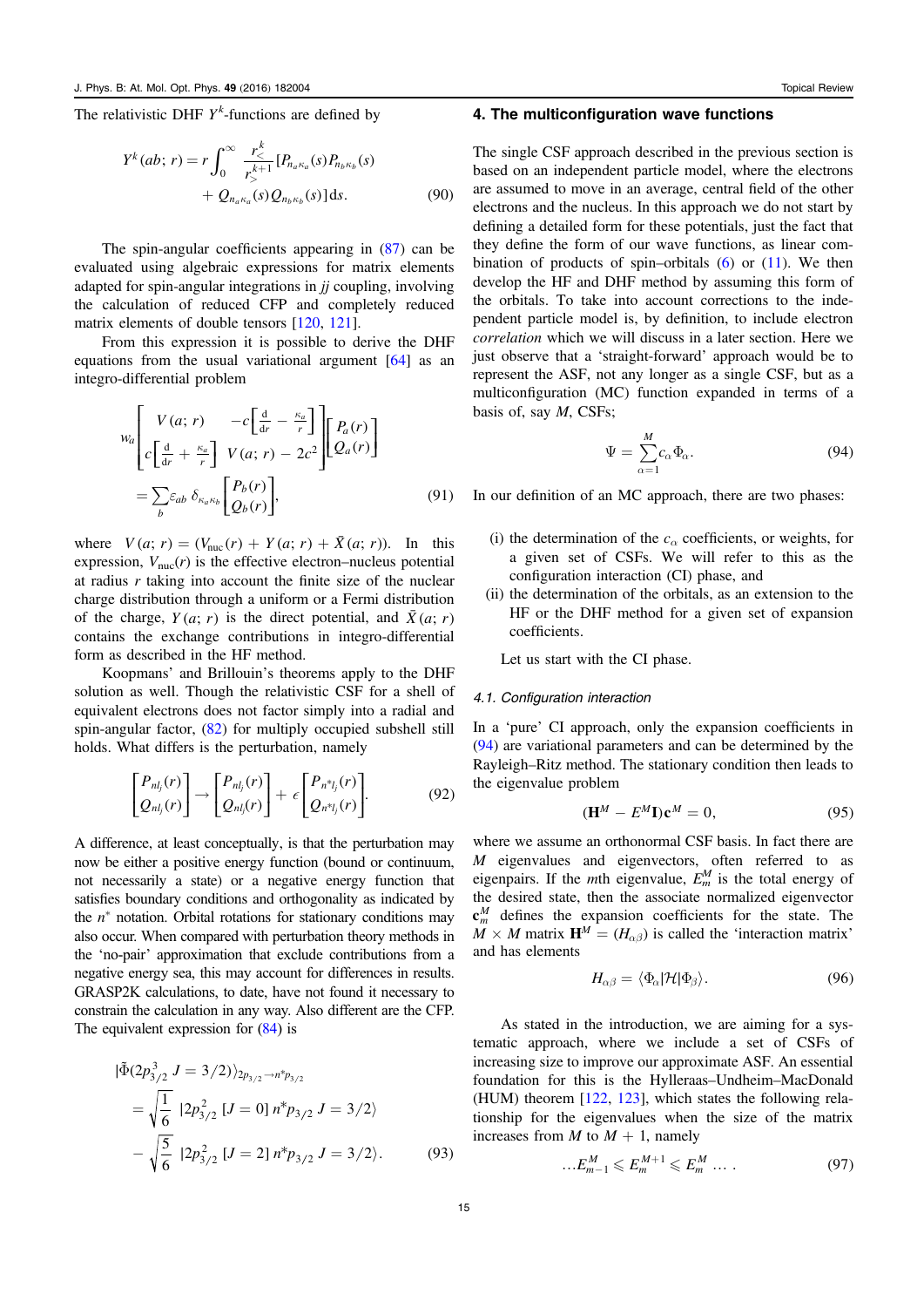The relativistic DHF $Y^k$-functions are defined by

$$Y^k(ab;r) = r\int_0^\infty \frac{r_<^k}{r_>^{k+1}}[P_{n_a\kappa_a}(s)P_{n_b\kappa_b}(s) + Q_{n_a\kappa_a}(s)Q_{n_b\kappa_b}(s)]\mathrm{d}s. \tag{90}$$

The spin-angular coefficients appearing in (87) can be evaluated using algebraic expressions for matrix elements adapted for spin-angular integrations in *jj* coupling, involving the calculation of reduced CFP and completely reduced matrix elements of double tensors [120, 121].

From this expression it is possible to derive the DHF equations from the usual variational argument [64] as an integro-differential problem

$$w_a\begin{bmatrix} V(a;r) & -c\left[\frac{\mathrm{d}}{\mathrm{d}r} - \frac{\kappa_a}{r}\right] \\ c\left[\frac{\mathrm{d}}{\mathrm{d}r} + \frac{\kappa_a}{r}\right] & V(a;r) - 2c^2 \end{bmatrix}\begin{bmatrix} P_a(r) \\ Q_a(r) \end{bmatrix} = \sum_b \varepsilon_{ab}\,\delta_{\kappa_a\kappa_b}\begin{bmatrix} P_b(r) \\ Q_b(r) \end{bmatrix}, \tag{91}$$

where $V(a;r) = (V_{\mathrm{nuc}}(r) + Y(a;r) + \bar{X}(a;r))$. In this expression, $V_{\mathrm{nuc}}(r)$ is the effective electron–nucleus potential at radius $r$ taking into account the finite size of the nuclear charge distribution through a uniform or a Fermi distribution of the charge, $Y(a;r)$ is the direct potential, and $\bar{X}(a;r)$ contains the exchange contributions in integro-differential form as described in the HF method.

Koopmans' and Brillouin's theorems apply to the DHF solution as well. Though the relativistic CSF for a shell of equivalent electrons does not factor simply into a radial and spin-angular factor, (82) for multiply occupied subshell still holds. What differs is the perturbation, namely

$$\begin{bmatrix} P_{nl_j}(r) \\ Q_{nl_j}(r) \end{bmatrix} \to \begin{bmatrix} P_{nl_j}(r) \\ Q_{nl_j}(r) \end{bmatrix} + \epsilon\begin{bmatrix} P_{n^*l_j}(r) \\ Q_{n^*l_j}(r) \end{bmatrix}. \tag{92}$$

A difference, at least conceptually, is that the perturbation may now be either a positive energy function (bound or continuum, not necessarily a state) or a negative energy function that satisfies boundary conditions and orthogonality as indicated by the $n^*$ notation. Orbital rotations for stationary conditions may also occur. When compared with perturbation theory methods in the 'no-pair' approximation that exclude contributions from a negative energy sea, this may account for differences in results. GRASP2K calculations, to date, have not found it necessary to constrain the calculation in any way. Also different are the CFP. The equivalent expression for (84) is

$$\begin{aligned} |\tilde{\Phi}(2p_{3/2}^3\;J=3/2)\rangle_{2p_{3/2}\to n^*p_{3/2}} &= \sqrt{\frac{1}{6}}\;|2p_{3/2}^2\;[J=0]\;n^*p_{3/2}\;J=3/2\rangle \\ &- \sqrt{\frac{5}{6}}\;|2p_{3/2}^2\;[J=2]\;n^*p_{3/2}\;J=3/2\rangle. \end{aligned} \tag{93}$$

## 4. The multiconfiguration wave functions

The single CSF approach described in the previous section is based on an independent particle model, where the electrons are assumed to move in an average, central field of the other electrons and the nucleus. In this approach we do not start by defining a detailed form for these potentials, just the fact that they define the form of our wave functions, as linear combination of products of spin–orbitals (6) or (11). We then develop the HF and DHF method by assuming this form of the orbitals. To take into account corrections to the independent particle model is, by definition, to include electron *correlation* which we will discuss in a later section. Here we just observe that a 'straight-forward' approach would be to represent the ASF, not any longer as a single CSF, but as a multiconfiguration (MC) function expanded in terms of a basis of, say $M$, CSFs;

$$\Psi = \sum_{\alpha=1}^{M} c_\alpha \Phi_\alpha. \tag{94}$$

In our definition of an MC approach, there are two phases:

(i) the determination of the $c_\alpha$ coefficients, or weights, for a given set of CSFs. We will refer to this as the configuration interaction (CI) phase, and
(ii) the determination of the orbitals, as an extension to the HF or the DHF method for a given set of expansion coefficients.

Let us start with the CI phase.

### 4.1. Configuration interaction

In a 'pure' CI approach, only the expansion coefficients in (94) are variational parameters and can be determined by the Rayleigh–Ritz method. The stationary condition then leads to the eigenvalue problem

$$(\mathbf{H}^M - E^M\mathbf{I})\mathbf{c}^M = 0, \tag{95}$$

where we assume an orthonormal CSF basis. In fact there are $M$ eigenvalues and eigenvectors, often referred to as eigenpairs. If the $m$th eigenvalue, $E_m^M$ is the total energy of the desired state, then the associate normalized eigenvector $\mathbf{c}_m^M$ defines the expansion coefficients for the state. The $M\times M$ matrix $\mathbf{H}^M = (H_{\alpha\beta})$ is called the 'interaction matrix' and has elements

$$H_{\alpha\beta} = \langle\Phi_\alpha|\mathcal{H}|\Phi_\beta\rangle. \tag{96}$$

As stated in the introduction, we are aiming for a systematic approach, where we include a set of CSFs of increasing size to improve our approximate ASF. An essential foundation for this is the Hylleraas–Undheim–MacDonald (HUM) theorem [122, 123], which states the following relationship for the eigenvalues when the size of the matrix increases from $M$ to $M+1$, namely

$$\ldots E_{m-1}^M \leqslant E_m^{M+1} \leqslant E_m^M\;\ldots\;. \tag{97}$$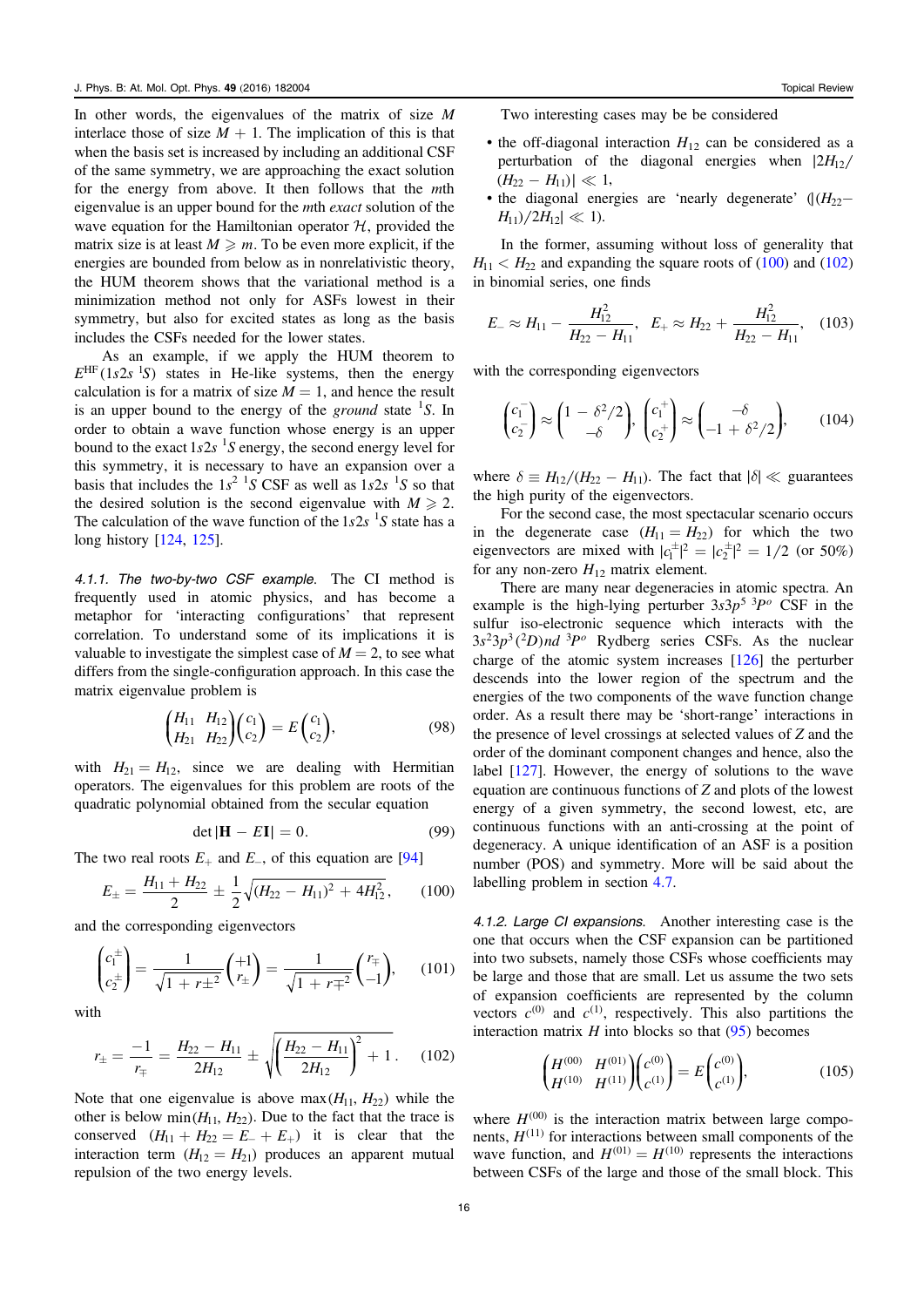In other words, the eigenvalues of the matrix of size $M$ interlace those of size $M+1$. The implication of this is that when the basis set is increased by including an additional CSF of the same symmetry, we are approaching the exact solution for the energy from above. It then follows that the $m$th eigenvalue is an upper bound for the $m$th *exact* solution of the wave equation for the Hamiltonian operator $\mathcal{H}$, provided the matrix size is at least $M \geqslant m$. To be even more explicit, if the energies are bounded from below as in nonrelativistic theory, the HUM theorem shows that the variational method is a minimization method not only for ASFs lowest in their symmetry, but also for excited states as long as the basis includes the CSFs needed for the lower states.

As an example, if we apply the HUM theorem to $E^{\mathrm{HF}}(1s2s\ ^1S)$ states in He-like systems, then the energy calculation is for a matrix of size $M=1$, and hence the result is an upper bound to the energy of the *ground* state $^1S$. In order to obtain a wave function whose energy is an upper bound to the exact $1s2s\ ^1S$ energy, the second energy level for this symmetry, it is necessary to have an expansion over a basis that includes the $1s^2\ ^1S$ CSF as well as $1s2s\ ^1S$ so that the desired solution is the second eigenvalue with $M \geqslant 2$. The calculation of the wave function of the $1s2s\ ^1S$ state has a long history [124, 125].

*4.1.1. The two-by-two CSF example.* The CI method is frequently used in atomic physics, and has become a metaphor for 'interacting configurations' that represent correlation. To understand some of its implications it is valuable to investigate the simplest case of $M=2$, to see what differs from the single-configuration approach. In this case the matrix eigenvalue problem is

$$\begin{pmatrix} H_{11} & H_{12} \\ H_{21} & H_{22} \end{pmatrix} \begin{pmatrix} c_1 \\ c_2 \end{pmatrix} = E \begin{pmatrix} c_1 \\ c_2 \end{pmatrix}, \tag{98}$$

with $H_{21} = H_{12}$, since we are dealing with Hermitian operators. The eigenvalues for this problem are roots of the quadratic polynomial obtained from the secular equation

$$\det|\mathbf{H} - E\mathbf{I}| = 0. \tag{99}$$

The two real roots $E_+$ and $E_-$, of this equation are [94]

$$E_{\pm} = \frac{H_{11}+H_{22}}{2} \pm \frac{1}{2}\sqrt{(H_{22}-H_{11})^2 + 4H_{12}^2}, \tag{100}$$

and the corresponding eigenvectors

$$\begin{pmatrix} c_1^{\pm} \\ c_2^{\pm} \end{pmatrix} = \frac{1}{\sqrt{1+r_{\pm}^2}} \begin{pmatrix} +1 \\ r_{\pm} \end{pmatrix} = \frac{1}{\sqrt{1+r_{\mp}^2}} \begin{pmatrix} r_{\mp} \\ -1 \end{pmatrix}, \tag{101}$$

with

$$r_{\pm} = \frac{-1}{r_{\mp}} = \frac{H_{22}-H_{11}}{2H_{12}} \pm \sqrt{\left(\frac{H_{22}-H_{11}}{2H_{12}}\right)^2 + 1}\,. \tag{102}$$

Note that one eigenvalue is above $\max(H_{11}, H_{22})$ while the other is below $\min(H_{11}, H_{22})$. Due to the fact that the trace is conserved $(H_{11}+H_{22} = E_- + E_+)$ it is clear that the interaction term $(H_{12} = H_{21})$ produces an apparent mutual repulsion of the two energy levels.

Two interesting cases may be be considered

- the off-diagonal interaction $H_{12}$ can be considered as a perturbation of the diagonal energies when $|2H_{12}/(H_{22}-H_{11})| \ll 1$,
- the diagonal energies are 'nearly degenerate' ($|(H_{22}-H_{11})/2H_{12}| \ll 1$).

In the former, assuming without loss of generality that $H_{11} < H_{22}$ and expanding the square roots of (100) and (102) in binomial series, one finds

$$E_- \approx H_{11} - \frac{H_{12}^2}{H_{22}-H_{11}}, \quad E_+ \approx H_{22} + \frac{H_{12}^2}{H_{22}-H_{11}}, \tag{103}$$

with the corresponding eigenvectors

$$\begin{pmatrix} c_1^- \\ c_2^- \end{pmatrix} \approx \begin{pmatrix} 1-\delta^2/2 \\ -\delta \end{pmatrix}, \quad \begin{pmatrix} c_1^+ \\ c_2^+ \end{pmatrix} \approx \begin{pmatrix} -\delta \\ -1+\delta^2/2 \end{pmatrix}, \tag{104}$$

where $\delta \equiv H_{12}/(H_{22}-H_{11})$. The fact that $|\delta| \ll$ guarantees the high purity of the eigenvectors.

For the second case, the most spectacular scenario occurs in the degenerate case $(H_{11} = H_{22})$ for which the two eigenvectors are mixed with $|c_1^{\pm}|^2 = |c_2^{\pm}|^2 = 1/2$ (or 50%) for any non-zero $H_{12}$ matrix element.

There are many near degeneracies in atomic spectra. An example is the high-lying perturber $3s3p^5\ ^3P^o$ CSF in the sulfur iso-electronic sequence which interacts with the $3s^23p^3(^2D)nd\ ^3P^o$ Rydberg series CSFs. As the nuclear charge of the atomic system increases [126] the perturber descends into the lower region of the spectrum and the energies of the two components of the wave function change order. As a result there may be 'short-range' interactions in the presence of level crossings at selected values of $Z$ and the order of the dominant component changes and hence, also the label [127]. However, the energy of solutions to the wave equation are continuous functions of $Z$ and plots of the lowest energy of a given symmetry, the second lowest, etc, are continuous functions with an anti-crossing at the point of degeneracy. A unique identification of an ASF is a position number (POS) and symmetry. More will be said about the labelling problem in section 4.7.

*4.1.2. Large CI expansions.* Another interesting case is the one that occurs when the CSF expansion can be partitioned into two subsets, namely those CSFs whose coefficients may be large and those that are small. Let us assume the two sets of expansion coefficients are represented by the column vectors $c^{(0)}$ and $c^{(1)}$, respectively. This also partitions the interaction matrix $H$ into blocks so that (95) becomes

$$\begin{pmatrix} H^{(00)} & H^{(01)} \\ H^{(10)} & H^{(11)} \end{pmatrix} \begin{pmatrix} c^{(0)} \\ c^{(1)} \end{pmatrix} = E \begin{pmatrix} c^{(0)} \\ c^{(1)} \end{pmatrix}, \tag{105}$$

where $H^{(00)}$ is the interaction matrix between large components, $H^{(11)}$ for interactions between small components of the wave function, and $H^{(01)} = H^{(10)}$ represents the interactions between CSFs of the large and those of the small block. This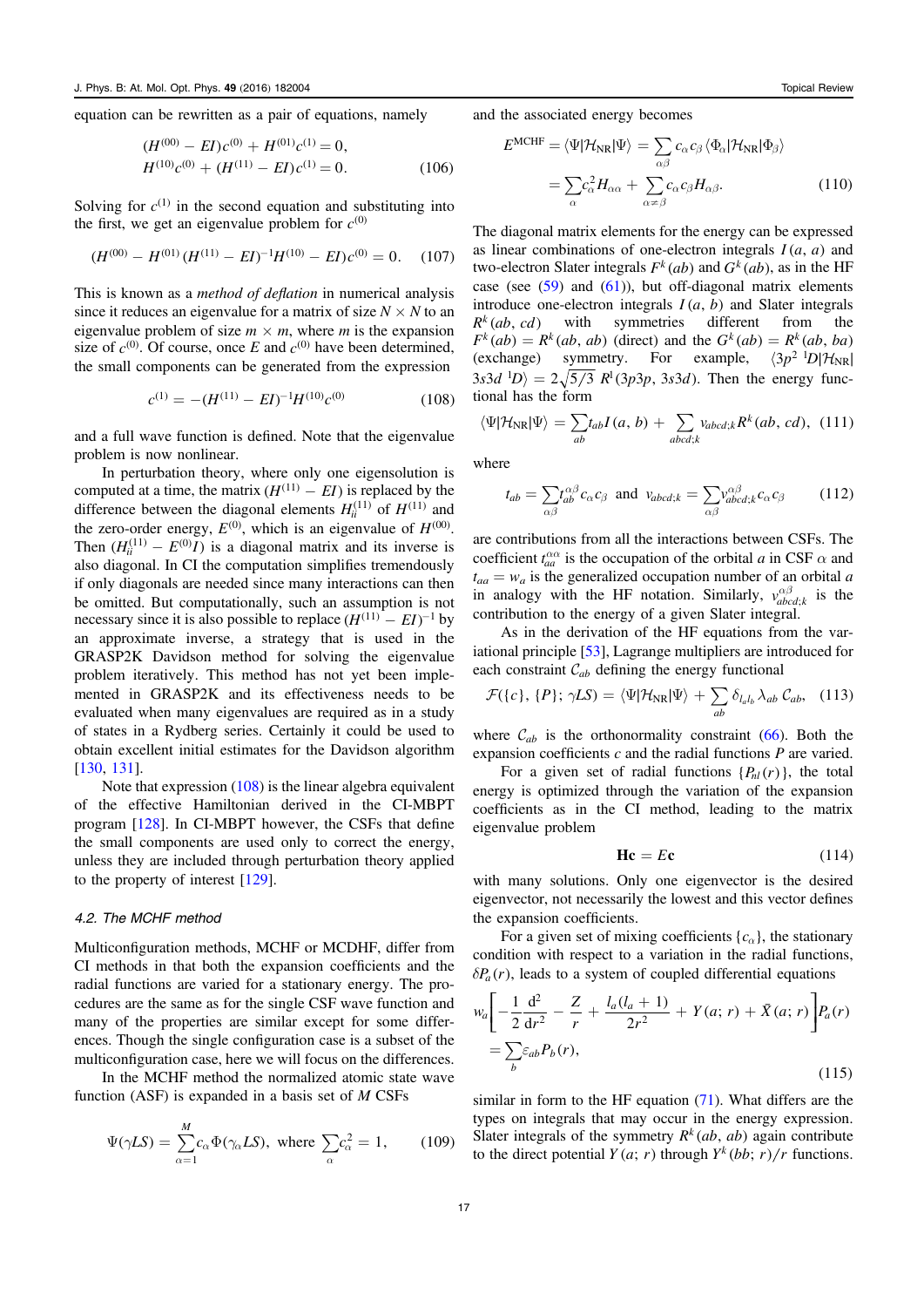equation can be rewritten as a pair of equations, namely

$$
\begin{aligned}
(H^{(00)} - EI)c^{(0)} + H^{(01)}c^{(1)} &= 0,\\
H^{(10)}c^{(0)} + (H^{(11)} - EI)c^{(1)} &= 0.
\end{aligned}
\tag{106}
$$

Solving for $c^{(1)}$ in the second equation and substituting into the first, we get an eigenvalue problem for $c^{(0)}$

$$
(H^{(00)} - H^{(01)}(H^{(11)} - EI)^{-1}H^{(10)} - EI)c^{(0)} = 0. \tag{107}
$$

This is known as a *method of deflation* in numerical analysis since it reduces an eigenvalue for a matrix of size $N \times N$ to an eigenvalue problem of size $m \times m$, where $m$ is the expansion size of $c^{(0)}$. Of course, once $E$ and $c^{(0)}$ have been determined, the small components can be generated from the expression

$$
c^{(1)} = -(H^{(11)} - EI)^{-1}H^{(10)}c^{(0)} \tag{108}
$$

and a full wave function is defined. Note that the eigenvalue problem is now nonlinear.

In perturbation theory, where only one eigensolution is computed at a time, the matrix $(H^{(11)} - EI)$ is replaced by the difference between the diagonal elements $H^{(11)}_{ii}$ of $H^{(11)}$ and the zero-order energy, $E^{(0)}$, which is an eigenvalue of $H^{(00)}$. Then $(H^{(11)}_{ii} - E^{(0)}I)$ is a diagonal matrix and its inverse is also diagonal. In CI the computation simplifies tremendously if only diagonals are needed since many interactions can then be omitted. But computationally, such an assumption is not necessary since it is also possible to replace $(H^{(11)} - EI)^{-1}$ by an approximate inverse, a strategy that is used in the GRASP2K Davidson method for solving the eigenvalue problem iteratively. This method has not yet been implemented in GRASP2K and its effectiveness needs to be evaluated when many eigenvalues are required as in a study of states in a Rydberg series. Certainly it could be used to obtain excellent initial estimates for the Davidson algorithm [130, 131].

Note that expression (108) is the linear algebra equivalent of the effective Hamiltonian derived in the CI-MBPT program [128]. In CI-MBPT however, the CSFs that define the small components are used only to correct the energy, unless they are included through perturbation theory applied to the property of interest [129].

### 4.2. The MCHF method

Multiconfiguration methods, MCHF or MCDHF, differ from CI methods in that both the expansion coefficients and the radial functions are varied for a stationary energy. The procedures are the same as for the single CSF wave function and many of the properties are similar except for some differences. Though the single configuration case is a subset of the multiconfiguration case, here we will focus on the differences.

In the MCHF method the normalized atomic state wave function (ASF) is expanded in a basis set of $M$ CSFs

$$
\Psi(\gamma LS) = \sum_{\alpha=1}^{M} c_\alpha \Phi(\gamma_\alpha LS), \text{ where } \sum_\alpha c_\alpha^2 = 1, \tag{109}
$$

and the associated energy becomes

$$
\begin{aligned}
E^{\mathrm{MCHF}} = \langle \Psi | \mathcal{H}_{\mathrm{NR}} | \Psi \rangle &= \sum_{\alpha\beta} c_\alpha c_\beta \langle \Phi_\alpha | \mathcal{H}_{\mathrm{NR}} | \Phi_\beta \rangle \\
&= \sum_\alpha c_\alpha^2 H_{\alpha\alpha} + \sum_{\alpha\neq\beta} c_\alpha c_\beta H_{\alpha\beta}.
\end{aligned}
\tag{110}
$$

The diagonal matrix elements for the energy can be expressed as linear combinations of one-electron integrals $I(a, a)$ and two-electron Slater integrals $F^k(ab)$ and $G^k(ab)$, as in the HF case (see (59) and (61)), but off-diagonal matrix elements introduce one-electron integrals $I(a, b)$ and Slater integrals $R^k(ab, cd)$ with symmetries different from the $F^k(ab) = R^k(ab, ab)$ (direct) and the $G^k(ab) = R^k(ab, ba)$ (exchange) symmetry. For example, $\langle 3p^2\ {}^1D | \mathcal{H}_{\mathrm{NR}} | 3s3d\ {}^1D \rangle = 2\sqrt{5/3}\ R^1(3p3p, 3s3d)$. Then the energy functional has the form

$$
\langle \Psi | \mathcal{H}_{\mathrm{NR}} | \Psi \rangle = \sum_{ab} t_{ab} I(a, b) + \sum_{abcd;k} v_{abcd;k} R^k(ab, cd), \tag{111}
$$

where

$$
t_{ab} = \sum_{\alpha\beta} t_{ab}^{\alpha\beta} c_\alpha c_\beta \text{ and } v_{abcd;k} = \sum_{\alpha\beta} v_{abcd;k}^{\alpha\beta} c_\alpha c_\beta \tag{112}
$$

are contributions from all the interactions between CSFs. The coefficient $t_{aa}^{\alpha\alpha}$ is the occupation of the orbital $a$ in CSF $\alpha$ and $t_{aa} = w_a$ is the generalized occupation number of an orbital $a$ in analogy with the HF notation. Similarly, $v_{abcd;k}^{\alpha\beta}$ is the contribution to the energy of a given Slater integral.

As in the derivation of the HF equations from the variational principle [53], Lagrange multipliers are introduced for each constraint $\mathcal{C}_{ab}$ defining the energy functional

$$
\mathcal{F}(\{c\}, \{P\}; \gamma LS) = \langle \Psi | \mathcal{H}_{\mathrm{NR}} | \Psi \rangle + \sum_{ab} \delta_{l_a l_b} \lambda_{ab}\, \mathcal{C}_{ab}, \tag{113}
$$

where $\mathcal{C}_{ab}$ is the orthonormality constraint (66). Both the expansion coefficients $c$ and the radial functions $P$ are varied.

For a given set of radial functions $\{P_{nl}(r)\}$, the total energy is optimized through the variation of the expansion coefficients as in the CI method, leading to the matrix eigenvalue problem

$$
\mathbf{H}\mathbf{c} = E\mathbf{c} \tag{114}
$$

with many solutions. Only one eigenvector is the desired eigenvector, not necessarily the lowest and this vector defines the expansion coefficients.

For a given set of mixing coefficients $\{c_\alpha\}$, the stationary condition with respect to a variation in the radial functions, $\delta P_a(r)$, leads to a system of coupled differential equations

$$
\begin{aligned}
w_a \left[ -\frac{1}{2}\frac{\mathrm{d}^2}{\mathrm{d}r^2} - \frac{Z}{r} + \frac{l_a(l_a+1)}{2r^2} + Y(a; r) + \bar{X}(a; r) \right] P_a(r) \\
= \sum_b \varepsilon_{ab} P_b(r),
\end{aligned}
\tag{115}
$$

similar in form to the HF equation (71). What differs are the types on integrals that may occur in the energy expression. Slater integrals of the symmetry $R^k(ab, ab)$ again contribute to the direct potential $Y(a; r)$ through $Y^k(bb; r)/r$ functions.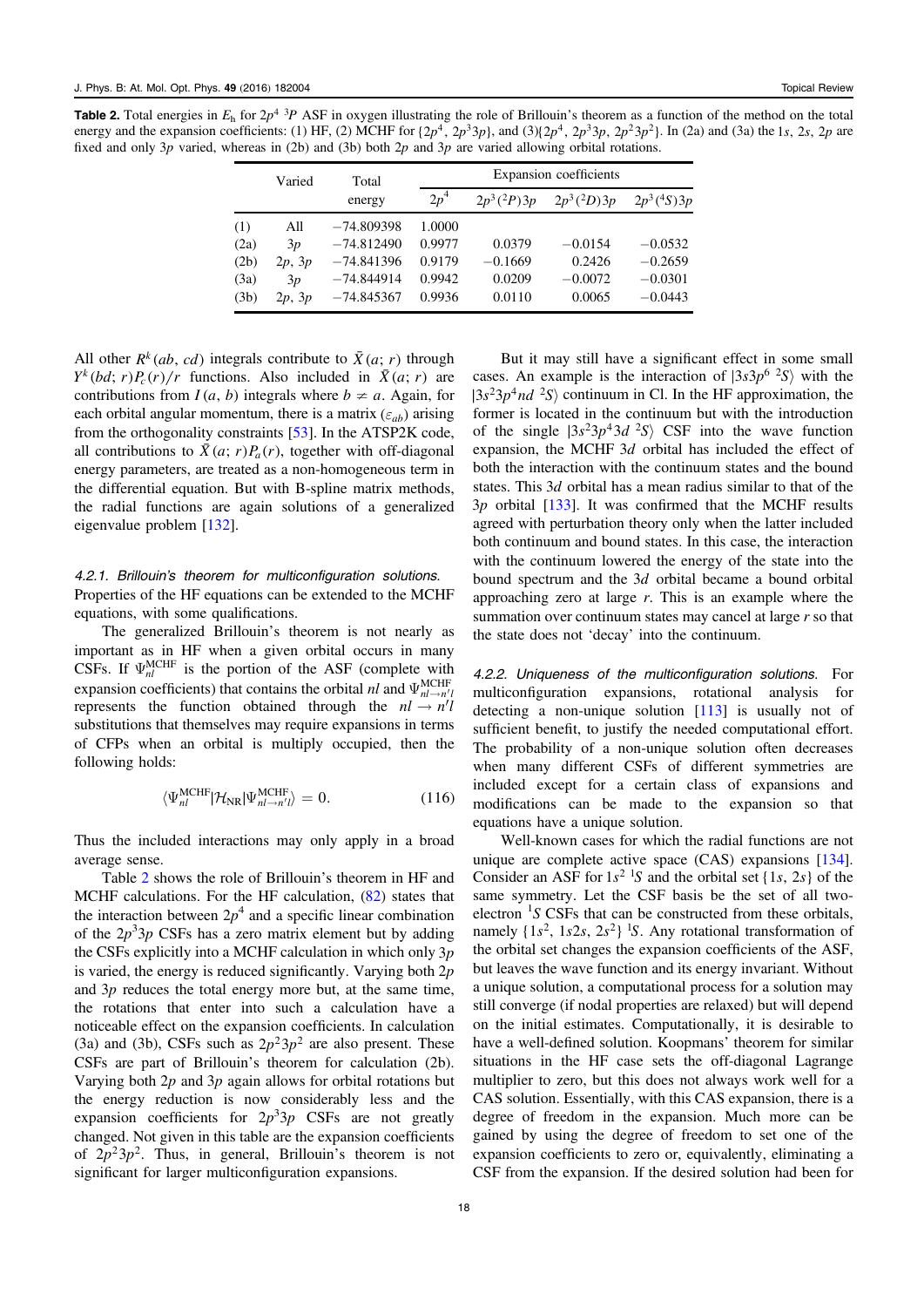**Table 2.** Total energies in $E_{\mathrm{h}}$ for $2p^4\ ^3P$ ASF in oxygen illustrating the role of Brillouin's theorem as a function of the method on the total energy and the expansion coefficients: (1) HF, (2) MCHF for $\{2p^4,\ 2p^3 3p\}$, and (3)$\{2p^4,\ 2p^3 3p,\ 2p^2 3p^2\}$. In (2a) and (3a) the $1s$, $2s$, $2p$ are fixed and only $3p$ varied, whereas in (2b) and (3b) both $2p$ and $3p$ are varied allowing orbital rotations.

| | Varied | Total energy | Expansion coefficients | | | |
|---|---|---|---|---|---|---|
| | | | $2p^4$ | $2p^3(^2P)3p$ | $2p^3(^2D)3p$ | $2p^3(^4S)3p$ |
| (1) | All | −74.809398 | 1.0000 | | | |
| (2a) | $3p$ | −74.812490 | 0.9977 | 0.0379 | −0.0154 | −0.0532 |
| (2b) | $2p$, $3p$ | −74.841396 | 0.9179 | −0.1669 | 0.2426 | −0.2659 |
| (3a) | $3p$ | −74.844914 | 0.9942 | 0.0209 | −0.0072 | −0.0301 |
| (3b) | $2p$, $3p$ | −74.845367 | 0.9936 | 0.0110 | 0.0065 | −0.0443 |

All other $R^k(ab,\ cd)$ integrals contribute to $\bar{X}(a;\ r)$ through $Y^k(bd;\ r)P_c(r)/r$ functions. Also included in $\bar{X}(a;\ r)$ are contributions from $I(a,\ b)$ integrals where $b \neq a$. Again, for each orbital angular momentum, there is a matrix $(\varepsilon_{ab})$ arising from the orthogonality constraints [53]. In the ATSP2K code, all contributions to $\bar{X}(a;\ r)P_a(r)$, together with off-diagonal energy parameters, are treated as a non-homogeneous term in the differential equation. But with B-spline matrix methods, the radial functions are again solutions of a generalized eigenvalue problem [132].

#### 4.2.1. Brillouin's theorem for multiconfiguration solutions.

Properties of the HF equations can be extended to the MCHF equations, with some qualifications.

The generalized Brillouin's theorem is not nearly as important as in HF when a given orbital occurs in many CSFs. If $\Psi_{nl}^{\mathrm{MCHF}}$ is the portion of the ASF (complete with expansion coefficients) that contains the orbital $nl$ and $\Psi_{nl\to n'l}^{\mathrm{MCHF}}$ represents the function obtained through the $nl \to n'l$ substitutions that themselves may require expansions in terms of CFPs when an orbital is multiply occupied, then the following holds:

$$\langle \Psi_{nl}^{\mathrm{MCHF}} | \mathcal{H}_{\mathrm{NR}} | \Psi_{nl\to n'l)}^{\mathrm{MCHF}} \rangle = 0. \tag{116}$$

Thus the included interactions may only apply in a broad average sense.

Table 2 shows the role of Brillouin's theorem in HF and MCHF calculations. For the HF calculation, (82) states that the interaction between $2p^4$ and a specific linear combination of the $2p^3 3p$ CSFs has a zero matrix element but by adding the CSFs explicitly into a MCHF calculation in which only $3p$ is varied, the energy is reduced significantly. Varying both $2p$ and $3p$ reduces the total energy more but, at the same time, the rotations that enter into such a calculation have a noticeable effect on the expansion coefficients. In calculation (3a) and (3b), CSFs such as $2p^2 3p^2$ are also present. These CSFs are part of Brillouin's theorem for calculation (2b). Varying both $2p$ and $3p$ again allows for orbital rotations but the energy reduction is now considerably less and the expansion coefficients for $2p^3 3p$ CSFs are not greatly changed. Not given in this table are the expansion coefficients of $2p^2 3p^2$. Thus, in general, Brillouin's theorem is not significant for larger multiconfiguration expansions.

But it may still have a significant effect in some small cases. An example is the interaction of $|3s3p^6\ ^2S\rangle$ with the $|3s^2 3p^4 nd\ ^2S\rangle$ continuum in Cl. In the HF approximation, the former is located in the continuum but with the introduction of the single $|3s^2 3p^4 3d\ ^2S\rangle$ CSF into the wave function expansion, the MCHF $3d$ orbital has included the effect of both the interaction with the continuum states and the bound states. This $3d$ orbital has a mean radius similar to that of the $3p$ orbital [133]. It was confirmed that the MCHF results agreed with perturbation theory only when the latter included both continuum and bound states. In this case, the interaction with the continuum lowered the energy of the state into the bound spectrum and the $3d$ orbital became a bound orbital approaching zero at large $r$. This is an example where the summation over continuum states may cancel at large $r$ so that the state does not 'decay' into the continuum.

#### 4.2.2. Uniqueness of the multiconfiguration solutions.

For multiconfiguration expansions, rotational analysis for detecting a non-unique solution [113] is usually not of sufficient benefit, to justify the needed computational effort. The probability of a non-unique solution often decreases when many different CSFs of different symmetries are included except for a certain class of expansions and modifications can be made to the expansion so that equations have a unique solution.

Well-known cases for which the radial functions are not unique are complete active space (CAS) expansions [134]. Consider an ASF for $1s^2\ ^1S$ and the orbital set $\{1s,\ 2s\}$ of the same symmetry. Let the CSF basis be the set of all two-electron $^1S$ CSFs that can be constructed from these orbitals, namely $\{1s^2,\ 1s2s,\ 2s^2\}\ ^1S$. Any rotational transformation of the orbital set changes the expansion coefficients of the ASF, but leaves the wave function and its energy invariant. Without a unique solution, a computational process for a solution may still converge (if nodal properties are relaxed) but will depend on the initial estimates. Computationally, it is desirable to have a well-defined solution. Koopmans' theorem for similar situations in the HF case sets the off-diagonal Lagrange multiplier to zero, but this does not always work well for a CAS solution. Essentially, with this CAS expansion, there is a degree of freedom in the expansion. Much more can be gained by using the degree of freedom to set one of the expansion coefficients to zero or, equivalently, eliminating a CSF from the expansion. If the desired solution had been for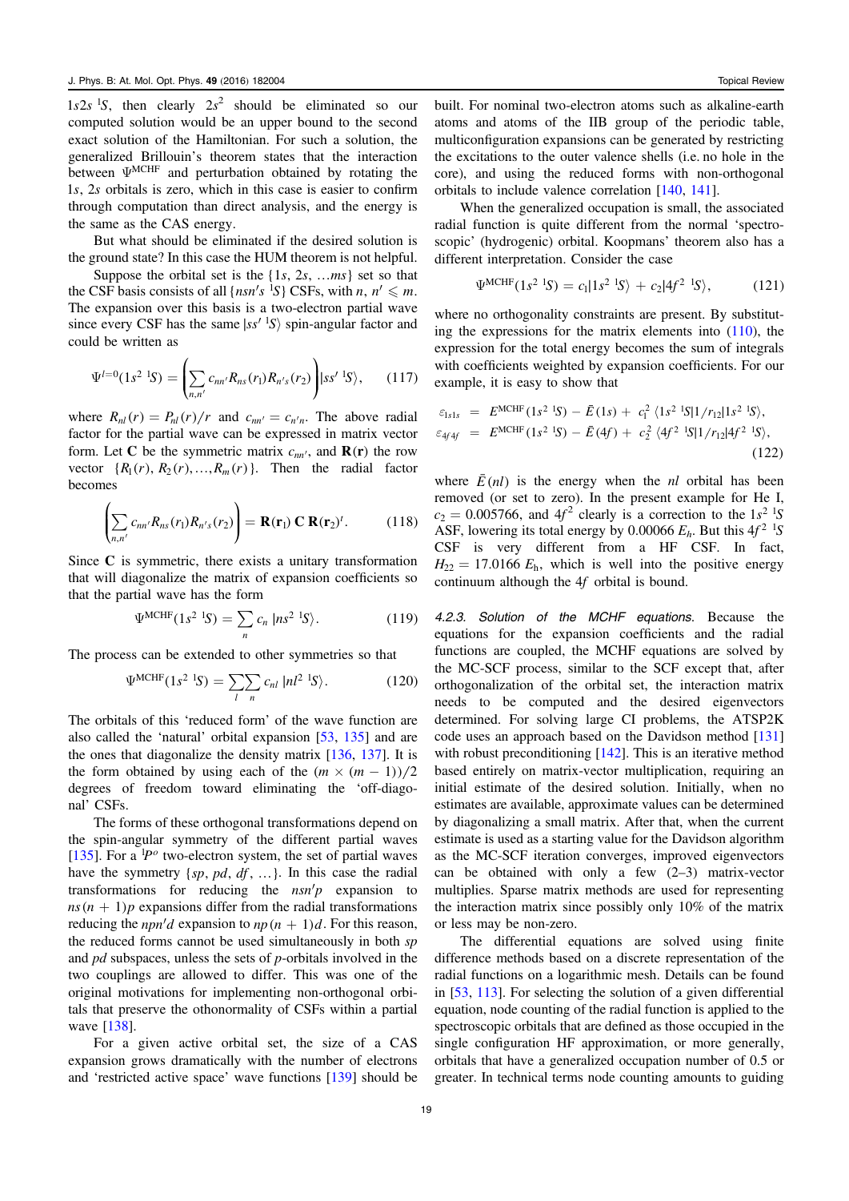$1s2s\ ^1S$, then clearly $2s^2$ should be eliminated so our computed solution would be an upper bound to the second exact solution of the Hamiltonian. For such a solution, the generalized Brillouin's theorem states that the interaction between $\Psi^{\mathrm{MCHF}}$ and perturbation obtained by rotating the $1s$, $2s$ orbitals is zero, which in this case is easier to confirm through computation than direct analysis, and the energy is the same as the CAS energy.

But what should be eliminated if the desired solution is the ground state? In this case the HUM theorem is not helpful.

Suppose the orbital set is the $\{1s, 2s, \ldots ms\}$ set so that the CSF basis consists of all $\{nsn's\ ^1S\}$ CSFs, with $n, n' \leqslant m$. The expansion over this basis is a two-electron partial wave since every CSF has the same $|ss'\ ^1S\rangle$ spin-angular factor and could be written as

$$\Psi^{l=0}(1s^2\ ^1S) = \left(\sum_{n,n'} c_{nn'} R_{ns}(r_1) R_{n's}(r_2)\right) |ss'\ ^1S\rangle, \qquad (117)$$

where $R_{nl}(r) = P_{nl}(r)/r$ and $c_{nn'} = c_{n'n}$. The above radial factor for the partial wave can be expressed in matrix vector form. Let $\mathbf{C}$ be the symmetric matrix $c_{nn'}$, and $\mathbf{R}(\mathbf{r})$ the row vector $\{R_1(r), R_2(r), \ldots, R_m(r)\}$. Then the radial factor becomes

$$\left(\sum_{n,n'} c_{nn'} R_{ns}(r_1) R_{n's}(r_2)\right) = \mathbf{R}(\mathbf{r}_1)\,\mathbf{C}\,\mathbf{R}(\mathbf{r}_2)^t. \qquad (118)$$

Since $\mathbf{C}$ is symmetric, there exists a unitary transformation that will diagonalize the matrix of expansion coefficients so that the partial wave has the form

$$\Psi^{\mathrm{MCHF}}(1s^2\ ^1S) = \sum_n c_n\ |ns^2\ ^1S\rangle. \qquad (119)$$

The process can be extended to other symmetries so that

$$\Psi^{\mathrm{MCHF}}(1s^2\ ^1S) = \sum_l \sum_n c_{nl}\ |nl^2\ ^1S\rangle. \qquad (120)$$

The orbitals of this 'reduced form' of the wave function are also called the 'natural' orbital expansion [53, 135] and are the ones that diagonalize the density matrix [136, 137]. It is the form obtained by using each of the $(m \times (m-1))/2$ degrees of freedom toward eliminating the 'off-diagonal' CSFs.

The forms of these orthogonal transformations depend on the spin-angular symmetry of the different partial waves [135]. For a $^1P^o$ two-electron system, the set of partial waves have the symmetry $\{sp, pd, df, \ldots\}$. In this case the radial transformations for reducing the $nsn'p$ expansion to $ns(n+1)p$ expansions differ from the radial transformations reducing the $npn'd$ expansion to $np(n+1)d$. For this reason, the reduced forms cannot be used simultaneously in both $sp$ and $pd$ subspaces, unless the sets of $p$-orbitals involved in the two couplings are allowed to differ. This was one of the original motivations for implementing non-orthogonal orbitals that preserve the othonormality of CSFs within a partial wave [138].

For a given active orbital set, the size of a CAS expansion grows dramatically with the number of electrons and 'restricted active space' wave functions [139] should be built. For nominal two-electron atoms such as alkaline-earth atoms and atoms of the IIB group of the periodic table, multiconfiguration expansions can be generated by restricting the excitations to the outer valence shells (i.e. no hole in the core), and using the reduced forms with non-orthogonal orbitals to include valence correlation [140, 141].

When the generalized occupation is small, the associated radial function is quite different from the normal 'spectroscopic' (hydrogenic) orbital. Koopmans' theorem also has a different interpretation. Consider the case

$$\Psi^{\mathrm{MCHF}}(1s^2\ ^1S) = c_1|1s^2\ ^1S\rangle + c_2|4f^2\ ^1S\rangle, \qquad (121)$$

where no orthogonality constraints are present. By substituting the expressions for the matrix elements into (110), the expression for the total energy becomes the sum of integrals with coefficients weighted by expansion coefficients. For our example, it is easy to show that

$$\begin{aligned}
\varepsilon_{1s1s} &= E^{\mathrm{MCHF}}(1s^2\ ^1S) - \bar{E}(1s) + c_1^2\ \langle 1s^2\ ^1S|1/r_{12}|1s^2\ ^1S\rangle, \\
\varepsilon_{4f4f} &= E^{\mathrm{MCHF}}(1s^2\ ^1S) - \bar{E}(4f) + c_2^2\ \langle 4f^2\ ^1S|1/r_{12}|4f^2\ ^1S\rangle,
\end{aligned} \qquad (122)$$

where $\bar{E}(nl)$ is the energy when the $nl$ orbital has been removed (or set to zero). In the present example for He I, $c_2 = 0.005766$, and $4f^2$ clearly is a correction to the $1s^2\ ^1S$ ASF, lowering its total energy by $0.00066\ E_h$. But this $4f^2\ ^1S$ CSF is very different from a HF CSF. In fact, $H_{22} = 17.0166\ E_\mathrm{h}$, which is well into the positive energy continuum although the $4f$ orbital is bound.

#### 4.2.3. Solution of the MCHF equations.

Because the equations for the expansion coefficients and the radial functions are coupled, the MCHF equations are solved by the MC-SCF process, similar to the SCF except that, after orthogonalization of the orbital set, the interaction matrix needs to be computed and the desired eigenvectors determined. For solving large CI problems, the ATSP2K code uses an approach based on the Davidson method [131] with robust preconditioning [142]. This is an iterative method based entirely on matrix-vector multiplication, requiring an initial estimate of the desired solution. Initially, when no estimates are available, approximate values can be determined by diagonalizing a small matrix. After that, when the current estimate is used as a starting value for the Davidson algorithm as the MC-SCF iteration converges, improved eigenvectors can be obtained with only a few (2–3) matrix-vector multiplies. Sparse matrix methods are used for representing the interaction matrix since possibly only 10% of the matrix or less may be non-zero.

The differential equations are solved using finite difference methods based on a discrete representation of the radial functions on a logarithmic mesh. Details can be found in [53, 113]. For selecting the solution of a given differential equation, node counting of the radial function is applied to the spectroscopic orbitals that are defined as those occupied in the single configuration HF approximation, or more generally, orbitals that have a generalized occupation number of 0.5 or greater. In technical terms node counting amounts to guiding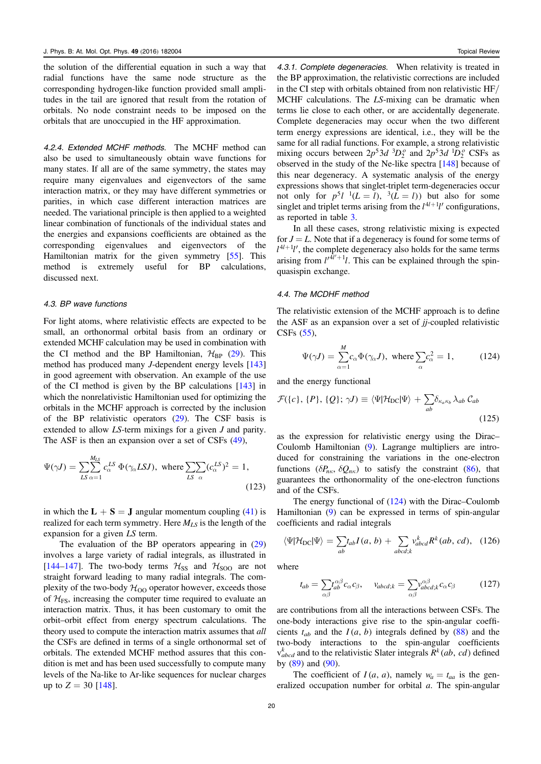the solution of the differential equation in such a way that radial functions have the same node structure as the corresponding hydrogen-like function provided small amplitudes in the tail are ignored that result from the rotation of orbitals. No node constraint needs to be imposed on the orbitals that are unoccupied in the HF approximation.

#### 4.2.4. Extended MCHF methods.

The MCHF method can also be used to simultaneously obtain wave functions for many states. If all are of the same symmetry, the states may require many eigenvalues and eigenvectors of the same interaction matrix, or they may have different symmetries or parities, in which case different interaction matrices are needed. The variational principle is then applied to a weighted linear combination of functionals of the individual states and the energies and expansions coefficients are obtained as the corresponding eigenvalues and eigenvectors of the Hamiltonian matrix for the given symmetry [55]. This method is extremely useful for BP calculations, discussed next.

### 4.3. BP wave functions

For light atoms, where relativistic effects are expected to be small, an orthonormal orbital basis from an ordinary or extended MCHF calculation may be used in combination with the CI method and the BP Hamiltonian, $\mathcal{H}_{\mathrm{BP}}$ (29). This method has produced many $J$-dependent energy levels [143] in good agreement with observation. An example of the use of the CI method is given by the BP calculations [143] in which the nonrelativistic Hamiltonian used for optimizing the orbitals in the MCHF approach is corrected by the inclusion of the BP relativistic operators (29). The CSF basis is extended to allow $LS$-term mixings for a given $J$ and parity. The ASF is then an expansion over a set of CSFs (49),

$$\Psi(\gamma J) = \sum_{LS}\sum_{\alpha=1}^{M_{LS}} c_\alpha^{LS}\, \Phi(\gamma_\alpha LSJ), \text{ where } \sum_{LS}\sum_{\alpha}(c_\alpha^{LS})^2 = 1, \tag{123}$$

in which the $\mathbf{L}+\mathbf{S}=\mathbf{J}$ angular momentum coupling (41) is realized for each term symmetry. Here $M_{LS}$ is the length of the expansion for a given $LS$ term.

The evaluation of the BP operators appearing in (29) involves a large variety of radial integrals, as illustrated in [144–147]. The two-body terms $\mathcal{H}_{\mathrm{SS}}$ and $\mathcal{H}_{\mathrm{SOO}}$ are not straight forward leading to many radial integrals. The complexity of the two-body $\mathcal{H}_{\mathrm{OO}}$ operator however, exceeds those of $\mathcal{H}_{\mathrm{FS}}$, increasing the computer time required to evaluate an interaction matrix. Thus, it has been customary to omit the orbit–orbit effect from energy spectrum calculations. The theory used to compute the interaction matrix assumes that *all* the CSFs are defined in terms of a single orthonormal set of orbitals. The extended MCHF method assures that this condition is met and has been used successfully to compute many levels of the Na-like to Ar-like sequences for nuclear charges up to $Z = 30$ [148].

#### 4.3.1. Complete degeneracies.

When relativity is treated in the BP approximation, the relativistic corrections are included in the CI step with orbitals obtained from non relativistic HF/MCHF calculations. The $LS$-mixing can be dramatic when terms lie close to each other, or are accidentally degenerate. Complete degeneracies may occur when the two different term energy expressions are identical, i.e., they will be the same for all radial functions. For example, a strong relativistic mixing occurs between $2p^5 3d\ ^3D_2^o$ and $2p^5 3d\ ^1D_2^o$ CSFs as observed in the study of the Ne-like spectra [148] because of this near degeneracy. A systematic analysis of the energy expressions shows that singlet-triplet term-degeneracies occur not only for $p^5 l\ ^1(L=l),\ ^3(L=l))$ but also for some singlet and triplet terms arising from the $l^{4l+1}l'$ configurations, as reported in table 3.

In all these cases, strong relativistic mixing is expected for $J = L$. Note that if a degeneracy is found for some terms of $l^{4l+1}l'$, the complete degeneracy also holds for the same terms arising from $l'^{4l'+1}l$. This can be explained through the spin-quasispin exchange.

### 4.4. The MCDHF method

The relativistic extension of the MCHF approach is to define the ASF as an expansion over a set of $jj$-coupled relativistic CSFs (55),

$$\Psi(\gamma J) = \sum_{\alpha=1}^{M} c_\alpha \Phi(\gamma_\alpha J), \text{ where } \sum_\alpha c_\alpha^2 = 1, \tag{124}$$

and the energy functional

$$\mathcal{F}(\{c\}, \{P\}, \{Q\}; \gamma J) \equiv \langle \Psi | \mathcal{H}_{\mathrm{DC}} | \Psi \rangle + \sum_{ab} \delta_{\kappa_a \kappa_b} \lambda_{ab}\, \mathcal{C}_{ab} \tag{125}$$

as the expression for relativistic energy using the Dirac–Coulomb Hamiltonian (9). Lagrange multipliers are introduced for constraining the variations in the one-electron functions $(\delta P_{n\kappa}, \delta Q_{n\kappa})$ to satisfy the constraint (86), that guarantees the orthonormality of the one-electron functions and of the CSFs.

The energy functional of (124) with the Dirac–Coulomb Hamiltonian (9) can be expressed in terms of spin-angular coefficients and radial integrals

$$\langle \Psi | \mathcal{H}_{\mathrm{DC}} | \Psi \rangle = \sum_{ab} t_{ab} I(a, b) + \sum_{abcd;k} v_{abcd}^k R^k(ab, cd), \tag{126}$$

where

$$t_{ab} = \sum_{\alpha\beta} t_{ab}^{\alpha\beta} c_\alpha c_\beta, \quad v_{abcd;k} = \sum_{\alpha\beta} v_{abcd;k}^{\alpha\beta} c_\alpha c_\beta \tag{127}$$

are contributions from all the interactions between CSFs. The one-body interactions give rise to the spin-angular coefficients $t_{ab}$ and the $I(a, b)$ integrals defined by (88) and the two-body interactions to the spin-angular coefficients $v_{abcd}^k$ and to the relativistic Slater integrals $R^k(ab, cd)$ defined by (89) and (90).

The coefficient of $I(a, a)$, namely $w_a = t_{aa}$ is the generalized occupation number for orbital $a$. The spin-angular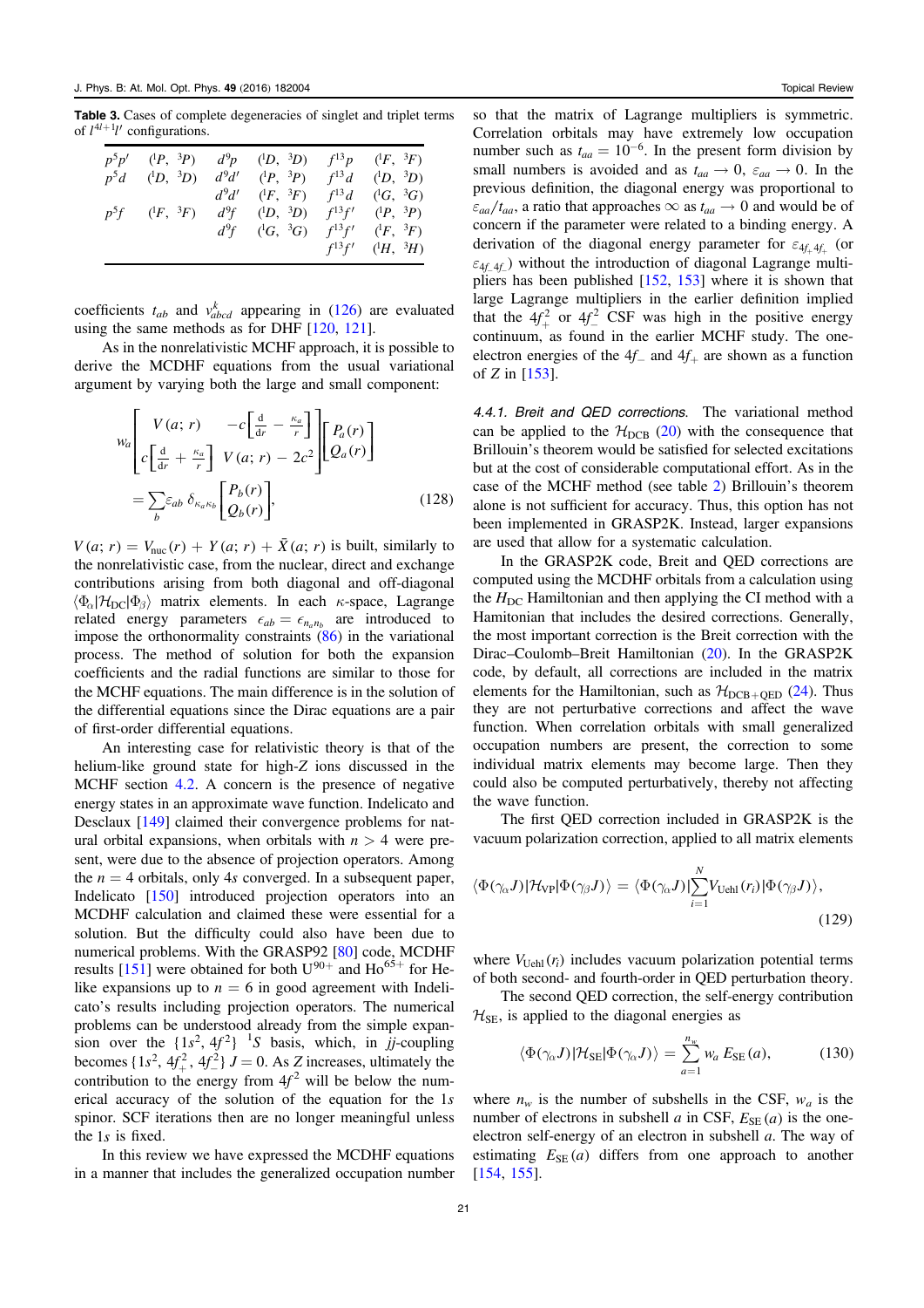**Table 3.** Cases of complete degeneracies of singlet and triplet terms of $l^{4l+1}l'$ configurations.

| | | | | | |
|---|---|---|---|---|---|
| $p^5p'$ | $(^1P,\ ^3P)$ | $d^9p$ | $(^1D,\ ^3D)$ | $f^{13}p$ | $(^1F,\ ^3F)$ |
| $p^5d$ | $(^1D,\ ^3D)$ | $d^9d'$ | $(^1P,\ ^3P)$ | $f^{13}d$ | $(^1D,\ ^3D)$ |
| | | $d^9d'$ | $(^1F,\ ^3F)$ | $f^{13}d$ | $(^1G,\ ^3G)$ |
| $p^5f$ | $(^1F,\ ^3F)$ | $d^9f$ | $(^1D,\ ^3D)$ | $f^{13}f'$ | $(^1P,\ ^3P)$ |
| | | $d^9f$ | $(^1G,\ ^3G)$ | $f^{13}f'$ | $(^1F,\ ^3F)$ |
| | | | | $f^{13}f'$ | $(^1H,\ ^3H)$ |

coefficients $t_{ab}$ and $v^k_{abcd}$ appearing in (126) are evaluated using the same methods as for DHF [120, 121].

As in the nonrelativistic MCHF approach, it is possible to derive the MCDHF equations from the usual variational argument by varying both the large and small component:

$$w_a \begin{bmatrix} V(a;\,r) & -c\left[\frac{\mathrm{d}}{\mathrm{d}r} - \frac{\kappa_a}{r}\right] \\ c\left[\frac{\mathrm{d}}{\mathrm{d}r} + \frac{\kappa_a}{r}\right] & V(a;\,r) - 2c^2 \end{bmatrix} \begin{bmatrix} P_a(r) \\ Q_a(r) \end{bmatrix} = \sum_b \varepsilon_{ab}\, \delta_{\kappa_a \kappa_b} \begin{bmatrix} P_b(r) \\ Q_b(r) \end{bmatrix}, \tag{128}$$

$V(a;\,r) = V_{\rm nuc}(r) + Y(a;\,r) + \bar{X}(a;\,r)$ is built, similarly to the nonrelativistic case, from the nuclear, direct and exchange contributions arising from both diagonal and off-diagonal $\langle \Phi_\alpha | \mathcal{H}_{\rm DC} | \Phi_\beta \rangle$ matrix elements. In each $\kappa$-space, Lagrange related energy parameters $\epsilon_{ab} = \epsilon_{n_a n_b}$ are introduced to impose the orthonormality constraints (86) in the variational process. The method of solution for both the expansion coefficients and the radial functions are similar to those for the MCHF equations. The main difference is in the solution of the differential equations since the Dirac equations are a pair of first-order differential equations.

An interesting case for relativistic theory is that of the helium-like ground state for high-$Z$ ions discussed in the MCHF section 4.2. A concern is the presence of negative energy states in an approximate wave function. Indelicato and Desclaux [149] claimed their convergence problems for natural orbital expansions, when orbitals with $n > 4$ were present, were due to the absence of projection operators. Among the $n = 4$ orbitals, only $4s$ converged. In a subsequent paper, Indelicato [150] introduced projection operators into an MCDHF calculation and claimed these were essential for a solution. But the difficulty could also have been due to numerical problems. With the GRASP92 [80] code, MCDHF results [151] were obtained for both $U^{90+}$ and $Ho^{65+}$ for He-like expansions up to $n = 6$ in good agreement with Indelicato's results including projection operators. The numerical problems can be understood already from the simple expansion over the $\{1s^2,\, 4f^2\}\ ^1S$ basis, which, in $jj$-coupling becomes $\{1s^2,\, 4f_+^2,\, 4f_-^2\}\ J = 0$. As $Z$ increases, ultimately the contribution to the energy from $4f^2$ will be below the numerical accuracy of the solution of the equation for the $1s$ spinor. SCF iterations then are no longer meaningful unless the $1s$ is fixed.

In this review we have expressed the MCDHF equations in a manner that includes the generalized occupation number so that the matrix of Lagrange multipliers is symmetric. Correlation orbitals may have extremely low occupation number such as $t_{aa} = 10^{-6}$. In the present form division by small numbers is avoided and as $t_{aa} \to 0$, $\varepsilon_{aa} \to 0$. In the previous definition, the diagonal energy was proportional to $\varepsilon_{aa}/t_{aa}$, a ratio that approaches $\infty$ as $t_{aa} \to 0$ and would be of concern if the parameter were related to a binding energy. A derivation of the diagonal energy parameter for $\varepsilon_{4f_+4f_+}$ (or $\varepsilon_{4f_-4f_-}$) without the introduction of diagonal Lagrange multipliers has been published [152, 153] where it is shown that large Lagrange multipliers in the earlier definition implied that the $4f_+^2$ or $4f_-^2$ CSF was high in the positive energy continuum, as found in the earlier MCHF study. The one-electron energies of the $4f_-$ and $4f_+$ are shown as a function of $Z$ in [153].

#### 4.4.1. Breit and QED corrections.

The variational method can be applied to the $\mathcal{H}_{\rm DCB}$ (20) with the consequence that Brillouin's theorem would be satisfied for selected excitations but at the cost of considerable computational effort. As in the case of the MCHF method (see table 2) Brillouin's theorem alone is not sufficient for accuracy. Thus, this option has not been implemented in GRASP2K. Instead, larger expansions are used that allow for a systematic calculation.

In the GRASP2K code, Breit and QED corrections are computed using the MCDHF orbitals from a calculation using the $H_{\rm DC}$ Hamiltonian and then applying the CI method with a Hamiltonian that includes the desired corrections. Generally, the most important correction is the Breit correction with the Dirac–Coulomb–Breit Hamiltonian (20). In the GRASP2K code, by default, all corrections are included in the matrix elements for the Hamiltonian, such as $\mathcal{H}_{\rm DCB+QED}$ (24). Thus they are not perturbative corrections and affect the wave function. When correlation orbitals with small generalized occupation numbers are present, the correction to some individual matrix elements may become large. Then they could also be computed perturbatively, thereby not affecting the wave function.

The first QED correction included in GRASP2K is the vacuum polarization correction, applied to all matrix elements

$$\langle \Phi(\gamma_\alpha J) | \mathcal{H}_{\rm VP} | \Phi(\gamma_\beta J) \rangle = \langle \Phi(\gamma_\alpha J) | \sum_{i=1}^{N} V_{\rm Uehl}(r_i) | \Phi(\gamma_\beta J) \rangle, \tag{129}$$

where $V_{\rm Uehl}(r_i)$ includes vacuum polarization potential terms of both second- and fourth-order in QED perturbation theory.

The second QED correction, the self-energy contribution $\mathcal{H}_{\rm SE}$, is applied to the diagonal energies as

$$\langle \Phi(\gamma_\alpha J) | \mathcal{H}_{\rm SE} | \Phi(\gamma_\alpha J) \rangle = \sum_{a=1}^{n_w} w_a\, E_{\rm SE}(a), \tag{130}$$

where $n_w$ is the number of subshells in the CSF, $w_a$ is the number of electrons in subshell $a$ in CSF, $E_{\rm SE}(a)$ is the one-electron self-energy of an electron in subshell $a$. The way of estimating $E_{\rm SE}(a)$ differs from one approach to another [154, 155].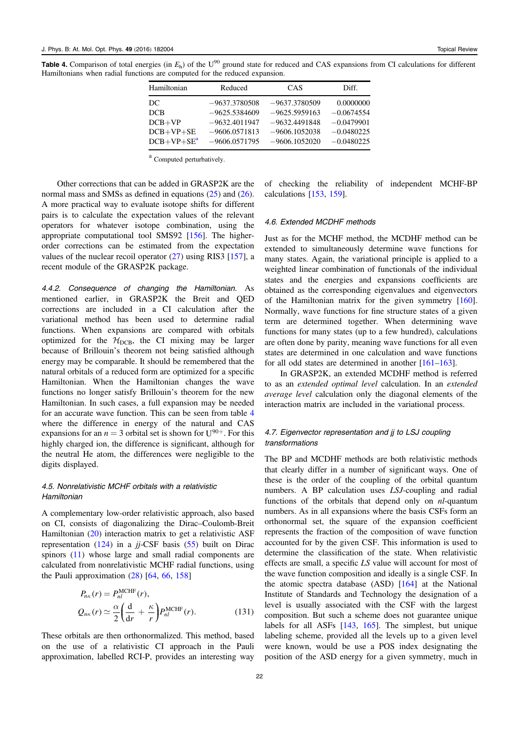**Table 4.** Comparison of total energies (in $E_h$) of the $U^{90}$ ground state for reduced and CAS expansions from CI calculations for different Hamiltonians when radial functions are computed for the reduced expansion.

| Hamiltonian | Reduced | CAS | Diff. |
|---|---|---|---|
| DC | −9637.3780508 | −9637.3780509 | 0.0000000 |
| DCB | −9625.5384609 | −9625.5959163 | −0.0674554 |
| DCB+VP | −9632.4011947 | −9632.4491848 | −0.0479901 |
| DCB+VP+SE | −9606.0571813 | −9606.1052038 | −0.0480225 |
| DCB+VP+SE[a] | −9606.0571795 | −9606.1052020 | −0.0480225 |

[a] Computed perturbatively.

Other corrections that can be added in GRASP2K are the normal mass and SMSs as defined in equations (25) and (26). A more practical way to evaluate isotope shifts for different pairs is to calculate the expectation values of the relevant operators for whatever isotope combination, using the appropriate computational tool SMS92 [156]. The higher-order corrections can be estimated from the expectation values of the nuclear recoil operator (27) using RIS3 [157], a recent module of the GRASP2K package.

*4.4.2. Consequence of changing the Hamiltonian.* As mentioned earlier, in GRASP2K the Breit and QED corrections are included in a CI calculation after the variational method has been used to determine radial functions. When expansions are compared with orbitals optimized for the $\mathcal{H}_{\mathrm{DCB}}$, the CI mixing may be larger because of Brillouin's theorem not being satisfied although energy may be comparable. It should be remembered that the natural orbitals of a reduced form are optimized for a specific Hamiltonian. When the Hamiltonian changes the wave functions no longer satisfy Brillouin's theorem for the new Hamiltonian. In such cases, a full expansion may be needed for an accurate wave function. This can be seen from table 4 where the difference in energy of the natural and CAS expansions for an $n = 3$ orbital set is shown for $U^{90+}$. For this highly charged ion, the difference is significant, although for the neutral He atom, the differences were negligible to the digits displayed.

### 4.5. Nonrelativistic MCHF orbitals with a relativistic Hamiltonian

A complementary low-order relativistic approach, also based on CI, consists of diagonalizing the Dirac–Coulomb-Breit Hamiltonian (20) interaction matrix to get a relativistic ASF representation (124) in a *jj*-CSF basis (55) built on Dirac spinors (11) whose large and small radial components are calculated from nonrelativistic MCHF radial functions, using the Pauli approximation (28) [64, 66, 158]

$$P_{n\kappa}(r) = P_{nl}^{\mathrm{MCHF}}(r),$$
$$Q_{n\kappa}(r) \simeq \frac{\alpha}{2}\left(\frac{\mathrm{d}}{\mathrm{d}r} + \frac{\kappa}{r}\right)P_{nl}^{\mathrm{MCHF}}(r). \qquad (131)$$

These orbitals are then orthonormalized. This method, based on the use of a relativistic CI approach in the Pauli approximation, labelled RCI-P, provides an interesting way of checking the reliability of independent MCHF-BP calculations [153, 159].

### 4.6. Extended MCDHF methods

Just as for the MCHF method, the MCDHF method can be extended to simultaneously determine wave functions for many states. Again, the variational principle is applied to a weighted linear combination of functionals of the individual states and the energies and expansions coefficients are obtained as the corresponding eigenvalues and eigenvectors of the Hamiltonian matrix for the given symmetry [160]. Normally, wave functions for fine structure states of a given term are determined together. When determining wave functions for many states (up to a few hundred), calculations are often done by parity, meaning wave functions for all even states are determined in one calculation and wave functions for all odd states are determined in another [161–163].

In GRASP2K, an extended MCDHF method is referred to as an *extended optimal level* calculation. In an *extended average level* calculation only the diagonal elements of the interaction matrix are included in the variational process.

### 4.7. Eigenvector representation and jj to LSJ coupling transformations

The BP and MCDHF methods are both relativistic methods that clearly differ in a number of significant ways. One of these is the order of the coupling of the orbital quantum numbers. A BP calculation uses *LSJ*-coupling and radial functions of the orbitals that depend only on *nl*-quantum numbers. As in all expansions where the basis CSFs form an orthonormal set, the square of the expansion coefficient represents the fraction of the composition of wave function accounted for by the given CSF. This information is used to determine the classification of the state. When relativistic effects are small, a specific *LS* value will account for most of the wave function composition and ideally is a single CSF. In the atomic spectra database (ASD) [164] at the National Institute of Standards and Technology the designation of a level is usually associated with the CSF with the largest composition. But such a scheme does not guarantee unique labels for all ASFs [143, 165]. The simplest, but unique labeling scheme, provided all the levels up to a given level were known, would be use a POS index designating the position of the ASD energy for a given symmetry, much in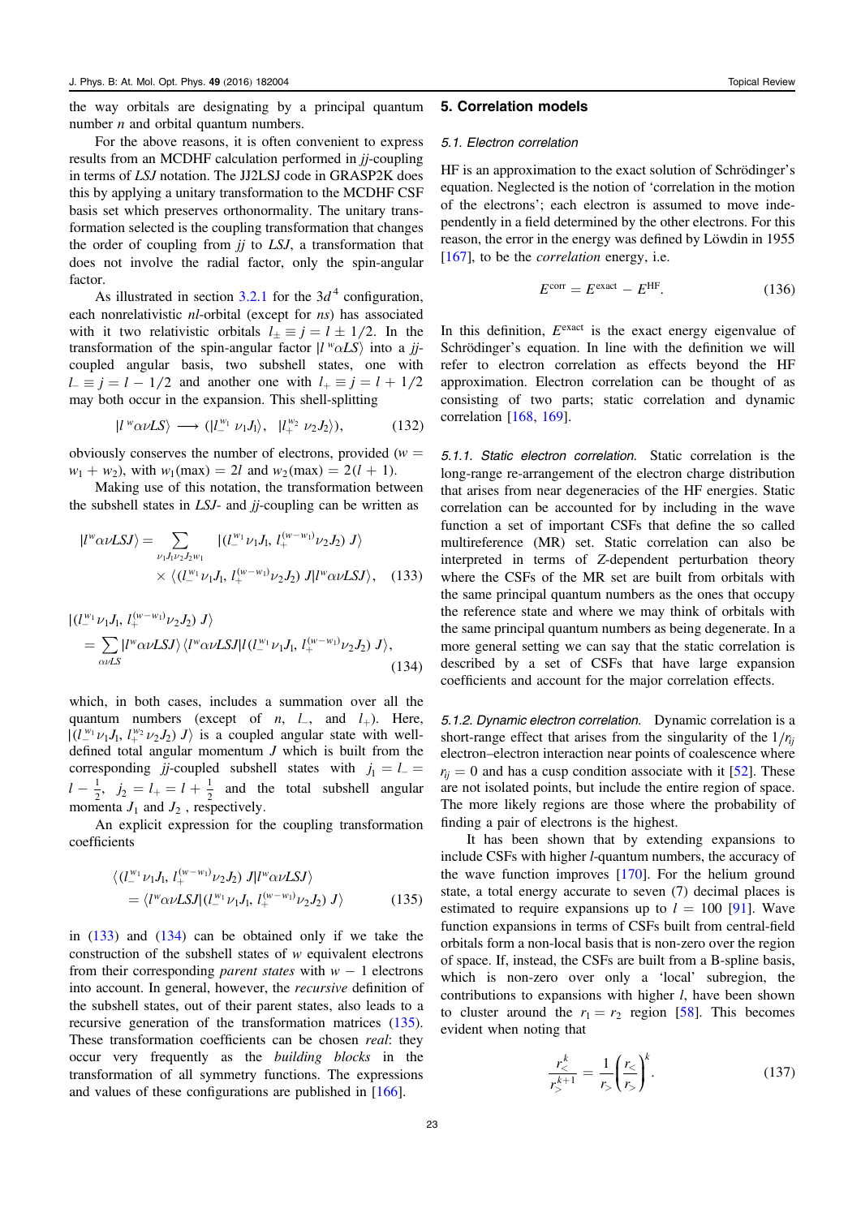the way orbitals are designating by a principal quantum number $n$ and orbital quantum numbers.

For the above reasons, it is often convenient to express results from an MCDHF calculation performed in *jj*-coupling in terms of *LSJ* notation. The JJ2LSJ code in GRASP2K does this by applying a unitary transformation to the MCDHF CSF basis set which preserves orthonormality. The unitary transformation selected is the coupling transformation that changes the order of coupling from *jj* to *LSJ*, a transformation that does not involve the radial factor, only the spin-angular factor.

As illustrated in section 3.2.1 for the $3d^4$ configuration, each nonrelativistic *nl*-orbital (except for *ns*) has associated with it two relativistic orbitals $l_\pm \equiv j = l \pm 1/2$. In the transformation of the spin-angular factor $|l^w \alpha LS\rangle$ into a *jj*-coupled angular basis, two subshell states, one with $l_- \equiv j = l - 1/2$ and another one with $l_+ \equiv j = l + 1/2$ may both occur in the expansion. This shell-splitting

$$|l^w \alpha \nu LS\rangle \longrightarrow (|l_-^{w_1}\, \nu_1 J_1\rangle,\ \ |l_+^{w_2}\, \nu_2 J_2\rangle), \tag{132}$$

obviously conserves the number of electrons, provided ($w = w_1 + w_2$), with $w_1(\max) = 2l$ and $w_2(\max) = 2(l+1)$.

Making use of this notation, the transformation between the subshell states in *LSJ*- and *jj*-coupling can be written as

$$\begin{aligned}|l^w \alpha \nu LSJ\rangle = &\sum_{\nu_1 J_1 \nu_2 J_2 w_1} |(l_-^{w_1} \nu_1 J_1,\, l_+^{(w-w_1)} \nu_2 J_2)\ J\rangle \\ &\times \langle (l_-^{w_1} \nu_1 J_1,\, l_+^{(w-w_1)} \nu_2 J_2)\ J | l^w \alpha \nu LSJ\rangle,\end{aligned} \tag{133}$$

$$\begin{aligned}&|(l_-^{w_1} \nu_1 J_1,\, l_+^{(w-w_1)} \nu_2 J_2)\ J\rangle \\ &= \sum_{\alpha \nu LS} |l^w \alpha \nu LSJ\rangle \langle l^w \alpha \nu LSJ | l (l_-^{w_1} \nu_1 J_1,\, l_+^{(w-w_1)} \nu_2 J_2)\ J\rangle,\end{aligned} \tag{134}$$

which, in both cases, includes a summation over all the quantum numbers (except of $n$, $l_-$, and $l_+$). Here, $|(l_-^{w_1} \nu_1 J_1,\, l_+^{w_2} \nu_2 J_2)\ J\rangle$ is a coupled angular state with well-defined total angular momentum $J$ which is built from the corresponding *jj*-coupled subshell states with $j_1 = l_- = l - \frac{1}{2}$, $j_2 = l_+ = l + \frac{1}{2}$ and the total subshell angular momenta $J_1$ and $J_2$, respectively.

An explicit expression for the coupling transformation coefficients

$$\begin{aligned}&\langle (l_-^{w_1} \nu_1 J_1,\, l_+^{(w-w_1)} \nu_2 J_2)\ J | l^w \alpha \nu LSJ\rangle \\ &= \langle l^w \alpha \nu LSJ | (l_-^{w_1} \nu_1 J_1,\, l_+^{(w-w_1)} \nu_2 J_2)\ J\rangle\end{aligned} \tag{135}$$

in (133) and (134) can be obtained only if we take the construction of the subshell states of $w$ equivalent electrons from their corresponding *parent states* with $w-1$ electrons into account. In general, however, the *recursive* definition of the subshell states, out of their parent states, also leads to a recursive generation of the transformation matrices (135). These transformation coefficients can be chosen *real*: they occur very frequently as the *building blocks* in the transformation of all symmetry functions. The expressions and values of these configurations are published in [166].

## 5. Correlation models

### 5.1. Electron correlation

HF is an approximation to the exact solution of Schrödinger's equation. Neglected is the notion of 'correlation in the motion of the electrons'; each electron is assumed to move independently in a field determined by the other electrons. For this reason, the error in the energy was defined by Löwdin in 1955 [167], to be the *correlation* energy, i.e.

$$E^{\mathrm{corr}} = E^{\mathrm{exact}} - E^{\mathrm{HF}}. \tag{136}$$

In this definition, $E^{\mathrm{exact}}$ is the exact energy eigenvalue of Schrödinger's equation. In line with the definition we will refer to electron correlation as effects beyond the HF approximation. Electron correlation can be thought of as consisting of two parts; static correlation and dynamic correlation [168, 169].

*5.1.1. Static electron correlation.* Static correlation is the long-range re-arrangement of the electron charge distribution that arises from near degeneracies of the HF energies. Static correlation can be accounted for by including in the wave function a set of important CSFs that define the so called multireference (MR) set. Static correlation can also be interpreted in terms of $Z$-dependent perturbation theory where the CSFs of the MR set are built from orbitals with the same principal quantum numbers as the ones that occupy the reference state and where we may think of orbitals with the same principal quantum numbers as being degenerate. In a more general setting we can say that the static correlation is described by a set of CSFs that have large expansion coefficients and account for the major correlation effects.

*5.1.2. Dynamic electron correlation.* Dynamic correlation is a short-range effect that arises from the singularity of the $1/r_{ij}$ electron–electron interaction near points of coalescence where $r_{ij} = 0$ and has a cusp condition associate with it [52]. These are not isolated points, but include the entire region of space. The more likely regions are those where the probability of finding a pair of electrons is the highest.

It has been shown that by extending expansions to include CSFs with higher $l$-quantum numbers, the accuracy of the wave function improves [170]. For the helium ground state, a total energy accurate to seven (7) decimal places is estimated to require expansions up to $l = 100$ [91]. Wave function expansions in terms of CSFs built from central-field orbitals form a non-local basis that is non-zero over the region of space. If, instead, the CSFs are built from a B-spline basis, which is non-zero over only a 'local' subregion, the contributions to expansions with higher $l$, have been shown to cluster around the $r_1 = r_2$ region [58]. This becomes evident when noting that

$$\frac{r_<^k}{r_>^{k+1}} = \frac{1}{r_>}\left(\frac{r_<}{r_>}\right)^k. \tag{137}$$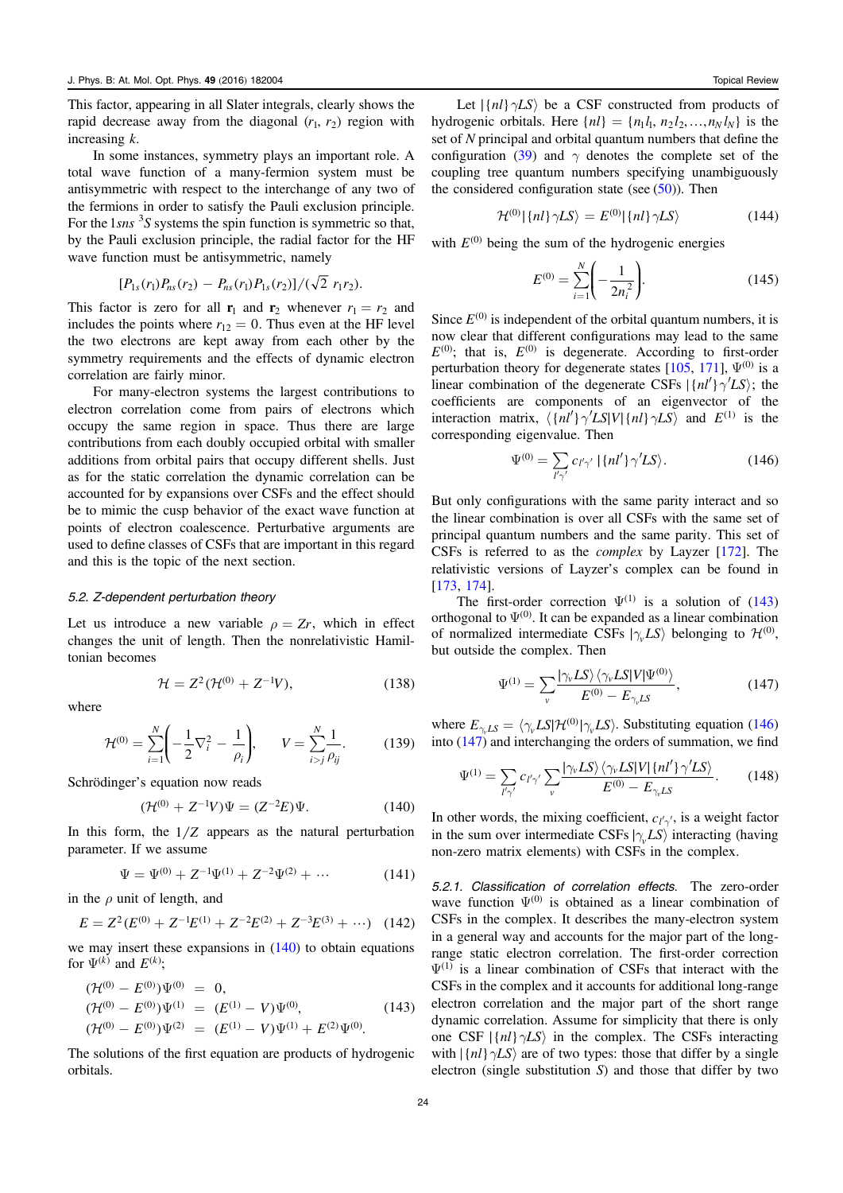This factor, appearing in all Slater integrals, clearly shows the rapid decrease away from the diagonal ($r_1$, $r_2$) region with increasing $k$.

In some instances, symmetry plays an important role. A total wave function of a many-fermion system must be antisymmetric with respect to the interchange of any two of the fermions in order to satisfy the Pauli exclusion principle. For the $1sns\ ^3S$ systems the spin function is symmetric so that, by the Pauli exclusion principle, the radial factor for the HF wave function must be antisymmetric, namely

$$[P_{1s}(r_2)P_{ns}(r_2) - P_{ns}(r_1)P_{1s}(r_2)]/(\sqrt{2}\ r_1 r_2).$$

This factor is zero for all $\mathbf{r}_1$ and $\mathbf{r}_2$ whenever $r_1 = r_2$ and includes the points where $r_{12} = 0$. Thus even at the HF level the two electrons are kept away from each other by the symmetry requirements and the effects of dynamic electron correlation are fairly minor.

For many-electron systems the largest contributions to electron correlation come from pairs of electrons which occupy the same region in space. Thus there are large contributions from each doubly occupied orbital with smaller additions from orbital pairs that occupy different shells. Just as for the static correlation the dynamic correlation can be accounted for by expansions over CSFs and the effect should be to mimic the cusp behavior of the exact wave function at points of electron coalescence. Perturbative arguments are used to define classes of CSFs that are important in this regard and this is the topic of the next section.

### 5.2. Z-dependent perturbation theory

Let us introduce a new variable $\rho = Zr$, which in effect changes the unit of length. Then the nonrelativistic Hamiltonian becomes

$$\mathcal{H} = Z^2(\mathcal{H}^{(0)} + Z^{-1}V), \tag{138}$$

where

$$\mathcal{H}^{(0)} = \sum_{i=1}^{N}\left(-\frac{1}{2}\nabla_i^2 - \frac{1}{\rho_i}\right), \qquad V = \sum_{i>j}^{N}\frac{1}{\rho_{ij}}. \tag{139}$$

Schrödinger's equation now reads

$$(\mathcal{H}^{(0)} + Z^{-1}V)\Psi = (Z^{-2}E)\Psi. \tag{140}$$

In this form, the $1/Z$ appears as the natural perturbation parameter. If we assume

$$\Psi = \Psi^{(0)} + Z^{-1}\Psi^{(1)} + Z^{-2}\Psi^{(2)} + \cdots \tag{141}$$

in the $\rho$ unit of length, and

$$E = Z^2(E^{(0)} + Z^{-1}E^{(1)} + Z^{-2}E^{(2)} + Z^{-3}E^{(3)} + \cdots) \tag{142}$$

we may insert these expansions in (140) to obtain equations for $\Psi^{(k)}$ and $E^{(k)}$;

$$\begin{aligned}
(\mathcal{H}^{(0)} - E^{(0)})\Psi^{(0)} &= 0, \\
(\mathcal{H}^{(0)} - E^{(0)})\Psi^{(1)} &= (E^{(1)} - V)\Psi^{(0)}, \\
(\mathcal{H}^{(0)} - E^{(0)})\Psi^{(2)} &= (E^{(1)} - V)\Psi^{(1)} + E^{(2)}\Psi^{(0)}.
\end{aligned} \tag{143}$$

The solutions of the first equation are products of hydrogenic orbitals.

Let $|\{nl\}\gamma LS\rangle$ be a CSF constructed from products of hydrogenic orbitals. Here $\{nl\} = \{n_1l_1, n_2l_2, \ldots, n_Nl_N\}$ is the set of $N$ principal and orbital quantum numbers that define the configuration (39) and $\gamma$ denotes the complete set of the coupling tree quantum numbers specifying unambiguously the considered configuration state (see (50)). Then

$$\mathcal{H}^{(0)}|\{nl\}\gamma LS\rangle = E^{(0)}|\{nl\}\gamma LS\rangle \tag{144}$$

with $E^{(0)}$ being the sum of the hydrogenic energies

$$E^{(0)} = \sum_{i=1}^{N}\left(-\frac{1}{2n_i^2}\right). \tag{145}$$

Since $E^{(0)}$ is independent of the orbital quantum numbers, it is now clear that different configurations may lead to the same $E^{(0)}$; that is, $E^{(0)}$ is degenerate. According to first-order perturbation theory for degenerate states [105, 171], $\Psi^{(0)}$ is a linear combination of the degenerate CSFs $|\{nl'\}\gamma'LS\rangle$; the coefficients are components of an eigenvector of the interaction matrix, $\langle\{nl'\}\gamma'LS|V|\{nl\}\gamma LS\rangle$ and $E^{(1)}$ is the corresponding eigenvalue. Then

$$\Psi^{(0)} = \sum_{l'\gamma'} c_{l'\gamma'}\ |\{nl'\}\gamma'LS\rangle. \tag{146}$$

But only configurations with the same parity interact and so the linear combination is over all CSFs with the same set of principal quantum numbers and the same parity. This set of CSFs is referred to as the *complex* by Layzer [172]. The relativistic versions of Layzer's complex can be found in [173, 174].

The first-order correction $\Psi^{(1)}$ is a solution of (143) orthogonal to $\Psi^{(0)}$. It can be expanded as a linear combination of normalized intermediate CSFs $|\gamma_\nu LS\rangle$ belonging to $\mathcal{H}^{(0)}$, but outside the complex. Then

$$\Psi^{(1)} = \sum_{\nu}\frac{|\gamma_\nu LS\rangle\,\langle\gamma_\nu LS|V|\Psi^{(0)}\rangle}{E^{(0)} - E_{\gamma_\nu LS}}, \tag{147}$$

where $E_{\gamma_\nu LS} = \langle\gamma_\nu LS|\mathcal{H}^{(0)}|\gamma_\nu LS\rangle$. Substituting equation (146) into (147) and interchanging the orders of summation, we find

$$\Psi^{(1)} = \sum_{l'\gamma'} c_{l'\gamma'}\sum_{\nu}\frac{|\gamma_\nu LS\rangle\,\langle\gamma_\nu LS|V|\{nl'\}\gamma'LS\rangle}{E^{(0)} - E_{\gamma_\nu LS}}. \tag{148}$$

In other words, the mixing coefficient, $c_{l'\gamma'}$, is a weight factor in the sum over intermediate CSFs $|\gamma_\nu LS\rangle$ interacting (having non-zero matrix elements) with CSFs in the complex.

*5.2.1. Classification of correlation effects.* The zero-order wave function $\Psi^{(0)}$ is obtained as a linear combination of CSFs in the complex. It describes the many-electron system in a general way and accounts for the major part of the long-range static electron correlation. The first-order correction $\Psi^{(1)}$ is a linear combination of CSFs that interact with the CSFs in the complex and it accounts for additional long-range electron correlation and the major part of the short range dynamic correlation. Assume for simplicity that there is only one CSF $|\{nl\}\gamma LS\rangle$ in the complex. The CSFs interacting with $|\{nl\}\gamma LS\rangle$ are of two types: those that differ by a single electron (single substitution $S$) and those that differ by two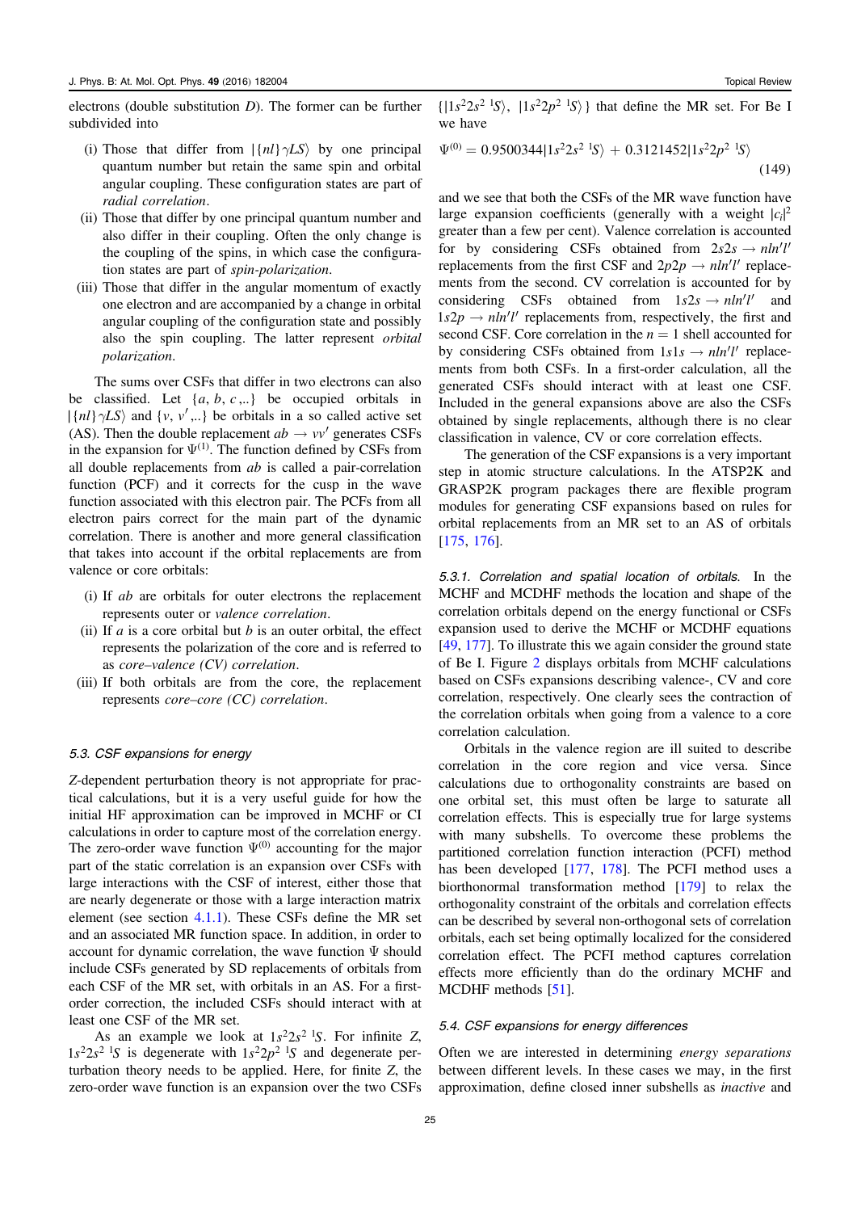electrons (double substitution $D$). The former can be further subdivided into

- (i) Those that differ from $|\{nl\}\gamma LS\rangle$ by one principal quantum number but retain the same spin and orbital angular coupling. These configuration states are part of *radial correlation*.
- (ii) Those that differ by one principal quantum number and also differ in their coupling. Often the only change is the coupling of the spins, in which case the configuration states are part of *spin-polarization*.
- (iii) Those that differ in the angular momentum of exactly one electron and are accompanied by a change in orbital angular coupling of the configuration state and possibly also the spin coupling. The latter represent *orbital polarization*.

The sums over CSFs that differ in two electrons can also be classified. Let $\{a, b, c,..\}$ be occupied orbitals in $|\{nl\}\gamma LS\rangle$ and $\{v, v',..\}$ be orbitals in a so called active set (AS). Then the double replacement $ab \rightarrow vv'$ generates CSFs in the expansion for $\Psi^{(1)}$. The function defined by CSFs from all double replacements from $ab$ is called a pair-correlation function (PCF) and it corrects for the cusp in the wave function associated with this electron pair. The PCFs from all electron pairs correct for the main part of the dynamic correlation. There is another and more general classification that takes into account if the orbital replacements are from valence or core orbitals:

- (i) If $ab$ are orbitals for outer electrons the replacement represents outer or *valence correlation*.
- (ii) If $a$ is a core orbital but $b$ is an outer orbital, the effect represents the polarization of the core and is referred to as *core–valence (CV) correlation*.
- (iii) If both orbitals are from the core, the replacement represents *core–core (CC) correlation*.

### 5.3. CSF expansions for energy

$Z$-dependent perturbation theory is not appropriate for practical calculations, but it is a very useful guide for how the initial HF approximation can be improved in MCHF or CI calculations in order to capture most of the correlation energy. The zero-order wave function $\Psi^{(0)}$ accounting for the major part of the static correlation is an expansion over CSFs with large interactions with the CSF of interest, either those that are nearly degenerate or those with a large interaction matrix element (see section 4.1.1). These CSFs define the MR set and an associated MR function space. In addition, in order to account for dynamic correlation, the wave function $\Psi$ should include CSFs generated by SD replacements of orbitals from each CSF of the MR set, with orbitals in an AS. For a first-order correction, the included CSFs should interact with at least one CSF of the MR set.

As an example we look at $1s^22s^2\ ^1S$. For infinite $Z$, $1s^22s^2\ ^1S$ is degenerate with $1s^22p^2\ ^1S$ and degenerate perturbation theory needs to be applied. Here, for finite $Z$, the zero-order wave function is an expansion over the two CSFs $\{|1s^22s^2\ ^1S\rangle,\ |1s^22p^2\ ^1S\rangle\}$ that define the MR set. For Be I we have

$$\Psi^{(0)} = 0.9500344|1s^22s^2\ ^1S\rangle + 0.3121452|1s^22p^2\ ^1S\rangle \tag{149}$$

and we see that both the CSFs of the MR wave function have large expansion coefficients (generally with a weight $|c_i|^2$ greater than a few per cent). Valence correlation is accounted for by considering CSFs obtained from $2s2s \rightarrow nln'l'$ replacements from the first CSF and $2p2p \rightarrow nln'l'$ replacements from the second. CV correlation is accounted for by considering CSFs obtained from $1s2s \rightarrow nln'l'$ and $1s2p \rightarrow nln'l'$ replacements from, respectively, the first and second CSF. Core correlation in the $n = 1$ shell accounted for by considering CSFs obtained from $1s1s \rightarrow nln'l'$ replacements from both CSFs. In a first-order calculation, all the generated CSFs should interact with at least one CSF. Included in the general expansions above are also the CSFs obtained by single replacements, although there is no clear classification in valence, CV or core correlation effects.

The generation of the CSF expansions is a very important step in atomic structure calculations. In the ATSP2K and GRASP2K program packages there are flexible program modules for generating CSF expansions based on rules for orbital replacements from an MR set to an AS of orbitals [175, 176].

*5.3.1. Correlation and spatial location of orbitals.* In the MCHF and MCDHF methods the location and shape of the correlation orbitals depend on the energy functional or CSFs expansion used to derive the MCHF or MCDHF equations [49, 177]. To illustrate this we again consider the ground state of Be I. Figure 2 displays orbitals from MCHF calculations based on CSFs expansions describing valence-, CV and core correlation, respectively. One clearly sees the contraction of the correlation orbitals when going from a valence to a core correlation calculation.

Orbitals in the valence region are ill suited to describe correlation in the core region and vice versa. Since calculations due to orthogonality constraints are based on one orbital set, this must often be large to saturate all correlation effects. This is especially true for large systems with many subshells. To overcome these problems the partitioned correlation function interaction (PCFI) method has been developed [177, 178]. The PCFI method uses a biorthonormal transformation method [179] to relax the orthogonality constraint of the orbitals and correlation effects can be described by several non-orthogonal sets of correlation orbitals, each set being optimally localized for the considered correlation effect. The PCFI method captures correlation effects more efficiently than do the ordinary MCHF and MCDHF methods [51].

### 5.4. CSF expansions for energy differences

Often we are interested in determining *energy separations* between different levels. In these cases we may, in the first approximation, define closed inner subshells as *inactive* and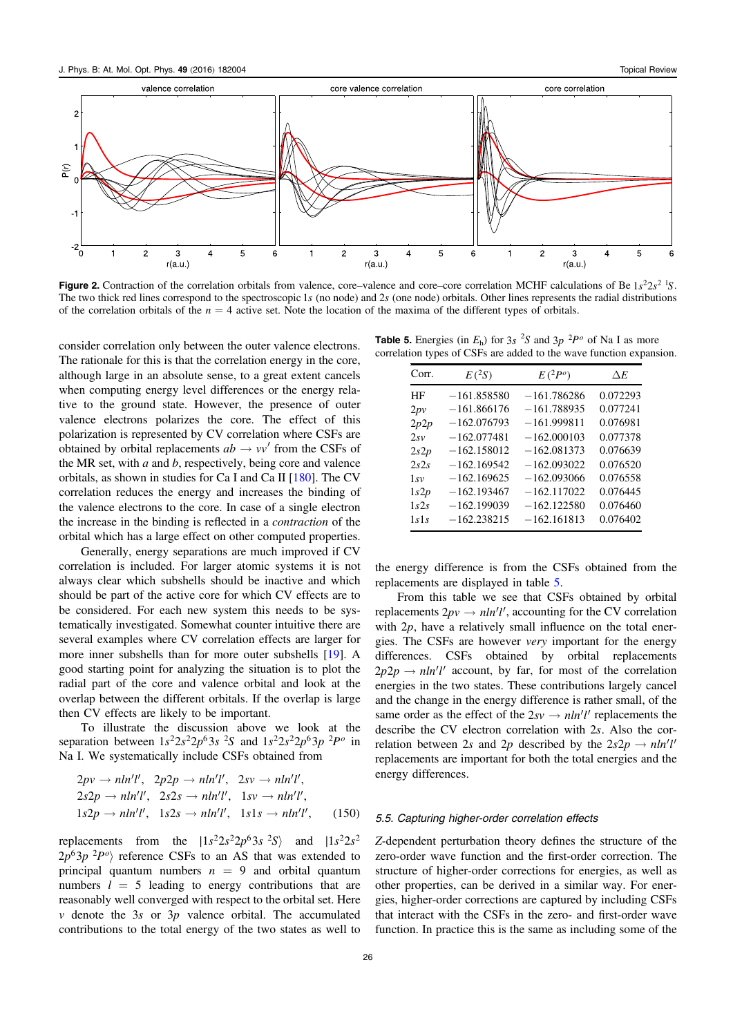Figure 2. Contraction of the correlation orbitals from valence, core–valence and core–core correlation MCHF calculations of Be $1s^22s^2\ ^1S$. The two thick red lines correspond to the spectroscopic $1s$ (no node) and $2s$ (one node) orbitals. Other lines represents the radial distributions of the correlation orbitals of the $n = 4$ active set. Note the location of the maxima of the different types of orbitals.

consider correlation only between the outer valence electrons. The rationale for this is that the correlation energy in the core, although large in an absolute sense, to a great extent cancels when computing energy level differences or the energy relative to the ground state. However, the presence of outer valence electrons polarizes the core. The effect of this polarization is represented by CV correlation where CSFs are obtained by orbital replacements $ab \to vv'$ from the CSFs of the MR set, with $a$ and $b$, respectively, being core and valence orbitals, as shown in studies for Ca I and Ca II [180]. The CV correlation reduces the energy and increases the binding of the valence electrons to the core. In case of a single electron the increase in the binding is reflected in a *contraction* of the orbital which has a large effect on other computed properties.

Generally, energy separations are much improved if CV correlation is included. For larger atomic systems it is not always clear which subshells should be inactive and which should be part of the active core for which CV effects are to be considered. For each new system this needs to be systematically investigated. Somewhat counter intuitive there are several examples where CV correlation effects are larger for more inner subshells than for more outer subshells [19]. A good starting point for analyzing the situation is to plot the radial part of the core and valence orbital and look at the overlap between the different orbitals. If the overlap is large then CV effects are likely to be important.

To illustrate the discussion above we look at the separation between $1s^22s^22p^63s\ ^2S$ and $1s^22s^22p^63p\ ^2P^o$ in Na I. We systematically include CSFs obtained from

$$
\begin{aligned}
&2pv \to nln'l', \quad 2p2p \to nln'l', \quad 2sv \to nln'l', \\
&2s2p \to nln'l', \quad 2s2s \to nln'l', \quad 1sv \to nln'l', \\
&1s2p \to nln'l', \quad 1s2s \to nln'l', \quad 1s1s \to nln'l',
\end{aligned}
\tag{150}
$$

replacements from the $|1s^22s^22p^63s\ ^2S\rangle$ and $|1s^22s^22p^63p\ ^2P^o\rangle$ reference CSFs to an AS that was extended to principal quantum numbers $n = 9$ and orbital quantum numbers $l = 5$ leading to energy contributions that are reasonably well converged with respect to the orbital set. Here $v$ denote the $3s$ or $3p$ valence orbital. The accumulated contributions to the total energy of the two states as well to the energy difference is from the CSFs obtained from the replacements are displayed in table 5.

**Table 5.** Energies (in $E_h$) for $3s\ ^2S$ and $3p\ ^2P^o$ of Na I as more correlation types of CSFs are added to the wave function expansion.

| Corr. | $E\,(^2S)$ | $E\,(^2P^o)$ | $\Delta E$ |
|---|---|---|---|
| HF | −161.858580 | −161.786286 | 0.072293 |
| $2pv$ | −161.866176 | −161.788935 | 0.077241 |
| $2p2p$ | −162.076793 | −161.999811 | 0.076981 |
| $2sv$ | −162.077481 | −162.000103 | 0.077378 |
| $2s2p$ | −162.158012 | −162.081373 | 0.076639 |
| $2s2s$ | −162.169542 | −162.093022 | 0.076520 |
| $1sv$ | −162.169625 | −162.093066 | 0.076558 |
| $1s2p$ | −162.193467 | −162.117022 | 0.076445 |
| $1s2s$ | −162.199039 | −162.122580 | 0.076460 |
| $1s1s$ | −162.238215 | −162.161813 | 0.076402 |

From this table we see that CSFs obtained by orbital replacements $2pv \to nln'l'$, accounting for the CV correlation with $2p$, have a relatively small influence on the total energies. The CSFs are however *very* important for the energy differences. CSFs obtained by orbital replacements $2p2p \to nln'l'$ account, by far, for most of the correlation energies in the two states. These contributions largely cancel and the change in the energy difference is rather small, of the same order as the effect of the $2sv \to nln'l'$ replacements the describe the CV electron correlation with $2s$. Also the correlation between $2s$ and $2p$ described by the $2s2p \to nln'l'$ replacements are important for both the total energies and the energy differences.

### 5.5. Capturing higher-order correlation effects

$Z$-dependent perturbation theory defines the structure of the zero-order wave function and the first-order correction. The structure of higher-order corrections for energies, as well as other properties, can be derived in a similar way. For energies, higher-order corrections are captured by including CSFs that interact with the CSFs in the zero- and first-order wave function. In practice this is the same as including some of the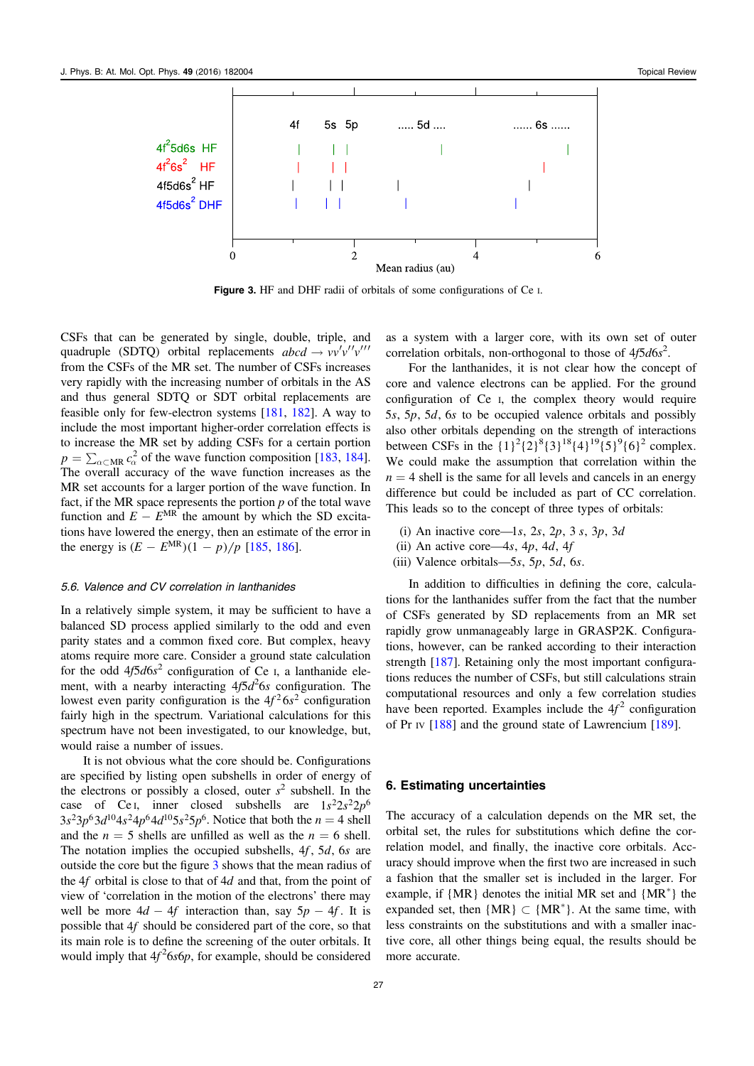Figure 3. HF and DHF radii of orbitals of some configurations of Ce I.

CSFs that can be generated by single, double, triple, and quadruple (SDTQ) orbital replacements $abcd \rightarrow vv'v''v'''$ from the CSFs of the MR set. The number of CSFs increases very rapidly with the increasing number of orbitals in the AS and thus general SDTQ or SDT orbital replacements are feasible only for few-electron systems [181, 182]. A way to include the most important higher-order correlation effects is to increase the MR set by adding CSFs for a certain portion $p = \sum_{\alpha \subset \mathrm{MR}} c_\alpha^2$ of the wave function composition [183, 184]. The overall accuracy of the wave function increases as the MR set accounts for a larger portion of the wave function. In fact, if the MR space represents the portion $p$ of the total wave function and $E - E^{\mathrm{MR}}$ the amount by which the SD excitations have lowered the energy, then an estimate of the error in the energy is $(E - E^{\mathrm{MR}})(1 - p)/p$ [185, 186].

### 5.6. Valence and CV correlation in lanthanides

In a relatively simple system, it may be sufficient to have a balanced SD process applied similarly to the odd and even parity states and a common fixed core. But complex, heavy atoms require more care. Consider a ground state calculation for the odd $4f5d6s^2$ configuration of Ce I, a lanthanide element, with a nearby interacting $4f5d^26s$ configuration. The lowest even parity configuration is the $4f^26s^2$ configuration fairly high in the spectrum. Variational calculations for this spectrum have not been investigated, to our knowledge, but, would raise a number of issues.

It is not obvious what the core should be. Configurations are specified by listing open subshells in order of energy of the electrons or possibly a closed, outer $s^2$ subshell. In the case of Ce I, inner closed subshells are $1s^22s^22p^6 3s^23p^63d^{10}4s^24p^64d^{10}5s^25p^6$. Notice that both the $n = 4$ shell and the $n = 5$ shells are unfilled as well as the $n = 6$ shell. The notation implies the occupied subshells, $4f$, $5d$, $6s$ are outside the core but the figure 3 shows that the mean radius of the $4f$ orbital is close to that of $4d$ and that, from the point of view of 'correlation in the motion of the electrons' there may well be more $4d - 4f$ interaction than, say $5p - 4f$. It is possible that $4f$ should be considered part of the core, so that its main role is to define the screening of the outer orbitals. It would imply that $4f^26s6p$, for example, should be considered as a system with a larger core, with its own set of outer correlation orbitals, non-orthogonal to those of $4f5d6s^2$.

For the lanthanides, it is not clear how the concept of core and valence electrons can be applied. For the ground configuration of Ce I, the complex theory would require $5s$, $5p$, $5d$, $6s$ to be occupied valence orbitals and possibly also other orbitals depending on the strength of interactions between CSFs in the $\{1\}^2\{2\}^8\{3\}^{18}\{4\}^{19}\{5\}^9\{6\}^2$ complex. We could make the assumption that correlation within the $n = 4$ shell is the same for all levels and cancels in an energy difference but could be included as part of CC correlation. This leads so to the concept of three types of orbitals:

(i) An inactive core—$1s$, $2s$, $2p$, $3s$, $3p$, $3d$
(ii) An active core—$4s$, $4p$, $4d$, $4f$
(iii) Valence orbitals—$5s$, $5p$, $5d$, $6s$.

In addition to difficulties in defining the core, calculations for the lanthanides suffer from the fact that the number of CSFs generated by SD replacements from an MR set rapidly grow unmanageably large in GRASP2K. Configurations, however, can be ranked according to their interaction strength [187]. Retaining only the most important configurations reduces the number of CSFs, but still calculations strain computational resources and only a few correlation studies have been reported. Examples include the $4f^2$ configuration of Pr IV [188] and the ground state of Lawrencium [189].

## 6. Estimating uncertainties

The accuracy of a calculation depends on the MR set, the orbital set, the rules for substitutions which define the correlation model, and finally, the inactive core orbitals. Accuracy should improve when the first two are increased in such a fashion that the smaller set is included in the larger. For example, if $\{\mathrm{MR}\}$ denotes the initial MR set and $\{\mathrm{MR}^*\}$ the expanded set, then $\{\mathrm{MR}\} \subset \{\mathrm{MR}^*\}$. At the same time, with less constraints on the substitutions and with a smaller inactive core, all other things being equal, the results should be more accurate.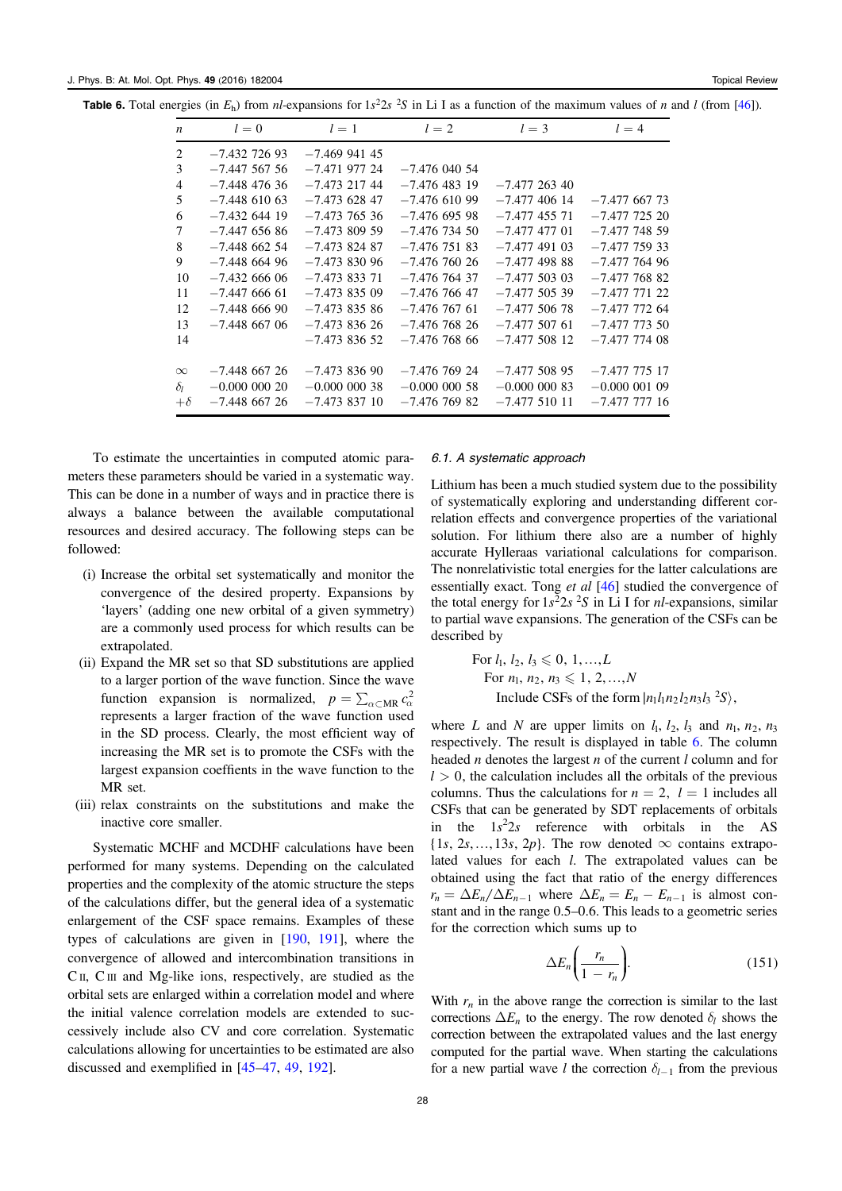**Table 6.** Total energies (in $E_h$) from *nl*-expansions for $1s^22s\ ^2S$ in Li I as a function of the maximum values of $n$ and $l$ (from [46]).

| $n$ | $l=0$ | $l=1$ | $l=2$ | $l=3$ | $l=4$ |
|---|---|---|---|---|---|
| 2 | −7.432 726 93 | −7.469 941 45 | | | |
| 3 | −7.447 567 56 | −7.471 977 24 | −7.476 040 54 | | |
| 4 | −7.448 476 36 | −7.473 217 44 | −7.476 483 19 | −7.477 263 40 | |
| 5 | −7.448 610 63 | −7.473 628 47 | −7.476 610 99 | −7.477 406 14 | −7.477 667 73 |
| 6 | −7.432 644 19 | −7.473 765 36 | −7.476 695 98 | −7.477 455 71 | −7.477 725 20 |
| 7 | −7.447 656 86 | −7.473 809 59 | −7.476 734 50 | −7.477 477 01 | −7.477 748 59 |
| 8 | −7.448 662 54 | −7.473 824 87 | −7.476 751 83 | −7.477 491 03 | −7.477 759 33 |
| 9 | −7.448 664 96 | −7.473 830 96 | −7.476 760 26 | −7.477 498 88 | −7.477 764 96 |
| 10 | −7.432 666 06 | −7.473 833 71 | −7.476 764 37 | −7.477 503 03 | −7.477 768 82 |
| 11 | −7.447 666 61 | −7.473 835 09 | −7.476 766 47 | −7.477 505 39 | −7.477 771 22 |
| 12 | −7.448 666 90 | −7.473 835 86 | −7.476 767 61 | −7.477 506 78 | −7.477 772 64 |
| 13 | −7.448 667 06 | −7.473 836 26 | −7.476 768 26 | −7.477 507 61 | −7.477 773 50 |
| 14 | | −7.473 836 52 | −7.476 768 66 | −7.477 508 12 | −7.477 774 08 |
| $\infty$ | −7.448 667 26 | −7.473 836 90 | −7.476 769 24 | −7.477 508 95 | −7.477 775 17 |
| $\delta_l$ | −0.000 000 20 | −0.000 000 38 | −0.000 000 58 | −0.000 000 83 | −0.000 001 09 |
| $+\delta$ | −7.448 667 26 | −7.473 837 10 | −7.476 769 82 | −7.477 510 11 | −7.477 777 16 |

To estimate the uncertainties in computed atomic parameters these parameters should be varied in a systematic way. This can be done in a number of ways and in practice there is always a balance between the available computational resources and desired accuracy. The following steps can be followed:

(i) Increase the orbital set systematically and monitor the convergence of the desired property. Expansions by 'layers' (adding one new orbital of a given symmetry) are a commonly used process for which results can be extrapolated.

(ii) Expand the MR set so that SD substitutions are applied to a larger portion of the wave function. Since the wave function expansion is normalized, $p = \sum_{\alpha \subset \mathrm{MR}} c_\alpha^2$ represents a larger fraction of the wave function used in the SD process. Clearly, the most efficient way of increasing the MR set is to promote the CSFs with the largest expansion coeffients in the wave function to the MR set.

(iii) relax constraints on the substitutions and make the inactive core smaller.

Systematic MCHF and MCDHF calculations have been performed for many systems. Depending on the calculated properties and the complexity of the atomic structure the steps of the calculations differ, but the general idea of a systematic enlargement of the CSF space remains. Examples of these types of calculations are given in [190, 191], where the convergence of allowed and intercombination transitions in C II, C III and Mg-like ions, respectively, are studied as the orbital sets are enlarged within a correlation model and where the initial valence correlation models are extended to successively include also CV and core correlation. Systematic calculations allowing for uncertainties to be estimated are also discussed and exemplified in [45–47, 49, 192].

### 6.1. A systematic approach

Lithium has been a much studied system due to the possibility of systematically exploring and understanding different correlation effects and convergence properties of the variational solution. For lithium there also are a number of highly accurate Hylleraas variational calculations for comparison. The nonrelativistic total energies for the latter calculations are essentially exact. Tong *et al* [46] studied the convergence of the total energy for $1s^22s\ ^2S$ in Li I for *nl*-expansions, similar to partial wave expansions. The generation of the CSFs can be described by

For $l_1, l_2, l_3 \leqslant 0, 1, \ldots, L$
  For $n_1, n_2, n_3 \leqslant 1, 2, \ldots, N$
    Include CSFs of the form $|n_1l_1n_2l_2n_3l_3\ ^2S\rangle$,

where $L$ and $N$ are upper limits on $l_1, l_2, l_3$ and $n_1, n_2, n_3$ respectively. The result is displayed in table 6. The column headed $n$ denotes the largest $n$ of the current $l$ column and for $l > 0$, the calculation includes all the orbitals of the previous columns. Thus the calculations for $n = 2,\ l = 1$ includes all CSFs that can be generated by SDT replacements of orbitals in the $1s^22s$ reference with orbitals in the AS $\{1s, 2s, \ldots, 13s, 2p\}$. The row denoted $\infty$ contains extrapolated values for each $l$. The extrapolated values can be obtained using the fact that ratio of the energy differences $r_n = \Delta E_n/\Delta E_{n-1}$ where $\Delta E_n = E_n - E_{n-1}$ is almost constant and in the range 0.5–0.6. This leads to a geometric series for the correction which sums up to

$$\Delta E_n \left( \frac{r_n}{1 - r_n} \right). \tag{151}$$

With $r_n$ in the above range the correction is similar to the last corrections $\Delta E_n$ to the energy. The row denoted $\delta_l$ shows the correction between the extrapolated values and the last energy computed for the partial wave. When starting the calculations for a new partial wave $l$ the correction $\delta_{l-1}$ from the previous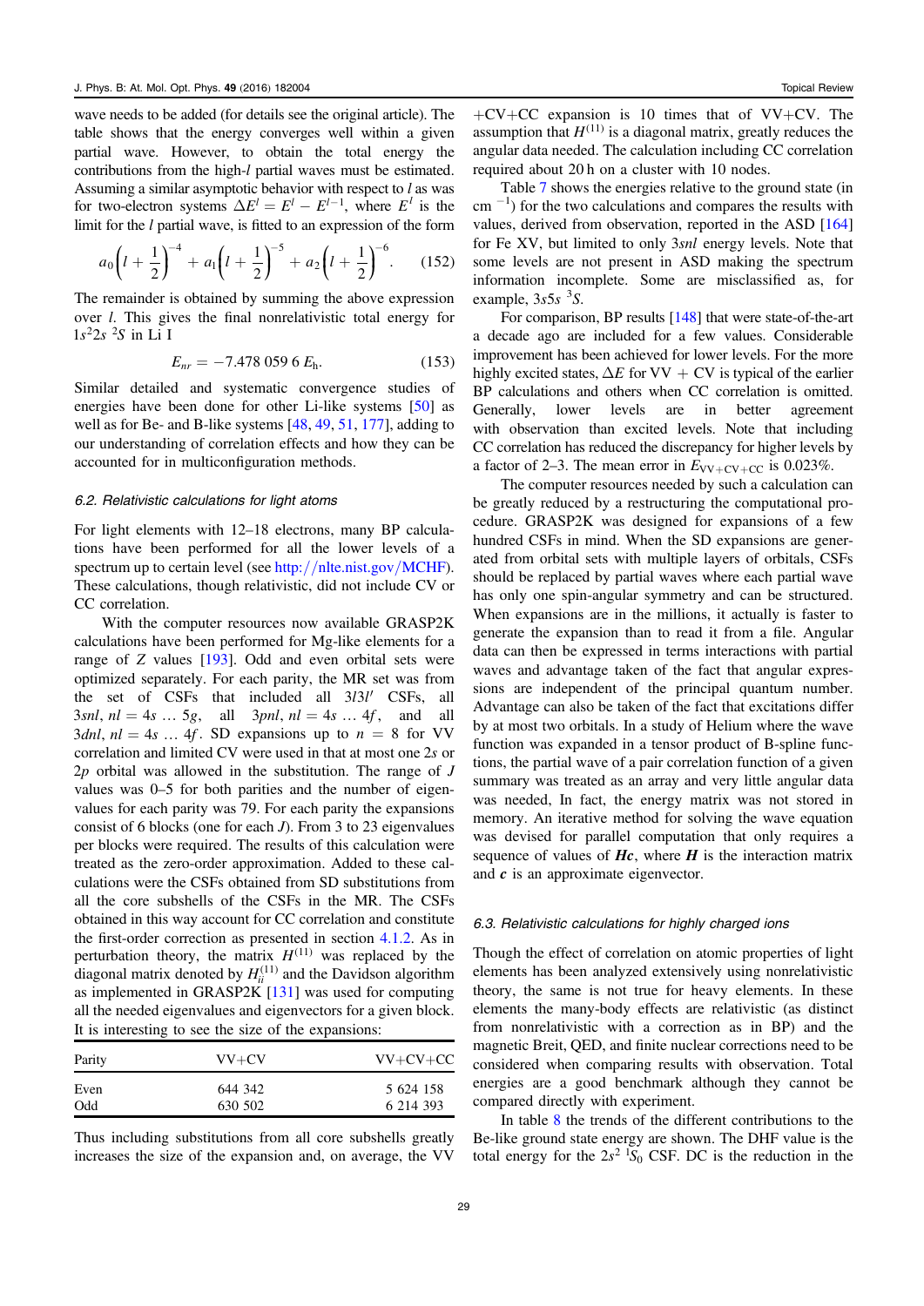wave needs to be added (for details see the original article). The table shows that the energy converges well within a given partial wave. However, to obtain the total energy the contributions from the high-$l$ partial waves must be estimated. Assuming a similar asymptotic behavior with respect to $l$ as was for two-electron systems $\Delta E^l = E^l - E^{l-1}$, where $E^l$ is the limit for the $l$ partial wave, is fitted to an expression of the form

$$a_0\left(l + \frac{1}{2}\right)^{-4} + a_1\left(l + \frac{1}{2}\right)^{-5} + a_2\left(l + \frac{1}{2}\right)^{-6}. \quad (152)$$

The remainder is obtained by summing the above expression over $l$. This gives the final nonrelativistic total energy for $1s^2 2s\ ^2S$ in Li I

$$E_{nr} = -7.478\,059\,6\ E_{\mathrm{h}}. \quad (153)$$

Similar detailed and systematic convergence studies of energies have been done for other Li-like systems [50] as well as for Be- and B-like systems [48, 49, 51, 177], adding to our understanding of correlation effects and how they can be accounted for in multiconfiguration methods.

### 6.2. Relativistic calculations for light atoms

For light elements with 12–18 electrons, many BP calculations have been performed for all the lower levels of a spectrum up to certain level (see http://nlte.nist.gov/MCHF). These calculations, though relativistic, did not include CV or CC correlation.

With the computer resources now available GRASP2K calculations have been performed for Mg-like elements for a range of $Z$ values [193]. Odd and even orbital sets were optimized separately. For each parity, the MR set was from the set of CSFs that included all $3l3l'$ CSFs, all $3snl$, $nl = 4s \ldots 5g$, all $3pnl$, $nl = 4s \ldots 4f$, and all $3dnl$, $nl = 4s \ldots 4f$. SD expansions up to $n = 8$ for VV correlation and limited CV were used in that at most one $2s$ or $2p$ orbital was allowed in the substitution. The range of $J$ values was 0–5 for both parities and the number of eigenvalues for each parity was 79. For each parity the expansions consist of 6 blocks (one for each $J$). From 3 to 23 eigenvalues per blocks were required. The results of this calculation were treated as the zero-order approximation. Added to these calculations were the CSFs obtained from SD substitutions from all the core subshells of the CSFs in the MR. The CSFs obtained in this way account for CC correlation and constitute the first-order correction as presented in section 4.1.2. As in perturbation theory, the matrix $H^{(11)}$ was replaced by the diagonal matrix denoted by $H^{(11)}_{ii}$ and the Davidson algorithm as implemented in GRASP2K [131] was used for computing all the needed eigenvalues and eigenvectors for a given block. It is interesting to see the size of the expansions:

| Parity | VV+CV | VV+CV+CC |
|---|---|---|
| Even | 644 342 | 5 624 158 |
| Odd | 630 502 | 6 214 393 |

Thus including substitutions from all core subshells greatly increases the size of the expansion and, on average, the VV +CV+CC expansion is 10 times that of VV+CV. The assumption that $H^{(11)}$ is a diagonal matrix, greatly reduces the angular data needed. The calculation including CC correlation required about 20 h on a cluster with 10 nodes.

Table 7 shows the energies relative to the ground state (in cm $^{-1}$) for the two calculations and compares the results with values, derived from observation, reported in the ASD [164] for Fe XV, but limited to only $3snl$ energy levels. Note that some levels are not present in ASD making the spectrum information incomplete. Some are misclassified as, for example, $3s5s\ ^3S$.

For comparison, BP results [148] that were state-of-the-art a decade ago are included for a few values. Considerable improvement has been achieved for lower levels. For the more highly excited states, $\Delta E$ for VV + CV is typical of the earlier BP calculations and others when CC correlation is omitted. Generally, lower levels are in better agreement with observation than excited levels. Note that including CC correlation has reduced the discrepancy for higher levels by a factor of 2–3. The mean error in $E_{\mathrm{VV+CV+CC}}$ is 0.023%.

The computer resources needed by such a calculation can be greatly reduced by a restructuring the computational procedure. GRASP2K was designed for expansions of a few hundred CSFs in mind. When the SD expansions are generated from orbital sets with multiple layers of orbitals, CSFs should be replaced by partial waves where each partial wave has only one spin-angular symmetry and can be structured. When expansions are in the millions, it actually is faster to generate the expansion than to read it from a file. Angular data can then be expressed in terms interactions with partial waves and advantage taken of the fact that angular expressions are independent of the principal quantum number. Advantage can also be taken of the fact that excitations differ by at most two orbitals. In a study of Helium where the wave function was expanded in a tensor product of B-spline functions, the partial wave of a pair correlation function of a given summary was treated as an array and very little angular data was needed, In fact, the energy matrix was not stored in memory. An iterative method for solving the wave equation was devised for parallel computation that only requires a sequence of values of $\boldsymbol{Hc}$, where $\boldsymbol{H}$ is the interaction matrix and $\boldsymbol{c}$ is an approximate eigenvector.

### 6.3. Relativistic calculations for highly charged ions

Though the effect of correlation on atomic properties of light elements has been analyzed extensively using nonrelativistic theory, the same is not true for heavy elements. In these elements the many-body effects are relativistic (as distinct from nonrelativistic with a correction as in BP) and the magnetic Breit, QED, and finite nuclear corrections need to be considered when comparing results with observation. Total energies are a good benchmark although they cannot be compared directly with experiment.

In table 8 the trends of the different contributions to the Be-like ground state energy are shown. The DHF value is the total energy for the $2s^2\ ^1S_0$ CSF. DC is the reduction in the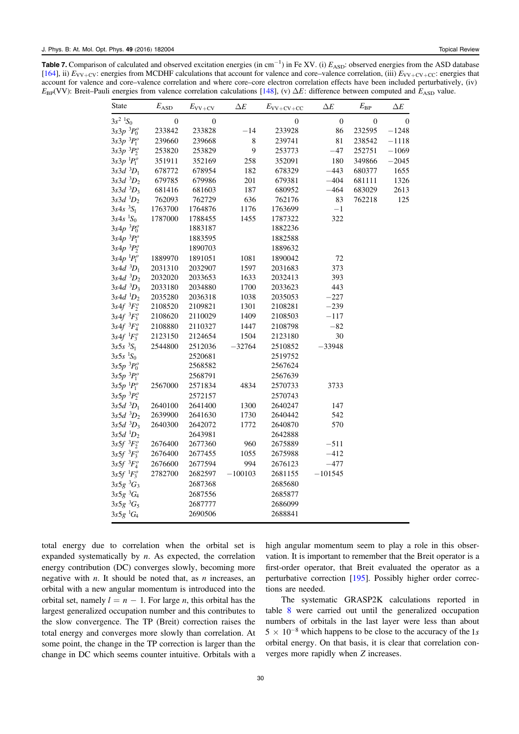**Table 7.** Comparison of calculated and observed excitation energies (in cm$^{-1}$) in Fe XV. (i) $E_{\rm ASD}$: observed energies from the ASD database [164], ii) $E_{\rm VV+CV}$: energies from MCDHF calculations that account for valence and core–valence correlation, (iii) $E_{\rm VV+CV+CC}$: energies that account for valence and core–valence correlation and where core–core electron correlation effects have been included perturbatively, (iv) $E_{\rm BP}$(VV): Breit–Pauli energies from valence correlation calculations [148], (v) $\Delta E$: difference between computed and $E_{\rm ASD}$ value.

| State | $E_{\rm ASD}$ | $E_{\rm VV+CV}$ | $\Delta E$ | $E_{\rm VV+CV+CC}$ | $\Delta E$ | $E_{\rm BP}$ | $\Delta E$ |
|---|---|---|---|---|---|---|---|
| $3s^2\ ^1S_0$ | 0 | 0 | 0 | 0 | 0 | 0 | 0 |
| $3s3p\ ^3P^o_0$ | 233842 | 233828 | −14 | 233928 | 86 | 232595 | −1248 |
| $3s3p\ ^3P^o_1$ | 239660 | 239668 | 8 | 239741 | 81 | 238542 | −1118 |
| $3s3p\ ^3P^o_2$ | 253820 | 253829 | 9 | 253773 | −47 | 252751 | −1069 |
| $3s3p\ ^1P^o_1$ | 351911 | 352169 | 258 | 352091 | 180 | 349866 | −2045 |
| $3s3d\ ^3D_1$ | 678772 | 678954 | 182 | 678329 | −443 | 680377 | 1655 |
| $3s3d\ ^3D_2$ | 679785 | 679986 | 201 | 679381 | −404 | 681111 | 1326 |
| $3s3d\ ^3D_3$ | 681416 | 681603 | 187 | 680952 | −464 | 683029 | 2613 |
| $3s3d\ ^1D_2$ | 762093 | 762729 | 636 | 762176 | 83 | 762218 | 125 |
| $3s4s\ ^3S_1$ | 1763700 | 1764876 | 1176 | 1763699 | −1 | | |
| $3s4s\ ^1S_0$ | 1787000 | 1788455 | 1455 | 1787322 | 322 | | |
| $3s4p\ ^3P^o_0$ | | 1883187 | | 1882236 | | | |
| $3s4p\ ^3P^o_1$ | | 1883595 | | 1882588 | | | |
| $3s4p\ ^3P^o_2$ | | 1890703 | | 1889632 | | | |
| $3s4p\ ^1P^o_1$ | 1889970 | 1891051 | 1081 | 1890042 | 72 | | |
| $3s4d\ ^3D_1$ | 2031310 | 2032907 | 1597 | 2031683 | 373 | | |
| $3s4d\ ^3D_2$ | 2032020 | 2033653 | 1633 | 2032413 | 393 | | |
| $3s4d\ ^3D_3$ | 2033180 | 2034880 | 1700 | 2033623 | 443 | | |
| $3s4d\ ^1D_2$ | 2035280 | 2036318 | 1038 | 2035053 | −227 | | |
| $3s4f\ ^3F^o_2$ | 2108520 | 2109821 | 1301 | 2108281 | −239 | | |
| $3s4f\ ^3F^o_3$ | 2108620 | 2110029 | 1409 | 2108503 | −117 | | |
| $3s4f\ ^3F^o_4$ | 2108880 | 2110327 | 1447 | 2108798 | −82 | | |
| $3s4f\ ^1F^o_3$ | 2123150 | 2124654 | 1504 | 2123180 | 30 | | |
| $3s5s\ ^3S_1$ | 2544800 | 2512036 | −32764 | 2510852 | −33948 | | |
| $3s5s\ ^1S_0$ | | 2520681 | | 2519752 | | | |
| $3s5p\ ^3P^o_0$ | | 2568582 | | 2567624 | | | |
| $3s5p\ ^3P^o_1$ | | 2568791 | | 2567639 | | | |
| $3s5p\ ^1P^o_1$ | 2567000 | 2571834 | 4834 | 2570733 | 3733 | | |
| $3s5p\ ^3P^o_2$ | | 2572157 | | 2570743 | | | |
| $3s5d\ ^3D_1$ | 2640100 | 2641400 | 1300 | 2640247 | 147 | | |
| $3s5d\ ^3D_2$ | 2639900 | 2641630 | 1730 | 2640442 | 542 | | |
| $3s5d\ ^3D_3$ | 2640300 | 2642072 | 1772 | 2640870 | 570 | | |
| $3s5d\ ^1D_2$ | | 2643981 | | 2642888 | | | |
| $3s5f\ ^3F^o_2$ | 2676400 | 2677360 | 960 | 2675889 | −511 | | |
| $3s5f\ ^3F^o_3$ | 2676400 | 2677455 | 1055 | 2675988 | −412 | | |
| $3s5f\ ^3F^o_4$ | 2676600 | 2677594 | 994 | 2676123 | −477 | | |
| $3s5f\ ^1F^o_3$ | 2782700 | 2682597 | −100103 | 2681155 | −101545 | | |
| $3s5g\ ^3G_3$ | | 2687368 | | 2685680 | | | |
| $3s5g\ ^3G_4$ | | 2687556 | | 2685877 | | | |
| $3s5g\ ^3G_5$ | | 2687777 | | 2686099 | | | |
| $3s5g\ ^1G_4$ | | 2690506 | | 2688841 | | | |

total energy due to correlation when the orbital set is expanded systematically by $n$. As expected, the correlation energy contribution (DC) converges slowly, becoming more negative with $n$. It should be noted that, as $n$ increases, an orbital with a new angular momentum is introduced into the orbital set, namely $l = n - 1$. For large $n$, this orbital has the largest generalized occupation number and this contributes to the slow convergence. The TP (Breit) correction raises the total energy and converges more slowly than correlation. At some point, the change in the TP correction is larger than the change in DC which seems counter intuitive. Orbitals with a high angular momentum seem to play a role in this observation. It is important to remember that the Breit operator is a first-order operator, that Breit evaluated the operator as a perturbative correction [195]. Possibly higher order corrections are needed.

The systematic GRASP2K calculations reported in table 8 were carried out until the generalized occupation numbers of orbitals in the last layer were less than about $5 \times 10^{-8}$ which happens to be close to the accuracy of the $1s$ orbital energy. On that basis, it is clear that correlation converges more rapidly when $Z$ increases.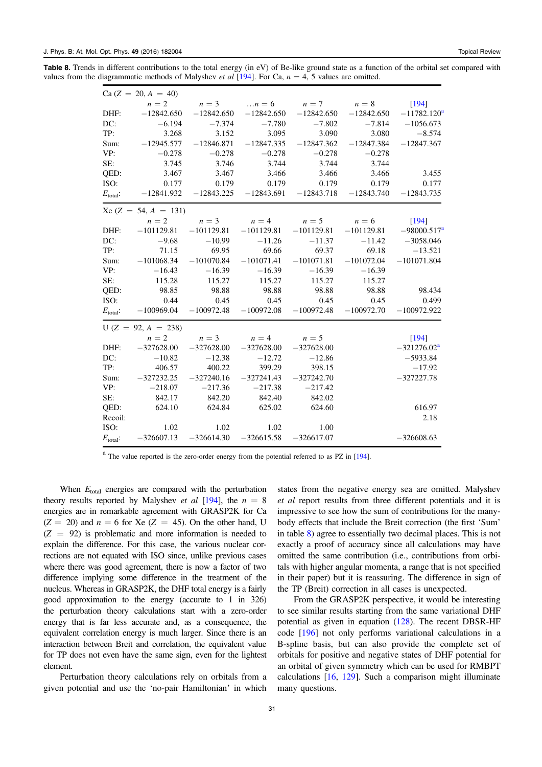**Table 8.** Trends in different contributions to the total energy (in eV) of Be-like ground state as a function of the orbital set compared with values from the diagrammatic methods of Malyshev *et al* [194]. For Ca, $n = 4$, 5 values are omitted.

| Ca ($Z = 20, A = 40$) | | | | | | |
|---|---|---|---|---|---|---|
| | $n = 2$ | $n = 3$ | $\ldots n = 6$ | $n = 7$ | $n = 8$ | [194] |
| DHF: | −12842.650 | −12842.650 | −12842.650 | −12842.650 | −12842.650 | −11782.120[a] |
| DC: | −6.194 | −7.374 | −7.780 | −7.802 | −7.814 | −1056.673 |
| TP: | 3.268 | 3.152 | 3.095 | 3.090 | 3.080 | −8.574 |
| Sum: | −12945.577 | −12846.871 | −12847.335 | −12847.362 | −12847.384 | −12847.367 |
| VP: | −0.278 | −0.278 | −0.278 | −0.278 | −0.278 | |
| SE: | 3.745 | 3.746 | 3.744 | 3.744 | 3.744 | |
| QED: | 3.467 | 3.467 | 3.466 | 3.466 | 3.466 | 3.455 |
| ISO: | 0.177 | 0.179 | 0.179 | 0.179 | 0.179 | 0.177 |
| $E_{\text{total}}$: | −12841.932 | −12843.225 | −12843.691 | −12843.718 | −12843.740 | −12843.735 |

| Xe ($Z = 54, A = 131$) | | | | | | |
|---|---|---|---|---|---|---|
| | $n = 2$ | $n = 3$ | $n = 4$ | $n = 5$ | $n = 6$ | [194] |
| DHF: | −101129.81 | −101129.81 | −101129.81 | −101129.81 | −101129.81 | −98000.517[a] |
| DC: | −9.68 | −10.99 | −11.26 | −11.37 | −11.42 | −3058.046 |
| TP: | 71.15 | 69.95 | 69.66 | 69.37 | 69.18 | −13.521 |
| Sum: | −101068.34 | −101070.84 | −101071.41 | −101071.81 | −101072.04 | −101071.804 |
| VP: | −16.43 | −16.39 | −16.39 | −16.39 | −16.39 | |
| SE: | 115.28 | 115.27 | 115.27 | 115.27 | 115.27 | |
| QED: | 98.85 | 98.88 | 98.88 | 98.88 | 98.88 | 98.434 |
| ISO: | 0.44 | 0.45 | 0.45 | 0.45 | 0.45 | 0.499 |
| $E_{\text{total}}$: | −100969.04 | −100972.48 | −100972.08 | −100972.48 | −100972.70 | −100972.922 |

| U ($Z = 92, A = 238$) | | | | | |
|---|---|---|---|---|---|
| | $n = 2$ | $n = 3$ | $n = 4$ | $n = 5$ | [194] |
| DHF: | −327628.00 | −327628.00 | −327628.00 | −327628.00 | −321276.02[a] |
| DC: | −10.82 | −12.38 | −12.72 | −12.86 | −5933.84 |
| TP: | 406.57 | 400.22 | 399.29 | 398.15 | −17.92 |
| Sum: | −327232.25 | −327240.16 | −327241.43 | −327242.70 | −327227.78 |
| VP: | −218.07 | −217.36 | −217.38 | −217.42 | |
| SE: | 842.17 | 842.20 | 842.40 | 842.02 | |
| QED: | 624.10 | 624.84 | 625.02 | 624.60 | 616.97 |
| Recoil: | | | | | 2.18 |
| ISO: | 1.02 | 1.02 | 1.02 | 1.00 | |
| $E_{\text{total}}$: | −326607.13 | −326614.30 | −326615.58 | −326617.07 | −326608.63 |

[a] The value reported is the zero-order energy from the potential referred to as PZ in [194].

When $E_{\text{total}}$ energies are compared with the perturbation theory results reported by Malyshev *et al* [194], the $n = 8$ energies are in remarkable agreement with GRASP2K for Ca ($Z = 20$) and $n = 6$ for Xe ($Z = 45$). On the other hand, U ($Z = 92$) is problematic and more information is needed to explain the difference. For this case, the various nuclear corrections are not equated with ISO since, unlike previous cases where there was good agreement, there is now a factor of two difference implying some difference in the treatment of the nucleus. Whereas in GRASP2K, the DHF total energy is a fairly good approximation to the energy (accurate to 1 in 326) the perturbation theory calculations start with a zero-order energy that is far less accurate and, as a consequence, the equivalent correlation energy is much larger. Since there is an interaction between Breit and correlation, the equivalent value for TP does not even have the same sign, even for the lightest element.

Perturbation theory calculations rely on orbitals from a given potential and use the 'no-pair Hamiltonian' in which states from the negative energy sea are omitted. Malyshev *et al* report results from three different potentials and it is impressive to see how the sum of contributions for the many-body effects that include the Breit correction (the first 'Sum' in table 8) agree to essentially two decimal places. This is not exactly a proof of accuracy since all calculations may have omitted the same contribution (i.e., contributions from orbitals with higher angular momenta, a range that is not specified in their paper) but it is reassuring. The difference in sign of the TP (Breit) correction in all cases is unexpected.

From the GRASP2K perspective, it would be interesting to see similar results starting from the same variational DHF potential as given in equation (128). The recent DBSR-HF code [196] not only performs variational calculations in a B-spline basis, but can also provide the complete set of orbitals for positive and negative states of DHF potential for an orbital of given symmetry which can be used for RMBPT calculations [16, 129]. Such a comparison might illuminate many questions.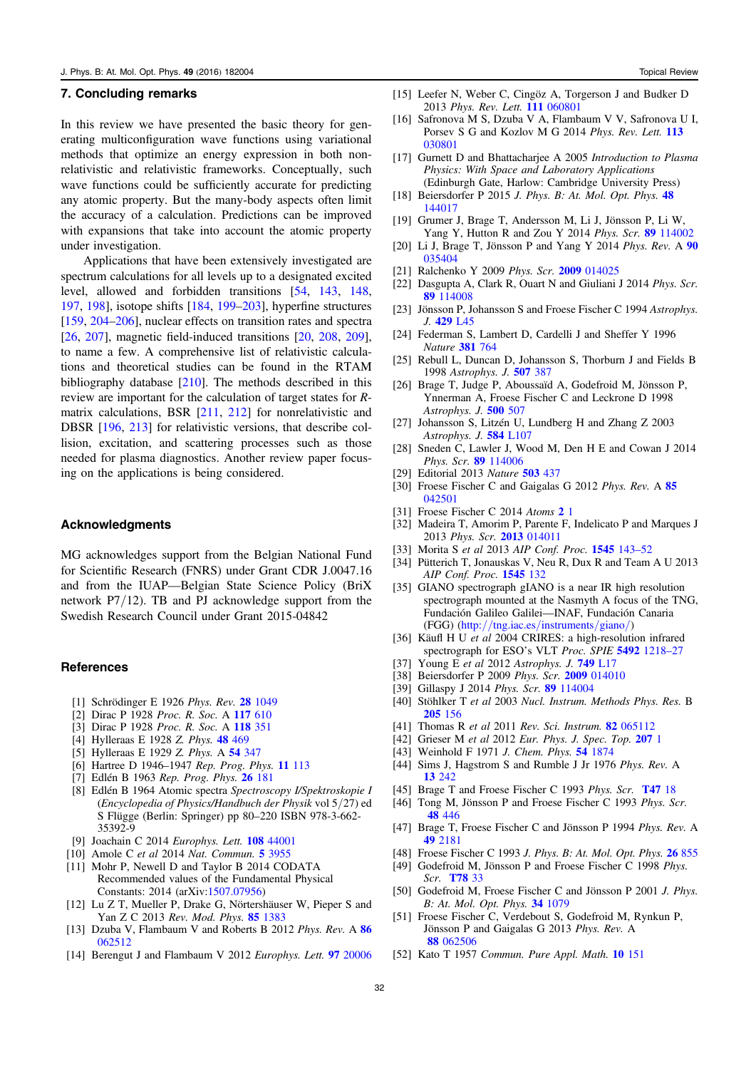## 7. Concluding remarks

In this review we have presented the basic theory for generating multiconfiguration wave functions using variational methods that optimize an energy expression in both nonrelativistic and relativistic frameworks. Conceptually, such wave functions could be sufficiently accurate for predicting any atomic property. But the many-body aspects often limit the accuracy of a calculation. Predictions can be improved with expansions that take into account the atomic property under investigation.

Applications that have been extensively investigated are spectrum calculations for all levels up to a designated excited level, allowed and forbidden transitions [54, 143, 148, 197, 198], isotope shifts [184, 199–203], hyperfine structures [159, 204–206], nuclear effects on transition rates and spectra [26, 207], magnetic field-induced transitions [20, 208, 209], to name a few. A comprehensive list of relativistic calculations and theoretical studies can be found in the RTAM bibliography database [210]. The methods described in this review are important for the calculation of target states for *R*-matrix calculations, BSR [211, 212] for nonrelativistic and DBSR [196, 213] for relativistic versions, that describe collision, excitation, and scattering processes such as those needed for plasma diagnostics. Another review paper focusing on the applications is being considered.

## Acknowledgments

MG acknowledges support from the Belgian National Fund for Scientific Research (FNRS) under Grant CDR J.0047.16 and from the IUAP—Belgian State Science Policy (BriX network P7/12). TB and PJ acknowledge support from the Swedish Research Council under Grant 2015-04842

## References

[1] Schrödinger E 1926 *Phys. Rev.* **28** 1049
[2] Dirac P 1928 *Proc. R. Soc.* A **117** 610
[3] Dirac P 1928 *Proc. R. Soc.* A **118** 351
[4] Hylleraas E 1928 *Z. Phys.* **48** 469
[5] Hylleraas E 1929 *Z. Phys.* A **54** 347
[6] Hartree D 1946–1947 *Rep. Prog. Phys.* **11** 113
[7] Edlén B 1963 *Rep. Prog. Phys.* **26** 181
[8] Edlén B 1964 Atomic spectra *Spectroscopy I/Spektroskopie I* (*Encyclopedia of Physics/Handbuch der Physik* vol 5/27) ed S Flügge (Berlin: Springer) pp 80–220 ISBN 978-3-662-35392-9
[9] Joachain C 2014 *Europhys. Lett.* **108** 44001
[10] Amole C *et al* 2014 *Nat. Commun.* **5** 3955
[11] Mohr P, Newell D and Taylor B 2014 CODATA Recommended values of the Fundamental Physical Constants: 2014 (arXiv:1507.07956)
[12] Lu Z T, Mueller P, Drake G, Nörtershäuser W, Pieper S and Yan Z C 2013 *Rev. Mod. Phys.* **85** 1383
[13] Dzuba V, Flambaum V and Roberts B 2012 *Phys. Rev.* A **86** 062512
[14] Berengut J and Flambaum V 2012 *Europhys. Lett.* **97** 20006
[15] Leefer N, Weber C, Cingöz A, Torgerson J and Budker D 2013 *Phys. Rev. Lett.* **111** 060801
[16] Safronova M S, Dzuba V A, Flambaum V V, Safronova U I, Porsev S G and Kozlov M G 2014 *Phys. Rev. Lett.* **113** 030801
[17] Gurnett D and Bhattacharjee A 2005 *Introduction to Plasma Physics: With Space and Laboratory Applications* (Edinburgh Gate, Harlow: Cambridge University Press)
[18] Beiersdorfer P 2015 *J. Phys. B: At. Mol. Opt. Phys.* **48** 144017
[19] Grumer J, Brage T, Andersson M, Li J, Jönsson P, Li W, Yang Y, Hutton R and Zou Y 2014 *Phys. Scr.* **89** 114002
[20] Li J, Brage T, Jönsson P and Yang Y 2014 *Phys. Rev.* A **90** 035404
[21] Ralchenko Y 2009 *Phys. Scr.* **2009** 014025
[22] Dasgupta A, Clark R, Ouart N and Giuliani J 2014 *Phys. Scr.* **89** 114008
[23] Jönsson P, Johansson S and Froese Fischer C 1994 *Astrophys. J.* **429** L45
[24] Federman S, Lambert D, Cardelli J and Sheffer Y 1996 *Nature* **381** 764
[25] Rebull L, Duncan D, Johansson S, Thorburn J and Fields B 1998 *Astrophys. J.* **507** 387
[26] Brage T, Judge P, Aboussaïd A, Godefroid M, Jönsson P, Ynnerman A, Froese Fischer C and Leckrone D 1998 *Astrophys. J.* **500** 507
[27] Johansson S, Litzén U, Lundberg H and Zhang Z 2003 *Astrophys. J.* **584** L107
[28] Sneden C, Lawler J, Wood M, Den H E and Cowan J 2014 *Phys. Scr.* **89** 114006
[29] Editorial 2013 *Nature* **503** 437
[30] Froese Fischer C and Gaigalas G 2012 *Phys. Rev.* A **85** 042501
[31] Froese Fischer C 2014 *Atoms* **2** 1
[32] Madeira T, Amorim P, Parente F, Indelicato P and Marques J 2013 *Phys. Scr.* **2013** 014011
[33] Morita S *et al* 2013 *AIP Conf. Proc.* **1545** 143–52
[34] Pütterich T, Jonauskas V, Neu R, Dux R and Team A U 2013 *AIP Conf. Proc.* **1545** 132
[35] GIANO spectrograph gIANO is a near IR high resolution spectrograph mounted at the Nasmyth A focus of the TNG, Fundación Galileo Galilei—INAF, Fundación Canaria (FGG) (http://tng.iac.es/instruments/giano/)
[36] Käufl H U *et al* 2004 CRIRES: a high-resolution infrared spectrograph for ESO's VLT *Proc. SPIE* **5492** 1218–27
[37] Young E *et al* 2012 *Astrophys. J.* **749** L17
[38] Beiersdorfer P 2009 *Phys. Scr.* **2009** 014010
[39] Gillaspy J 2014 *Phys. Scr.* **89** 114004
[40] Stöhlker T *et al* 2003 *Nucl. Instrum. Methods Phys. Res.* B **205** 156
[41] Thomas R *et al* 2011 *Rev. Sci. Instrum.* **82** 065112
[42] Grieser M *et al* 2012 *Eur. Phys. J. Spec. Top.* **207** 1
[43] Weinhold F 1971 *J. Chem. Phys.* **54** 1874
[44] Sims J, Hagstrom S and Rumble J Jr 1976 *Phys. Rev.* A **13** 242
[45] Brage T and Froese Fischer C 1993 *Phys. Scr.* **T47** 18
[46] Tong M, Jönsson P and Froese Fischer C 1993 *Phys. Scr.* **48** 446
[47] Brage T, Froese Fischer C and Jönsson P 1994 *Phys. Rev.* A **49** 2181
[48] Froese Fischer C 1993 *J. Phys. B: At. Mol. Opt. Phys.* **26** 855
[49] Godefroid M, Jönsson P and Froese Fischer C 1998 *Phys. Scr.* **T78** 33
[50] Godefroid M, Froese Fischer C and Jönsson P 2001 *J. Phys. B: At. Mol. Opt. Phys.* **34** 1079
[51] Froese Fischer C, Verdebout S, Godefroid M, Rynkun P, Jönsson P and Gaigalas G 2013 *Phys. Rev.* A **88** 062506
[52] Kato T 1957 *Commun. Pure Appl. Math.* **10** 151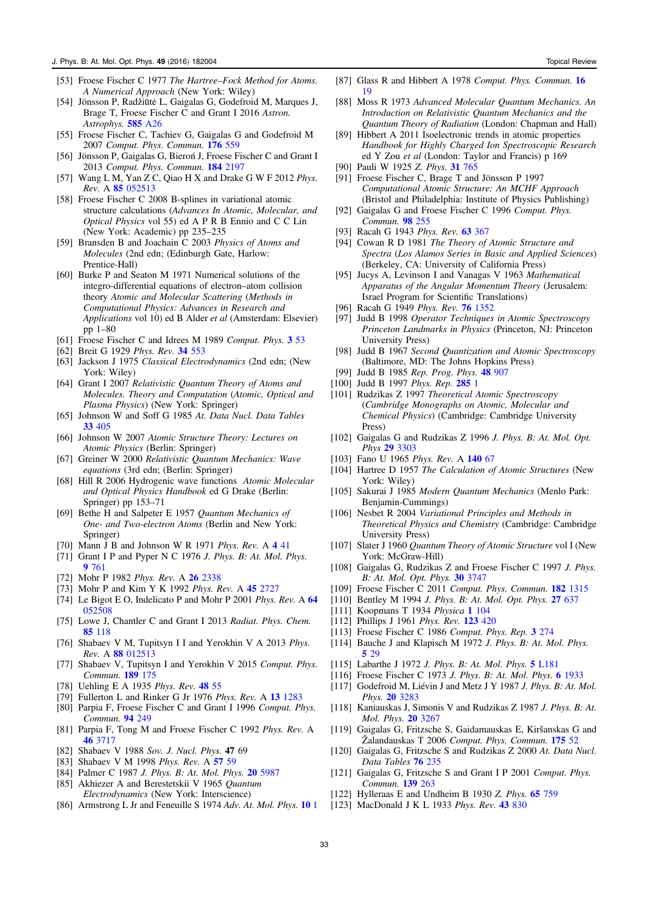[53] Froese Fischer C 1977 *The Hartree–Fock Method for Atoms. A Numerical Approach* (New York: Wiley)

[54] Jönsson P, Radžiūtė L, Gaigalas G, Godefroid M, Marques J, Brage T, Froese Fischer C and Grant I 2016 *Astron. Astrophys.* **585** A26

[55] Froese Fischer C, Tachiev G, Gaigalas G and Godefroid M 2007 *Comput. Phys. Commun.* **176** 559

[56] Jönsson P, Gaigalas G, Bieroń J, Froese Fischer C and Grant I 2013 *Comput. Phys. Commun.* **184** 2197

[57] Wang L M, Yan Z C, Qiao H X and Drake G W F 2012 *Phys. Rev.* A **85** 052513

[58] Froese Fischer C 2008 B-splines in variational atomic structure calculations (*Advances In Atomic, Molecular, and Optical Physics* vol 55) ed A P R B Ennio and C C Lin (New York: Academic) pp 235–235

[59] Bransden B and Joachain C 2003 *Physics of Atoms and Molecules* (2nd edn; (Edinburgh Gate, Harlow: Prentice-Hall)

[60] Burke P and Seaton M 1971 Numerical solutions of the integro-differential equations of electron–atom collision theory *Atomic and Molecular Scattering* (*Methods in Computational Physics: Advances in Research and Applications* vol 10) ed B Alder *et al* (Amsterdam: Elsevier) pp 1–80

[61] Froese Fischer C and Idrees M 1989 *Comput. Phys.* **3** 53

[62] Breit G 1929 *Phys. Rev.* **34** 553

[63] Jackson J 1975 *Classical Electrodynamics* (2nd edn; (New York: Wiley)

[64] Grant I 2007 *Relativistic Quantum Theory of Atoms and Molecules. Theory and Computation* (*Atomic, Optical and Plasma Physics*) (New York: Springer)

[65] Johnson W and Soff G 1985 *At. Data Nucl. Data Tables* **33** 405

[66] Johnson W 2007 *Atomic Structure Theory: Lectures on Atomic Physics* (Berlin: Springer)

[67] Greiner W 2000 *Relativistic Quantum Mechanics: Wave equations* (3rd edn; (Berlin: Springer)

[68] Hill R 2006 Hydrogenic wave functions *Atomic Molecular and Optical Physics Handbook* ed G Drake (Berlin: Springer) pp 153–71

[69] Bethe H and Salpeter E 1957 *Quantum Mechanics of One- and Two-electron Atoms* (Berlin and New York: Springer)

[70] Mann J B and Johnson W R 1971 *Phys. Rev.* A **4** 41

[71] Grant I P and Pyper N C 1976 *J. Phys. B: At. Mol. Phys.* **9** 761

[72] Mohr P 1982 *Phys. Rev.* A **26** 2338

[73] Mohr P and Kim Y K 1992 *Phys. Rev.* A **45** 2727

[74] Le Bigot E O, Indelicato P and Mohr P 2001 *Phys. Rev.* A **64** 052508

[75] Lowe J, Chantler C and Grant I 2013 *Radiat. Phys. Chem.* **85** 118

[76] Shabaev V M, Tupitsyn I I and Yerokhin V A 2013 *Phys. Rev.* A **88** 012513

[77] Shabaev V, Tupitsyn I and Yerokhin V 2015 *Comput. Phys. Commun.* **189** 175

[78] Uehling E A 1935 *Phys. Rev.* **48** 55

[79] Fullerton L and Rinker G Jr 1976 *Phys. Rev.* A **13** 1283

[80] Parpia F, Froese Fischer C and Grant I 1996 *Comput. Phys. Commun.* **94** 249

[81] Parpia F, Tong M and Froese Fischer C 1992 *Phys. Rev.* A **46** 3717

[82] Shabaev V 1988 *Sov. J. Nucl. Phys.* **47** 69

[83] Shabaev V M 1998 *Phys. Rev.* A **57** 59

[84] Palmer C 1987 *J. Phys. B: At. Mol. Phys.* **20** 5987

[85] Akhiezer A and Berestetskii V 1965 *Quantum Electrodynamics* (New York: Interscience)

[86] Armstrong L Jr and Feneuille S 1974 *Adv. At. Mol. Phys.* **10** 1

[87] Glass R and Hibbert A 1978 *Comput. Phys. Commun.* **16** 19

[88] Moss R 1973 *Advanced Molecular Quantum Mechanics. An Introduction on Relativistic Quantum Mechanics and the Quantum Theory of Radiation* (London: Chapman and Hall)

[89] Hibbert A 2011 Isoelectronic trends in atomic properties *Handbook for Highly Charged Ion Spectroscopic Research* ed Y Zou *et al* (London: Taylor and Francis) p 169

[90] Pauli W 1925 *Z. Phys.* **31** 765

[91] Froese Fischer C, Brage T and Jönsson P 1997 *Computational Atomic Structure: An MCHF Approach* (Bristol and Philadelphia: Institute of Physics Publishing)

[92] Gaigalas G and Froese Fischer C 1996 *Comput. Phys. Commun.* **98** 255

[93] Racah G 1943 *Phys. Rev.* **63** 367

[94] Cowan R D 1981 *The Theory of Atomic Structure and Spectra* (*Los Alamos Series in Basic and Applied Sciences*) (Berkeley, CA: University of California Press)

[95] Jucys A, Levinson I and Vanagas V 1963 *Mathematical Apparatus of the Angular Momentum Theory* (Jerusalem: Israel Program for Scientific Translations)

[96] Racah G 1949 *Phys. Rev.* **76** 1352

[97] Judd B 1998 *Operator Techniques in Atomic Spectroscopy Princeton Landmarks in Physics* (Princeton, NJ: Princeton University Press)

[98] Judd B 1967 *Second Quantization and Atomic Spectroscopy* (Baltimore, MD: The Johns Hopkins Press)

[99] Judd B 1985 *Rep. Prog. Phys.* **48** 907

[100] Judd B 1997 *Phys. Rep.* **285** 1

[101] Rudzikas Z 1997 *Theoretical Atomic Spectroscopy* (*Cambridge Monographs on Atomic, Molecular and Chemical Physics*) (Cambridge: Cambridge University Press)

[102] Gaigalas G and Rudzikas Z 1996 *J. Phys. B: At. Mol. Opt. Phys* **29** 3303

[103] Fano U 1965 *Phys. Rev.* A **140** 67

[104] Hartree D 1957 *The Calculation of Atomic Structures* (New York: Wiley)

[105] Sakurai J 1985 *Modern Quantum Mechanics* (Menlo Park: Benjamin-Cummings)

[106] Nesbet R 2004 *Variational Principles and Methods in Theoretical Physics and Chemistry* (Cambridge: Cambridge University Press)

[107] Slater J 1960 *Quantum Theory of Atomic Structure* vol I (New York: McGraw-Hill)

[108] Gaigalas G, Rudzikas Z and Froese Fischer C 1997 *J. Phys. B: At. Mol. Opt. Phys.* **30** 3747

[109] Froese Fischer C 2011 *Comput. Phys. Commun.* **182** 1315

[110] Bentley M 1994 *J. Phys. B: At. Mol. Opt. Phys.* **27** 637

[111] Koopmans T 1934 *Physica* **1** 104

[112] Phillips J 1961 *Phys. Rev.* **123** 420

[113] Froese Fischer C 1986 *Comput. Phys. Rep.* **3** 274

[114] Bauche J and Klapisch M 1972 *J. Phys. B: At. Mol. Phys.* **5** 29

[115] Labarthe J 1972 *J. Phys. B: At. Mol. Phys.* **5** L181

[116] Froese Fischer C 1973 *J. Phys. B: At. Mol. Phys.* **6** 1933

[117] Godefroid M, Liévin J and Metz J Y 1987 *J. Phys. B: At. Mol. Phys.* **20** 3283

[118] Kaniauskas J, Simonis V and Rudzikas Z 1987 *J. Phys. B: At. Mol. Phys.* **20** 3267

[119] Gaigalas G, Fritzsche S, Gaidamauskas E, Kiršanskas G and Žalandauskas T 2006 *Comput. Phys. Commun.* **175** 52

[120] Gaigalas G, Fritzsche S and Rudzikas Z 2000 *At. Data Nucl. Data Tables* **76** 235

[121] Gaigalas G, Fritzsche S and Grant I P 2001 *Comput. Phys. Commun.* **139** 263

[122] Hylleraas E and Undheim B 1930 *Z. Phys.* **65** 759

[123] MacDonald J K L 1933 *Phys. Rev.* **43** 830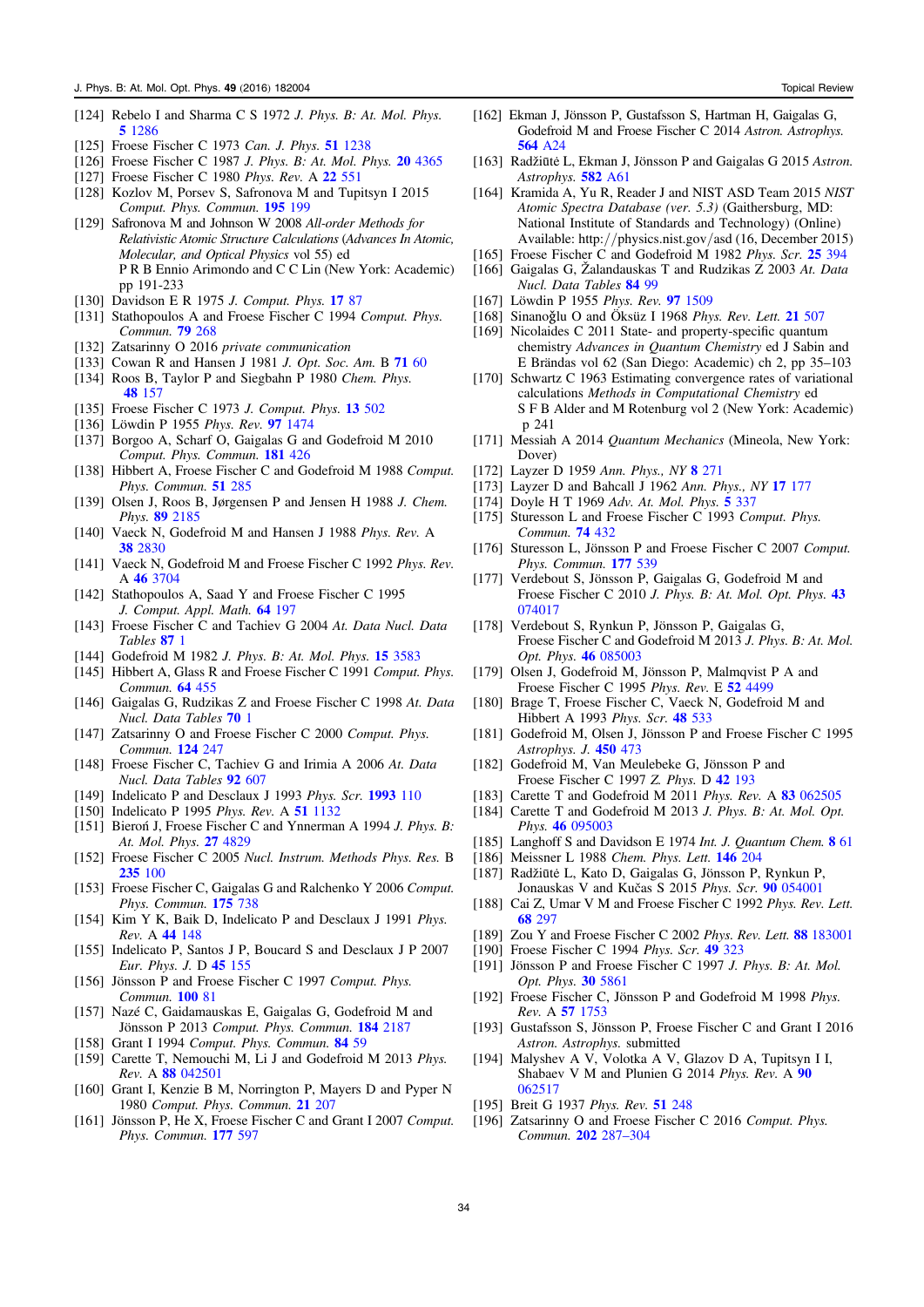[124] Rebelo I and Sharma C S 1972 *J. Phys. B: At. Mol. Phys.* **5** 1286

[125] Froese Fischer C 1973 *Can. J. Phys.* **51** 1238

[126] Froese Fischer C 1987 *J. Phys. B: At. Mol. Phys.* **20** 4365

[127] Froese Fischer C 1980 *Phys. Rev.* A **22** 551

[128] Kozlov M, Porsev S, Safronova M and Tupitsyn I 2015 *Comput. Phys. Commun.* **195** 199

[129] Safronova M and Johnson W 2008 *All-order Methods for Relativistic Atomic Structure Calculations* (*Advances In Atomic, Molecular, and Optical Physics* vol 55) ed P R B Ennio Arimondo and C C Lin (New York: Academic) pp 191-233

[130] Davidson E R 1975 *J. Comput. Phys.* **17** 87

[131] Stathopoulos A and Froese Fischer C 1994 *Comput. Phys. Commun.* **79** 268

[132] Zatsarinny O 2016 *private communication*

[133] Cowan R and Hansen J 1981 *J. Opt. Soc. Am.* B **71** 60

[134] Roos B, Taylor P and Siegbahn P 1980 *Chem. Phys.* **48** 157

[135] Froese Fischer C 1973 *J. Comput. Phys.* **13** 502

[136] Löwdin P 1955 *Phys. Rev.* **97** 1474

[137] Borgoo A, Scharf O, Gaigalas G and Godefroid M 2010 *Comput. Phys. Commun.* **181** 426

[138] Hibbert A, Froese Fischer C and Godefroid M 1988 *Comput. Phys. Commun.* **51** 285

[139] Olsen J, Roos B, Jørgensen P and Jensen H 1988 *J. Chem. Phys.* **89** 2185

[140] Vaeck N, Godefroid M and Hansen J 1988 *Phys. Rev.* A **38** 2830

[141] Vaeck N, Godefroid M and Froese Fischer C 1992 *Phys. Rev.* A **46** 3704

[142] Stathopoulos A, Saad Y and Froese Fischer C 1995 *J. Comput. Appl. Math.* **64** 197

[143] Froese Fischer C and Tachiev G 2004 *At. Data Nucl. Data Tables* **87** 1

[144] Godefroid M 1982 *J. Phys. B: At. Mol. Phys.* **15** 3583

[145] Hibbert A, Glass R and Froese Fischer C 1991 *Comput. Phys. Commun.* **64** 455

[146] Gaigalas G, Rudzikas Z and Froese Fischer C 1998 *At. Data Nucl. Data Tables* **70** 1

[147] Zatsarinny O and Froese Fischer C 2000 *Comput. Phys. Commun.* **124** 247

[148] Froese Fischer C, Tachiev G and Irimia A 2006 *At. Data Nucl. Data Tables* **92** 607

[149] Indelicato P and Desclaux J 1993 *Phys. Scr.* **1993** 110

[150] Indelicato P 1995 *Phys. Rev.* A **51** 1132

[151] Bieroń J, Froese Fischer C and Ynnerman A 1994 *J. Phys. B: At. Mol. Phys.* **27** 4829

[152] Froese Fischer C 2005 *Nucl. Instrum. Methods Phys. Res.* B **235** 100

[153] Froese Fischer C, Gaigalas G and Ralchenko Y 2006 *Comput. Phys. Commun.* **175** 738

[154] Kim Y K, Baik D, Indelicato P and Desclaux J 1991 *Phys. Rev.* A **44** 148

[155] Indelicato P, Santos J P, Boucard S and Desclaux J P 2007 *Eur. Phys. J.* D **45** 155

[156] Jönsson P and Froese Fischer C 1997 *Comput. Phys. Commun.* **100** 81

[157] Nazé C, Gaidamauskas E, Gaigalas G, Godefroid M and Jönsson P 2013 *Comput. Phys. Commun.* **184** 2187

[158] Grant I 1994 *Comput. Phys. Commun.* **84** 59

[159] Carette T, Nemouchi M, Li J and Godefroid M 2013 *Phys. Rev.* A **88** 042501

[160] Grant I, Kenzie B M, Norrington P, Mayers D and Pyper N 1980 *Comput. Phys. Commun.* **21** 207

[161] Jönsson P, He X, Froese Fischer C and Grant I 2007 *Comput. Phys. Commun.* **177** 597

[162] Ekman J, Jönsson P, Gustafsson S, Hartman H, Gaigalas G, Godefroid M and Froese Fischer C 2014 *Astron. Astrophys.* **564** A24

[163] Radžiūtė L, Ekman J, Jönsson P and Gaigalas G 2015 *Astron. Astrophys.* **582** A61

[164] Kramida A, Yu R, Reader J and NIST ASD Team 2015 *NIST Atomic Spectra Database (ver. 5.3)* (Gaithersburg, MD: National Institute of Standards and Technology) (Online) Available: http://physics.nist.gov/asd (16, December 2015)

[165] Froese Fischer C and Godefroid M 1982 *Phys. Scr.* **25** 394

[166] Gaigalas G, Žalandauskas T and Rudzikas Z 2003 *At. Data Nucl. Data Tables* **84** 99

[167] Löwdin P 1955 *Phys. Rev.* **97** 1509

[168] Sinanoğlu O and Öksüz I 1968 *Phys. Rev. Lett.* **21** 507

[169] Nicolaides C 2011 State- and property-specific quantum chemistry *Advances in Quantum Chemistry* ed J Sabin and E Brändas vol 62 (San Diego: Academic) ch 2, pp 35–103

[170] Schwartz C 1963 Estimating convergence rates of variational calculations *Methods in Computational Chemistry* ed S F B Alder and M Rotenburg vol 2 (New York: Academic) p 241

[171] Messiah A 2014 *Quantum Mechanics* (Mineola, New York: Dover)

[172] Layzer D 1959 *Ann. Phys., NY* **8** 271

[173] Layzer D and Bahcall J 1962 *Ann. Phys., NY* **17** 177

[174] Doyle H T 1969 *Adv. At. Mol. Phys.* **5** 337

[175] Sturesson L and Froese Fischer C 1993 *Comput. Phys. Commun.* **74** 432

[176] Sturesson L, Jönsson P and Froese Fischer C 2007 *Comput. Phys. Commun.* **177** 539

[177] Verdebout S, Jönsson P, Gaigalas G, Godefroid M and Froese Fischer C 2010 *J. Phys. B: At. Mol. Opt. Phys.* **43** 074017

[178] Verdebout S, Rynkun P, Jönsson P, Gaigalas G, Froese Fischer C and Godefroid M 2013 *J. Phys. B: At. Mol. Opt. Phys.* **46** 085003

[179] Olsen J, Godefroid M, Jönsson P, Malmqvist P A and Froese Fischer C 1995 *Phys. Rev.* E **52** 4499

[180] Brage T, Froese Fischer C, Vaeck N, Godefroid M and Hibbert A 1993 *Phys. Scr.* **48** 533

[181] Godefroid M, Olsen J, Jönsson P and Froese Fischer C 1995 *Astrophys. J.* **450** 473

[182] Godefroid M, Van Meulebeke G, Jönsson P and Froese Fischer C 1997 *Z. Phys.* D **42** 193

[183] Carette T and Godefroid M 2011 *Phys. Rev.* A **83** 062505

[184] Carette T and Godefroid M 2013 *J. Phys. B: At. Mol. Opt. Phys.* **46** 095003

[185] Langhoff S and Davidson E 1974 *Int. J. Quantum Chem.* **8** 61

[186] Meissner L 1988 *Chem. Phys. Lett.* **146** 204

[187] Radžiūtė L, Kato D, Gaigalas G, Jönsson P, Rynkun P, Jonauskas V and Kučas S 2015 *Phys. Scr.* **90** 054001

[188] Cai Z, Umar V M and Froese Fischer C 1992 *Phys. Rev. Lett.* **68** 297

[189] Zou Y and Froese Fischer C 2002 *Phys. Rev. Lett.* **88** 183001

[190] Froese Fischer C 1994 *Phys. Scr.* **49** 323

[191] Jönsson P and Froese Fischer C 1997 *J. Phys. B: At. Mol. Opt. Phys.* **30** 5861

[192] Froese Fischer C, Jönsson P and Godefroid M 1998 *Phys. Rev.* A **57** 1753

[193] Gustafsson S, Jönsson P, Froese Fischer C and Grant I 2016 *Astron. Astrophys.* submitted

[194] Malyshev A V, Volotka A V, Glazov D A, Tupitsyn I I, Shabaev V M and Plunien G 2014 *Phys. Rev.* A **90** 062517

[195] Breit G 1937 *Phys. Rev.* **51** 248

[196] Zatsarinny O and Froese Fischer C 2016 *Comput. Phys. Commun.* **202** 287–304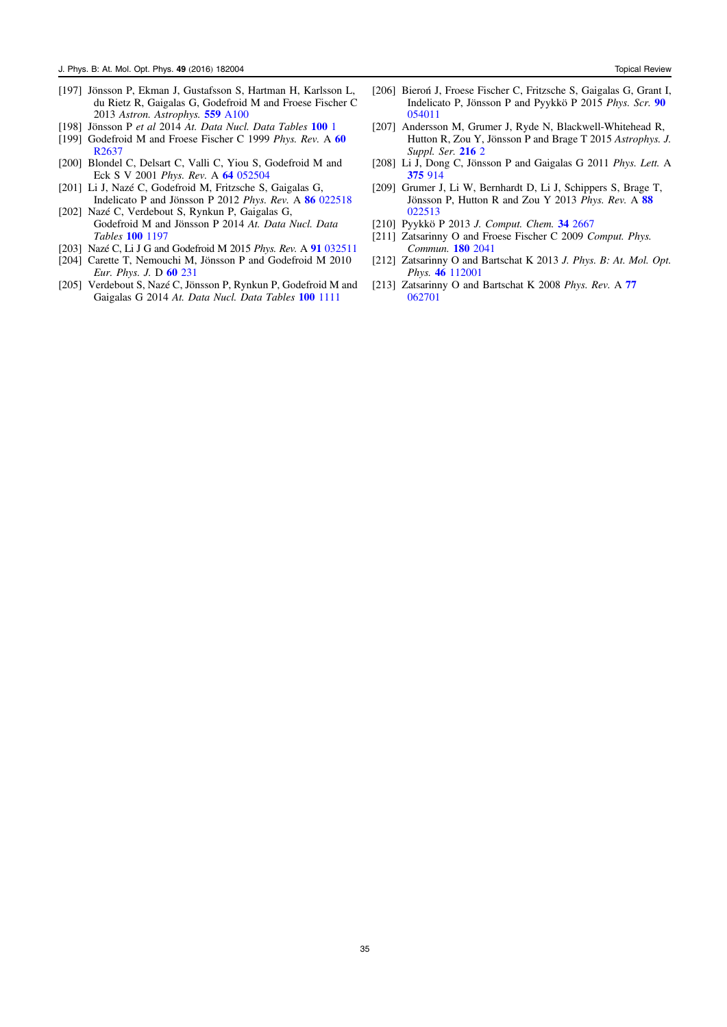[197] Jönsson P, Ekman J, Gustafsson S, Hartman H, Karlsson L, du Rietz R, Gaigalas G, Godefroid M and Froese Fischer C 2013 *Astron. Astrophys.* **559** A100

[198] Jönsson P *et al* 2014 *At. Data Nucl. Data Tables* **100** 1

[199] Godefroid M and Froese Fischer C 1999 *Phys. Rev.* A **60** R2637

[200] Blondel C, Delsart C, Valli C, Yiou S, Godefroid M and Eck S V 2001 *Phys. Rev.* A **64** 052504

[201] Li J, Nazé C, Godefroid M, Fritzsche S, Gaigalas G, Indelicato P and Jönsson P 2012 *Phys. Rev.* A **86** 022518

[202] Nazé C, Verdebout S, Rynkun P, Gaigalas G, Godefroid M and Jönsson P 2014 *At. Data Nucl. Data Tables* **100** 1197

[203] Nazé C, Li J G and Godefroid M 2015 *Phys. Rev.* A **91** 032511

[204] Carette T, Nemouchi M, Jönsson P and Godefroid M 2010 *Eur. Phys. J.* D **60** 231

[205] Verdebout S, Nazé C, Jönsson P, Rynkun P, Godefroid M and Gaigalas G 2014 *At. Data Nucl. Data Tables* **100** 1111

[206] Bieroń J, Froese Fischer C, Fritzsche S, Gaigalas G, Grant I, Indelicato P, Jönsson P and Pyykkö P 2015 *Phys. Scr.* **90** 054011

[207] Andersson M, Grumer J, Ryde N, Blackwell-Whitehead R, Hutton R, Zou Y, Jönsson P and Brage T 2015 *Astrophys. J. Suppl. Ser.* **216** 2

[208] Li J, Dong C, Jönsson P and Gaigalas G 2011 *Phys. Lett.* A **375** 914

[209] Grumer J, Li W, Bernhardt D, Li J, Schippers S, Brage T, Jönsson P, Hutton R and Zou Y 2013 *Phys. Rev.* A **88** 022513

[210] Pyykkö P 2013 *J. Comput. Chem.* **34** 2667

[211] Zatsarinny O and Froese Fischer C 2009 *Comput. Phys. Commun.* **180** 2041

[212] Zatsarinny O and Bartschat K 2013 *J. Phys. B: At. Mol. Opt. Phys.* **46** 112001

[213] Zatsarinny O and Bartschat K 2008 *Phys. Rev.* A **77** 062701